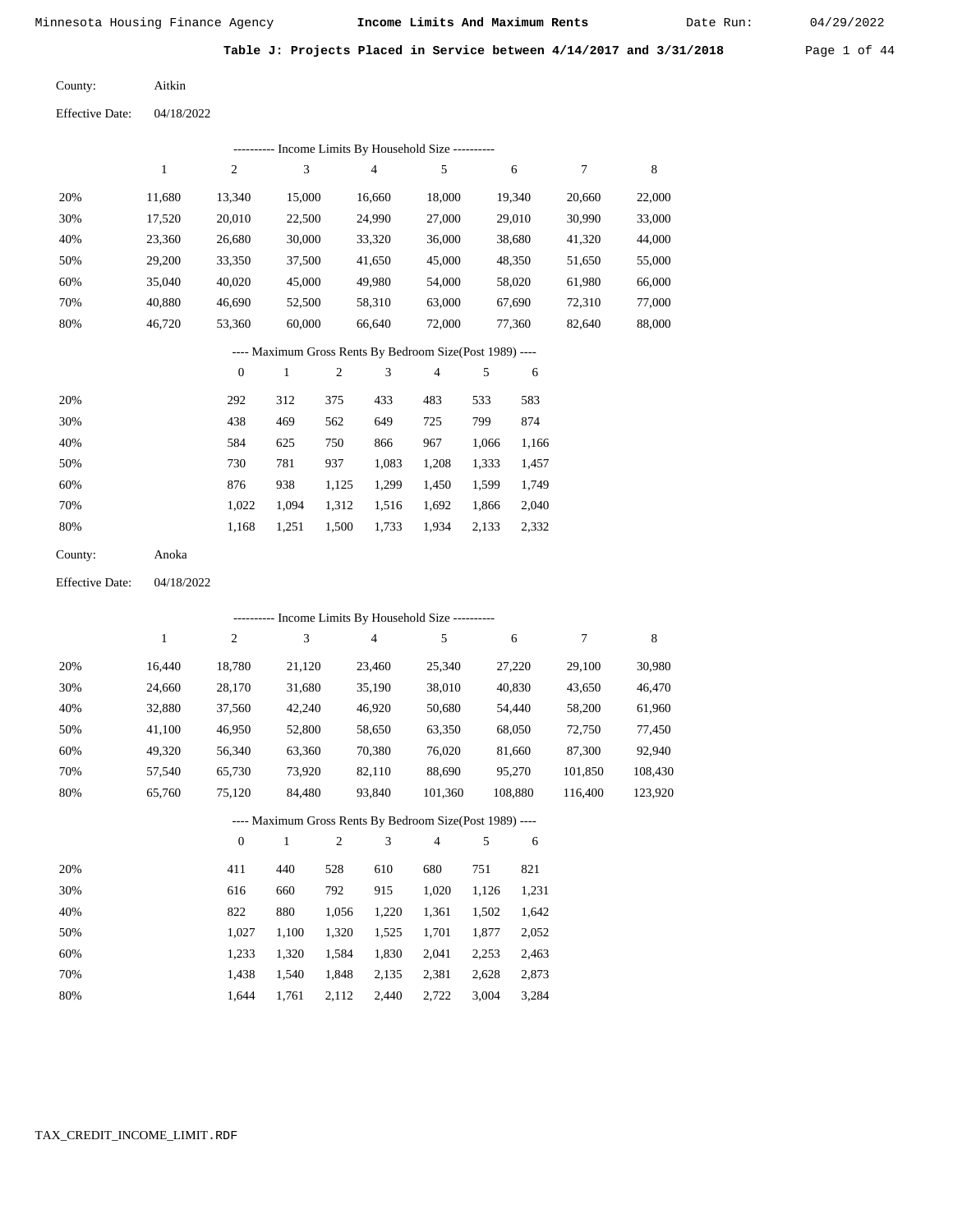Minnesota Housing Finance Agency **Income Limits And Maximum Rents** Date Run: 04/29/2022

**Table J: Projects Placed in Service between 4/14/2017 and 3/31/2018**

County: Aitkin

Effective Date: 04/18/2022

---------- Income Limits By Household Size ----------

| | 1 | 2 | 3 | 4 | 5 | 6 | 7 | 8 |
|---|---|---|---|---|---|---|---|---|
| 20% | 11,680 | 13,340 | 15,000 | 16,660 | 18,000 | 19,340 | 20,660 | 22,000 |
| 30% | 17,520 | 20,010 | 22,500 | 24,990 | 27,000 | 29,010 | 30,990 | 33,000 |
| 40% | 23,360 | 26,680 | 30,000 | 33,320 | 36,000 | 38,680 | 41,320 | 44,000 |
| 50% | 29,200 | 33,350 | 37,500 | 41,650 | 45,000 | 48,350 | 51,650 | 55,000 |
| 60% | 35,040 | 40,020 | 45,000 | 49,980 | 54,000 | 58,020 | 61,980 | 66,000 |
| 70% | 40,880 | 46,690 | 52,500 | 58,310 | 63,000 | 67,690 | 72,310 | 77,000 |
| 80% | 46,720 | 53,360 | 60,000 | 66,640 | 72,000 | 77,360 | 82,640 | 88,000 |

---- Maximum Gross Rents By Bedroom Size(Post 1989) ----

| | 0 | 1 | 2 | 3 | 4 | 5 | 6 |
|---|---|---|---|---|---|---|---|
| 20% | 292 | 312 | 375 | 433 | 483 | 533 | 583 |
| 30% | 438 | 469 | 562 | 649 | 725 | 799 | 874 |
| 40% | 584 | 625 | 750 | 866 | 967 | 1,066 | 1,166 |
| 50% | 730 | 781 | 937 | 1,083 | 1,208 | 1,333 | 1,457 |
| 60% | 876 | 938 | 1,125 | 1,299 | 1,450 | 1,599 | 1,749 |
| 70% | 1,022 | 1,094 | 1,312 | 1,516 | 1,692 | 1,866 | 2,040 |
| 80% | 1,168 | 1,251 | 1,500 | 1,733 | 1,934 | 2,133 | 2,332 |

County: Anoka

Effective Date: 04/18/2022

---------- Income Limits By Household Size ----------

| | 1 | 2 | 3 | 4 | 5 | 6 | 7 | 8 |
|---|---|---|---|---|---|---|---|---|
| 20% | 16,440 | 18,780 | 21,120 | 23,460 | 25,340 | 27,220 | 29,100 | 30,980 |
| 30% | 24,660 | 28,170 | 31,680 | 35,190 | 38,010 | 40,830 | 43,650 | 46,470 |
| 40% | 32,880 | 37,560 | 42,240 | 46,920 | 50,680 | 54,440 | 58,200 | 61,960 |
| 50% | 41,100 | 46,950 | 52,800 | 58,650 | 63,350 | 68,050 | 72,750 | 77,450 |
| 60% | 49,320 | 56,340 | 63,360 | 70,380 | 76,020 | 81,660 | 87,300 | 92,940 |
| 70% | 57,540 | 65,730 | 73,920 | 82,110 | 88,690 | 95,270 | 101,850 | 108,430 |
| 80% | 65,760 | 75,120 | 84,480 | 93,840 | 101,360 | 108,880 | 116,400 | 123,920 |

---- Maximum Gross Rents By Bedroom Size(Post 1989) ----

| | 0 | 1 | 2 | 3 | 4 | 5 | 6 |
|---|---|---|---|---|---|---|---|
| 20% | 411 | 440 | 528 | 610 | 680 | 751 | 821 |
| 30% | 616 | 660 | 792 | 915 | 1,020 | 1,126 | 1,231 |
| 40% | 822 | 880 | 1,056 | 1,220 | 1,361 | 1,502 | 1,642 |
| 50% | 1,027 | 1,100 | 1,320 | 1,525 | 1,701 | 1,877 | 2,052 |
| 60% | 1,233 | 1,320 | 1,584 | 1,830 | 2,041 | 2,253 | 2,463 |
| 70% | 1,438 | 1,540 | 1,848 | 2,135 | 2,381 | 2,628 | 2,873 |
| 80% | 1,644 | 1,761 | 2,112 | 2,440 | 2,722 | 3,004 | 3,284 |

TAX_CREDIT_INCOME_LIMIT.RDF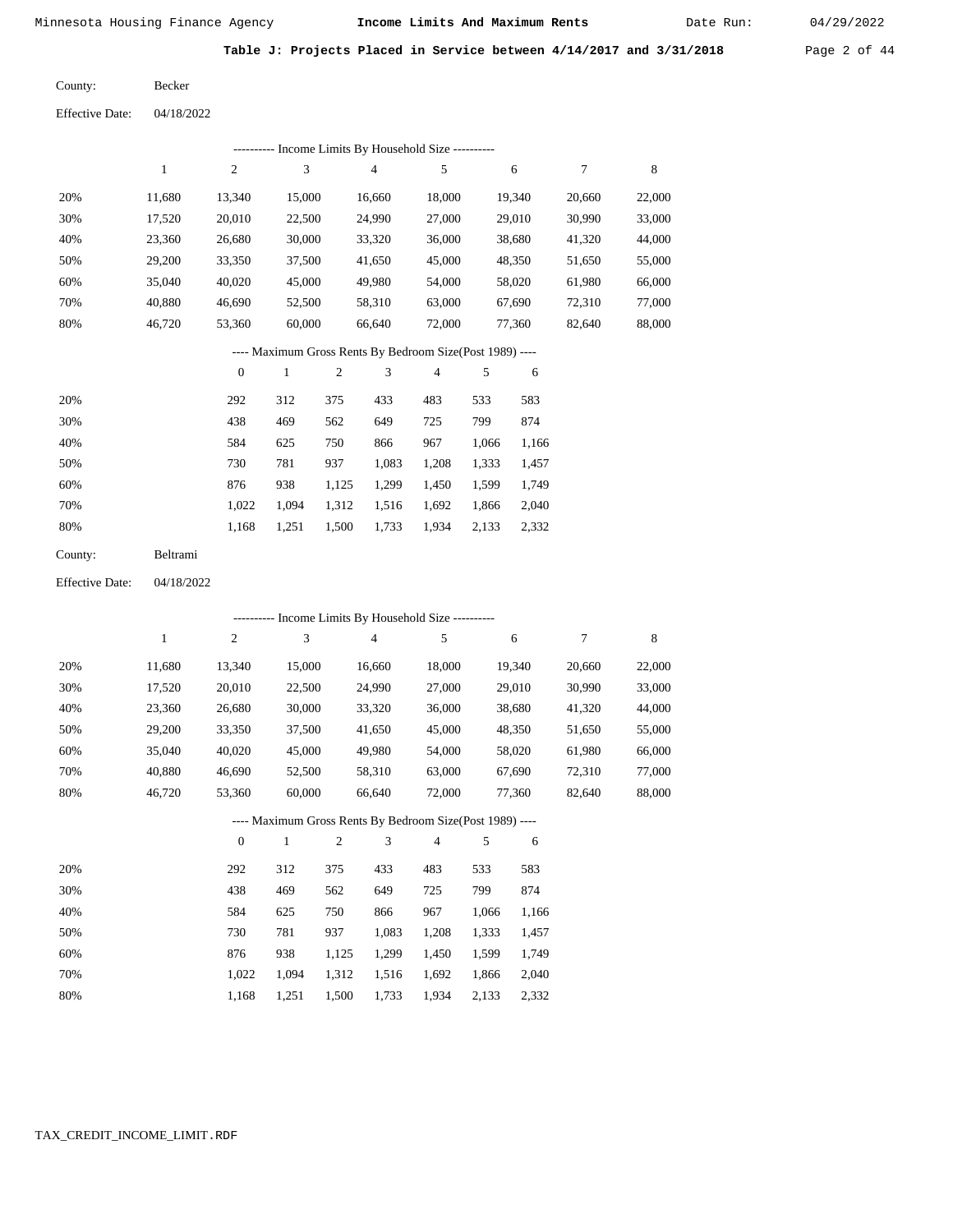**Table J: Projects Placed in Service between 4/14/2017 and 3/31/2018**

County: Becker

Effective Date: 04/18/2022

---------- Income Limits By Household Size ----------

| | 1 | 2 | 3 | 4 | 5 | 6 | 7 | 8 |
|---|---|---|---|---|---|---|---|---|
| 20% | 11,680 | 13,340 | 15,000 | 16,660 | 18,000 | 19,340 | 20,660 | 22,000 |
| 30% | 17,520 | 20,010 | 22,500 | 24,990 | 27,000 | 29,010 | 30,990 | 33,000 |
| 40% | 23,360 | 26,680 | 30,000 | 33,320 | 36,000 | 38,680 | 41,320 | 44,000 |
| 50% | 29,200 | 33,350 | 37,500 | 41,650 | 45,000 | 48,350 | 51,650 | 55,000 |
| 60% | 35,040 | 40,020 | 45,000 | 49,980 | 54,000 | 58,020 | 61,980 | 66,000 |
| 70% | 40,880 | 46,690 | 52,500 | 58,310 | 63,000 | 67,690 | 72,310 | 77,000 |
| 80% | 46,720 | 53,360 | 60,000 | 66,640 | 72,000 | 77,360 | 82,640 | 88,000 |

---- Maximum Gross Rents By Bedroom Size(Post 1989) ----

| | 0 | 1 | 2 | 3 | 4 | 5 | 6 |
|---|---|---|---|---|---|---|---|
| 20% | 292 | 312 | 375 | 433 | 483 | 533 | 583 |
| 30% | 438 | 469 | 562 | 649 | 725 | 799 | 874 |
| 40% | 584 | 625 | 750 | 866 | 967 | 1,066 | 1,166 |
| 50% | 730 | 781 | 937 | 1,083 | 1,208 | 1,333 | 1,457 |
| 60% | 876 | 938 | 1,125 | 1,299 | 1,450 | 1,599 | 1,749 |
| 70% | 1,022 | 1,094 | 1,312 | 1,516 | 1,692 | 1,866 | 2,040 |
| 80% | 1,168 | 1,251 | 1,500 | 1,733 | 1,934 | 2,133 | 2,332 |

County: Beltrami

Effective Date: 04/18/2022

---------- Income Limits By Household Size ----------

| | 1 | 2 | 3 | 4 | 5 | 6 | 7 | 8 |
|---|---|---|---|---|---|---|---|---|
| 20% | 11,680 | 13,340 | 15,000 | 16,660 | 18,000 | 19,340 | 20,660 | 22,000 |
| 30% | 17,520 | 20,010 | 22,500 | 24,990 | 27,000 | 29,010 | 30,990 | 33,000 |
| 40% | 23,360 | 26,680 | 30,000 | 33,320 | 36,000 | 38,680 | 41,320 | 44,000 |
| 50% | 29,200 | 33,350 | 37,500 | 41,650 | 45,000 | 48,350 | 51,650 | 55,000 |
| 60% | 35,040 | 40,020 | 45,000 | 49,980 | 54,000 | 58,020 | 61,980 | 66,000 |
| 70% | 40,880 | 46,690 | 52,500 | 58,310 | 63,000 | 67,690 | 72,310 | 77,000 |
| 80% | 46,720 | 53,360 | 60,000 | 66,640 | 72,000 | 77,360 | 82,640 | 88,000 |

---- Maximum Gross Rents By Bedroom Size(Post 1989) ----

| | 0 | 1 | 2 | 3 | 4 | 5 | 6 |
|---|---|---|---|---|---|---|---|
| 20% | 292 | 312 | 375 | 433 | 483 | 533 | 583 |
| 30% | 438 | 469 | 562 | 649 | 725 | 799 | 874 |
| 40% | 584 | 625 | 750 | 866 | 967 | 1,066 | 1,166 |
| 50% | 730 | 781 | 937 | 1,083 | 1,208 | 1,333 | 1,457 |
| 60% | 876 | 938 | 1,125 | 1,299 | 1,450 | 1,599 | 1,749 |
| 70% | 1,022 | 1,094 | 1,312 | 1,516 | 1,692 | 1,866 | 2,040 |
| 80% | 1,168 | 1,251 | 1,500 | 1,733 | 1,934 | 2,133 | 2,332 |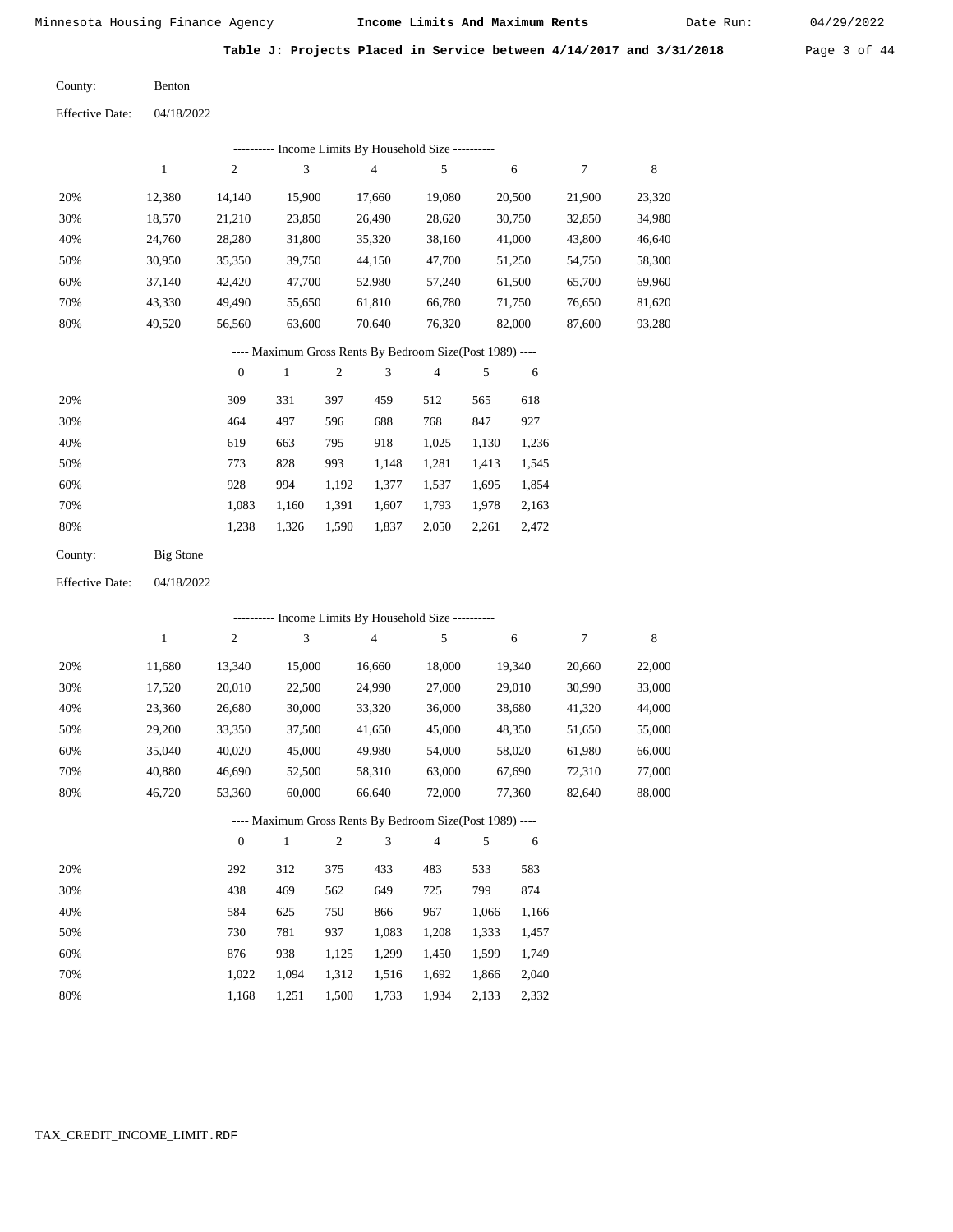**Table J: Projects Placed in Service between 4/14/2017 and 3/31/2018**

County: Benton

Effective Date: 04/18/2022

---------- Income Limits By Household Size ----------

| | 1 | 2 | 3 | 4 | 5 | 6 | 7 | 8 |
|---|---|---|---|---|---|---|---|---|
| 20% | 12,380 | 14,140 | 15,900 | 17,660 | 19,080 | 20,500 | 21,900 | 23,320 |
| 30% | 18,570 | 21,210 | 23,850 | 26,490 | 28,620 | 30,750 | 32,850 | 34,980 |
| 40% | 24,760 | 28,280 | 31,800 | 35,320 | 38,160 | 41,000 | 43,800 | 46,640 |
| 50% | 30,950 | 35,350 | 39,750 | 44,150 | 47,700 | 51,250 | 54,750 | 58,300 |
| 60% | 37,140 | 42,420 | 47,700 | 52,980 | 57,240 | 61,500 | 65,700 | 69,960 |
| 70% | 43,330 | 49,490 | 55,650 | 61,810 | 66,780 | 71,750 | 76,650 | 81,620 |
| 80% | 49,520 | 56,560 | 63,600 | 70,640 | 76,320 | 82,000 | 87,600 | 93,280 |

---- Maximum Gross Rents By Bedroom Size(Post 1989) ----

| | 0 | 1 | 2 | 3 | 4 | 5 | 6 |
|---|---|---|---|---|---|---|---|
| 20% | 309 | 331 | 397 | 459 | 512 | 565 | 618 |
| 30% | 464 | 497 | 596 | 688 | 768 | 847 | 927 |
| 40% | 619 | 663 | 795 | 918 | 1,025 | 1,130 | 1,236 |
| 50% | 773 | 828 | 993 | 1,148 | 1,281 | 1,413 | 1,545 |
| 60% | 928 | 994 | 1,192 | 1,377 | 1,537 | 1,695 | 1,854 |
| 70% | 1,083 | 1,160 | 1,391 | 1,607 | 1,793 | 1,978 | 2,163 |
| 80% | 1,238 | 1,326 | 1,590 | 1,837 | 2,050 | 2,261 | 2,472 |

County: Big Stone

Effective Date: 04/18/2022

---------- Income Limits By Household Size ----------

| | 1 | 2 | 3 | 4 | 5 | 6 | 7 | 8 |
|---|---|---|---|---|---|---|---|---|
| 20% | 11,680 | 13,340 | 15,000 | 16,660 | 18,000 | 19,340 | 20,660 | 22,000 |
| 30% | 17,520 | 20,010 | 22,500 | 24,990 | 27,000 | 29,010 | 30,990 | 33,000 |
| 40% | 23,360 | 26,680 | 30,000 | 33,320 | 36,000 | 38,680 | 41,320 | 44,000 |
| 50% | 29,200 | 33,350 | 37,500 | 41,650 | 45,000 | 48,350 | 51,650 | 55,000 |
| 60% | 35,040 | 40,020 | 45,000 | 49,980 | 54,000 | 58,020 | 61,980 | 66,000 |
| 70% | 40,880 | 46,690 | 52,500 | 58,310 | 63,000 | 67,690 | 72,310 | 77,000 |
| 80% | 46,720 | 53,360 | 60,000 | 66,640 | 72,000 | 77,360 | 82,640 | 88,000 |

---- Maximum Gross Rents By Bedroom Size(Post 1989) ----

| | 0 | 1 | 2 | 3 | 4 | 5 | 6 |
|---|---|---|---|---|---|---|---|
| 20% | 292 | 312 | 375 | 433 | 483 | 533 | 583 |
| 30% | 438 | 469 | 562 | 649 | 725 | 799 | 874 |
| 40% | 584 | 625 | 750 | 866 | 967 | 1,066 | 1,166 |
| 50% | 730 | 781 | 937 | 1,083 | 1,208 | 1,333 | 1,457 |
| 60% | 876 | 938 | 1,125 | 1,299 | 1,450 | 1,599 | 1,749 |
| 70% | 1,022 | 1,094 | 1,312 | 1,516 | 1,692 | 1,866 | 2,040 |
| 80% | 1,168 | 1,251 | 1,500 | 1,733 | 1,934 | 2,133 | 2,332 |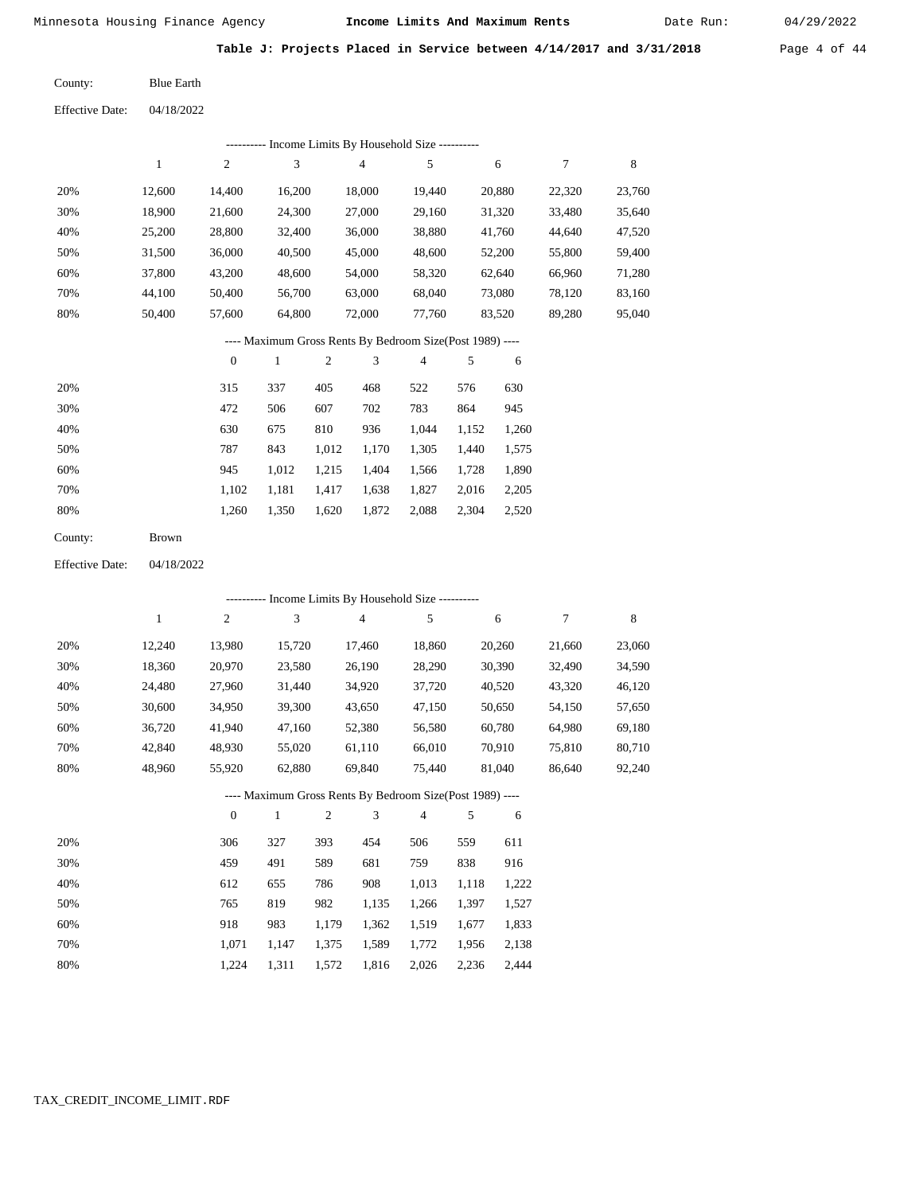Table J: Projects Placed in Service between 4/14/2017 and 3/31/2018

County: Blue Earth

Effective Date: 04/18/2022

---------- Income Limits By Household Size ----------

| | 1 | 2 | 3 | 4 | 5 | 6 | 7 | 8 |
|---|---|---|---|---|---|---|---|---|
| 20% | 12,600 | 14,400 | 16,200 | 18,000 | 19,440 | 20,880 | 22,320 | 23,760 |
| 30% | 18,900 | 21,600 | 24,300 | 27,000 | 29,160 | 31,320 | 33,480 | 35,640 |
| 40% | 25,200 | 28,800 | 32,400 | 36,000 | 38,880 | 41,760 | 44,640 | 47,520 |
| 50% | 31,500 | 36,000 | 40,500 | 45,000 | 48,600 | 52,200 | 55,800 | 59,400 |
| 60% | 37,800 | 43,200 | 48,600 | 54,000 | 58,320 | 62,640 | 66,960 | 71,280 |
| 70% | 44,100 | 50,400 | 56,700 | 63,000 | 68,040 | 73,080 | 78,120 | 83,160 |
| 80% | 50,400 | 57,600 | 64,800 | 72,000 | 77,760 | 83,520 | 89,280 | 95,040 |

---- Maximum Gross Rents By Bedroom Size(Post 1989) ----

| | 0 | 1 | 2 | 3 | 4 | 5 | 6 |
|---|---|---|---|---|---|---|---|
| 20% | 315 | 337 | 405 | 468 | 522 | 576 | 630 |
| 30% | 472 | 506 | 607 | 702 | 783 | 864 | 945 |
| 40% | 630 | 675 | 810 | 936 | 1,044 | 1,152 | 1,260 |
| 50% | 787 | 843 | 1,012 | 1,170 | 1,305 | 1,440 | 1,575 |
| 60% | 945 | 1,012 | 1,215 | 1,404 | 1,566 | 1,728 | 1,890 |
| 70% | 1,102 | 1,181 | 1,417 | 1,638 | 1,827 | 2,016 | 2,205 |
| 80% | 1,260 | 1,350 | 1,620 | 1,872 | 2,088 | 2,304 | 2,520 |

County: Brown

Effective Date: 04/18/2022

---------- Income Limits By Household Size ----------

| | 1 | 2 | 3 | 4 | 5 | 6 | 7 | 8 |
|---|---|---|---|---|---|---|---|---|
| 20% | 12,240 | 13,980 | 15,720 | 17,460 | 18,860 | 20,260 | 21,660 | 23,060 |
| 30% | 18,360 | 20,970 | 23,580 | 26,190 | 28,290 | 30,390 | 32,490 | 34,590 |
| 40% | 24,480 | 27,960 | 31,440 | 34,920 | 37,720 | 40,520 | 43,320 | 46,120 |
| 50% | 30,600 | 34,950 | 39,300 | 43,650 | 47,150 | 50,650 | 54,150 | 57,650 |
| 60% | 36,720 | 41,940 | 47,160 | 52,380 | 56,580 | 60,780 | 64,980 | 69,180 |
| 70% | 42,840 | 48,930 | 55,020 | 61,110 | 66,010 | 70,910 | 75,810 | 80,710 |
| 80% | 48,960 | 55,920 | 62,880 | 69,840 | 75,440 | 81,040 | 86,640 | 92,240 |

---- Maximum Gross Rents By Bedroom Size(Post 1989) ----

| | 0 | 1 | 2 | 3 | 4 | 5 | 6 |
|---|---|---|---|---|---|---|---|
| 20% | 306 | 327 | 393 | 454 | 506 | 559 | 611 |
| 30% | 459 | 491 | 589 | 681 | 759 | 838 | 916 |
| 40% | 612 | 655 | 786 | 908 | 1,013 | 1,118 | 1,222 |
| 50% | 765 | 819 | 982 | 1,135 | 1,266 | 1,397 | 1,527 |
| 60% | 918 | 983 | 1,179 | 1,362 | 1,519 | 1,677 | 1,833 |
| 70% | 1,071 | 1,147 | 1,375 | 1,589 | 1,772 | 1,956 | 2,138 |
| 80% | 1,224 | 1,311 | 1,572 | 1,816 | 2,026 | 2,236 | 2,444 |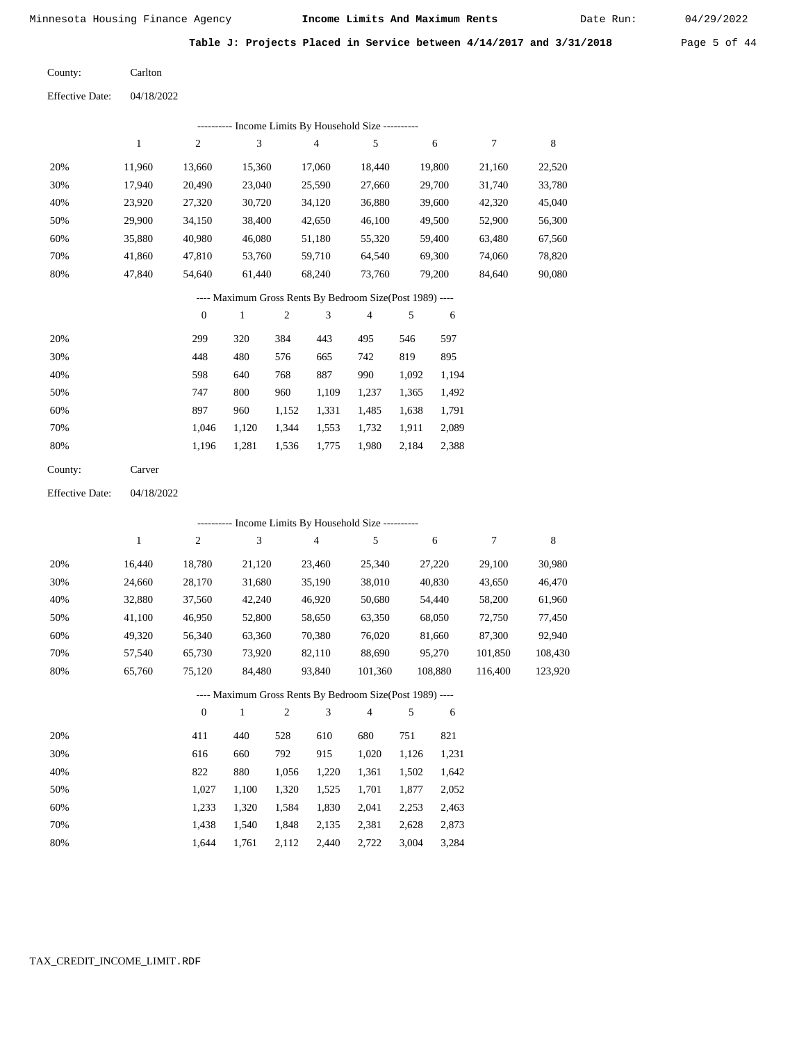**Table J: Projects Placed in Service between 4/14/2017 and 3/31/2018**

County: Carlton

Effective Date: 04/18/2022

---------- Income Limits By Household Size ----------

| | 1 | 2 | 3 | 4 | 5 | 6 | 7 | 8 |
|---|---|---|---|---|---|---|---|---|
| 20% | 11,960 | 13,660 | 15,360 | 17,060 | 18,440 | 19,800 | 21,160 | 22,520 |
| 30% | 17,940 | 20,490 | 23,040 | 25,590 | 27,660 | 29,700 | 31,740 | 33,780 |
| 40% | 23,920 | 27,320 | 30,720 | 34,120 | 36,880 | 39,600 | 42,320 | 45,040 |
| 50% | 29,900 | 34,150 | 38,400 | 42,650 | 46,100 | 49,500 | 52,900 | 56,300 |
| 60% | 35,880 | 40,980 | 46,080 | 51,180 | 55,320 | 59,400 | 63,480 | 67,560 |
| 70% | 41,860 | 47,810 | 53,760 | 59,710 | 64,540 | 69,300 | 74,060 | 78,820 |
| 80% | 47,840 | 54,640 | 61,440 | 68,240 | 73,760 | 79,200 | 84,640 | 90,080 |

---- Maximum Gross Rents By Bedroom Size(Post 1989) ----

| | 0 | 1 | 2 | 3 | 4 | 5 | 6 |
|---|---|---|---|---|---|---|---|
| 20% | 299 | 320 | 384 | 443 | 495 | 546 | 597 |
| 30% | 448 | 480 | 576 | 665 | 742 | 819 | 895 |
| 40% | 598 | 640 | 768 | 887 | 990 | 1,092 | 1,194 |
| 50% | 747 | 800 | 960 | 1,109 | 1,237 | 1,365 | 1,492 |
| 60% | 897 | 960 | 1,152 | 1,331 | 1,485 | 1,638 | 1,791 |
| 70% | 1,046 | 1,120 | 1,344 | 1,553 | 1,732 | 1,911 | 2,089 |
| 80% | 1,196 | 1,281 | 1,536 | 1,775 | 1,980 | 2,184 | 2,388 |

County: Carver

Effective Date: 04/18/2022

---------- Income Limits By Household Size ----------

| | 1 | 2 | 3 | 4 | 5 | 6 | 7 | 8 |
|---|---|---|---|---|---|---|---|---|
| 20% | 16,440 | 18,780 | 21,120 | 23,460 | 25,340 | 27,220 | 29,100 | 30,980 |
| 30% | 24,660 | 28,170 | 31,680 | 35,190 | 38,010 | 40,830 | 43,650 | 46,470 |
| 40% | 32,880 | 37,560 | 42,240 | 46,920 | 50,680 | 54,440 | 58,200 | 61,960 |
| 50% | 41,100 | 46,950 | 52,800 | 58,650 | 63,350 | 68,050 | 72,750 | 77,450 |
| 60% | 49,320 | 56,340 | 63,360 | 70,380 | 76,020 | 81,660 | 87,300 | 92,940 |
| 70% | 57,540 | 65,730 | 73,920 | 82,110 | 88,690 | 95,270 | 101,850 | 108,430 |
| 80% | 65,760 | 75,120 | 84,480 | 93,840 | 101,360 | 108,880 | 116,400 | 123,920 |

---- Maximum Gross Rents By Bedroom Size(Post 1989) ----

| | 0 | 1 | 2 | 3 | 4 | 5 | 6 |
|---|---|---|---|---|---|---|---|
| 20% | 411 | 440 | 528 | 610 | 680 | 751 | 821 |
| 30% | 616 | 660 | 792 | 915 | 1,020 | 1,126 | 1,231 |
| 40% | 822 | 880 | 1,056 | 1,220 | 1,361 | 1,502 | 1,642 |
| 50% | 1,027 | 1,100 | 1,320 | 1,525 | 1,701 | 1,877 | 2,052 |
| 60% | 1,233 | 1,320 | 1,584 | 1,830 | 2,041 | 2,253 | 2,463 |
| 70% | 1,438 | 1,540 | 1,848 | 2,135 | 2,381 | 2,628 | 2,873 |
| 80% | 1,644 | 1,761 | 2,112 | 2,440 | 2,722 | 3,004 | 3,284 |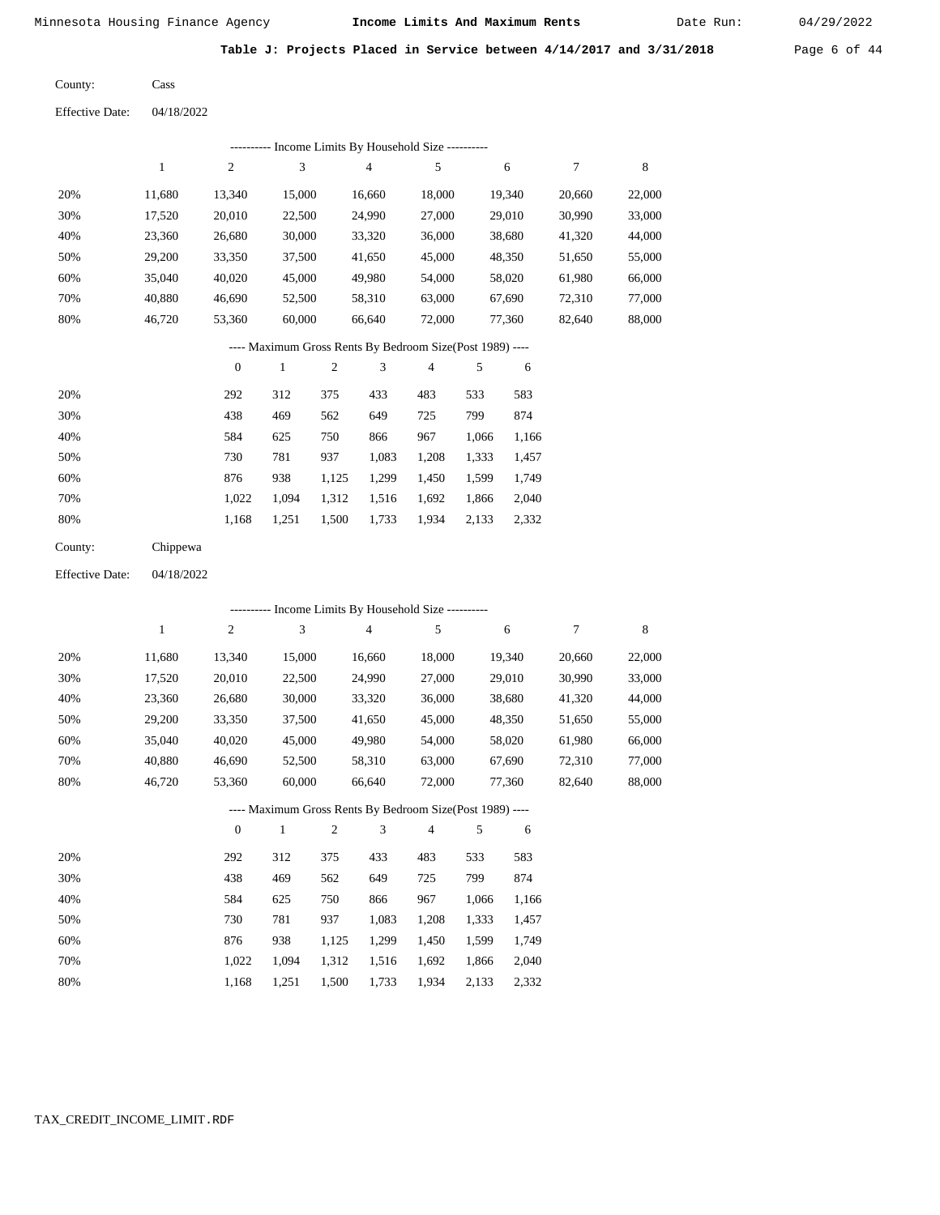## Table J: Projects Placed in Service between 4/14/2017 and 3/31/2018

County: Cass

Effective Date: 04/18/2022

---------- Income Limits By Household Size ----------

| | 1 | 2 | 3 | 4 | 5 | 6 | 7 | 8 |
|---|---|---|---|---|---|---|---|---|
| 20% | 11,680 | 13,340 | 15,000 | 16,660 | 18,000 | 19,340 | 20,660 | 22,000 |
| 30% | 17,520 | 20,010 | 22,500 | 24,990 | 27,000 | 29,010 | 30,990 | 33,000 |
| 40% | 23,360 | 26,680 | 30,000 | 33,320 | 36,000 | 38,680 | 41,320 | 44,000 |
| 50% | 29,200 | 33,350 | 37,500 | 41,650 | 45,000 | 48,350 | 51,650 | 55,000 |
| 60% | 35,040 | 40,020 | 45,000 | 49,980 | 54,000 | 58,020 | 61,980 | 66,000 |
| 70% | 40,880 | 46,690 | 52,500 | 58,310 | 63,000 | 67,690 | 72,310 | 77,000 |
| 80% | 46,720 | 53,360 | 60,000 | 66,640 | 72,000 | 77,360 | 82,640 | 88,000 |

---- Maximum Gross Rents By Bedroom Size(Post 1989) ----

| | 0 | 1 | 2 | 3 | 4 | 5 | 6 |
|---|---|---|---|---|---|---|---|
| 20% | 292 | 312 | 375 | 433 | 483 | 533 | 583 |
| 30% | 438 | 469 | 562 | 649 | 725 | 799 | 874 |
| 40% | 584 | 625 | 750 | 866 | 967 | 1,066 | 1,166 |
| 50% | 730 | 781 | 937 | 1,083 | 1,208 | 1,333 | 1,457 |
| 60% | 876 | 938 | 1,125 | 1,299 | 1,450 | 1,599 | 1,749 |
| 70% | 1,022 | 1,094 | 1,312 | 1,516 | 1,692 | 1,866 | 2,040 |
| 80% | 1,168 | 1,251 | 1,500 | 1,733 | 1,934 | 2,133 | 2,332 |

County: Chippewa

Effective Date: 04/18/2022

---------- Income Limits By Household Size ----------

| | 1 | 2 | 3 | 4 | 5 | 6 | 7 | 8 |
|---|---|---|---|---|---|---|---|---|
| 20% | 11,680 | 13,340 | 15,000 | 16,660 | 18,000 | 19,340 | 20,660 | 22,000 |
| 30% | 17,520 | 20,010 | 22,500 | 24,990 | 27,000 | 29,010 | 30,990 | 33,000 |
| 40% | 23,360 | 26,680 | 30,000 | 33,320 | 36,000 | 38,680 | 41,320 | 44,000 |
| 50% | 29,200 | 33,350 | 37,500 | 41,650 | 45,000 | 48,350 | 51,650 | 55,000 |
| 60% | 35,040 | 40,020 | 45,000 | 49,980 | 54,000 | 58,020 | 61,980 | 66,000 |
| 70% | 40,880 | 46,690 | 52,500 | 58,310 | 63,000 | 67,690 | 72,310 | 77,000 |
| 80% | 46,720 | 53,360 | 60,000 | 66,640 | 72,000 | 77,360 | 82,640 | 88,000 |

---- Maximum Gross Rents By Bedroom Size(Post 1989) ----

| | 0 | 1 | 2 | 3 | 4 | 5 | 6 |
|---|---|---|---|---|---|---|---|
| 20% | 292 | 312 | 375 | 433 | 483 | 533 | 583 |
| 30% | 438 | 469 | 562 | 649 | 725 | 799 | 874 |
| 40% | 584 | 625 | 750 | 866 | 967 | 1,066 | 1,166 |
| 50% | 730 | 781 | 937 | 1,083 | 1,208 | 1,333 | 1,457 |
| 60% | 876 | 938 | 1,125 | 1,299 | 1,450 | 1,599 | 1,749 |
| 70% | 1,022 | 1,094 | 1,312 | 1,516 | 1,692 | 1,866 | 2,040 |
| 80% | 1,168 | 1,251 | 1,500 | 1,733 | 1,934 | 2,133 | 2,332 |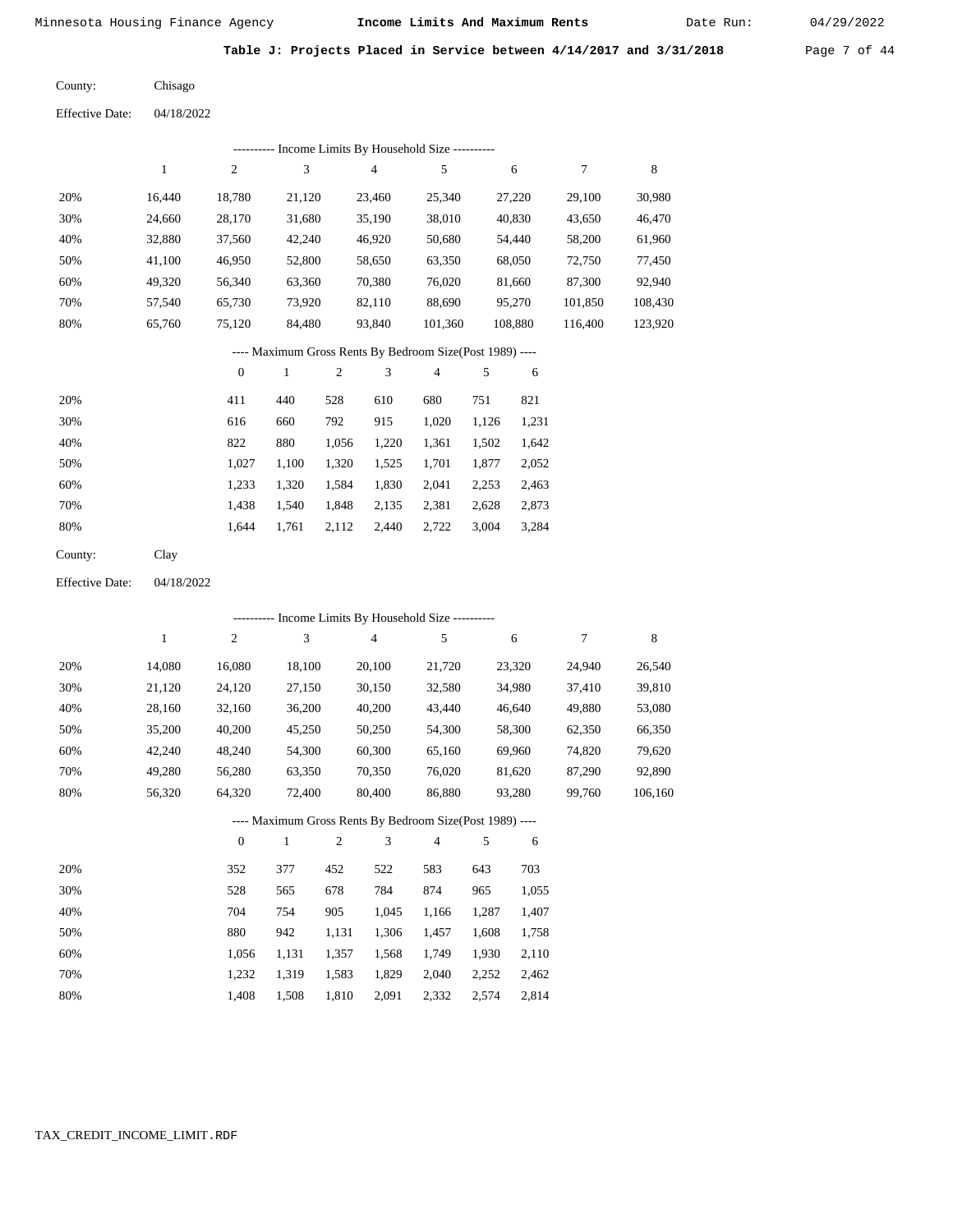Minnesota Housing Finance Agency **Income Limits And Maximum Rents** Date Run: 04/29/2022

**Table J: Projects Placed in Service between 4/14/2017 and 3/31/2018**

County: Chisago

Effective Date: 04/18/2022

---------- Income Limits By Household Size ----------

| | 1 | 2 | 3 | 4 | 5 | 6 | 7 | 8 |
|---|---|---|---|---|---|---|---|---|
| 20% | 16,440 | 18,780 | 21,120 | 23,460 | 25,340 | 27,220 | 29,100 | 30,980 |
| 30% | 24,660 | 28,170 | 31,680 | 35,190 | 38,010 | 40,830 | 43,650 | 46,470 |
| 40% | 32,880 | 37,560 | 42,240 | 46,920 | 50,680 | 54,440 | 58,200 | 61,960 |
| 50% | 41,100 | 46,950 | 52,800 | 58,650 | 63,350 | 68,050 | 72,750 | 77,450 |
| 60% | 49,320 | 56,340 | 63,360 | 70,380 | 76,020 | 81,660 | 87,300 | 92,940 |
| 70% | 57,540 | 65,730 | 73,920 | 82,110 | 88,690 | 95,270 | 101,850 | 108,430 |
| 80% | 65,760 | 75,120 | 84,480 | 93,840 | 101,360 | 108,880 | 116,400 | 123,920 |

---- Maximum Gross Rents By Bedroom Size(Post 1989) ----

| | 0 | 1 | 2 | 3 | 4 | 5 | 6 |
|---|---|---|---|---|---|---|---|
| 20% | 411 | 440 | 528 | 610 | 680 | 751 | 821 |
| 30% | 616 | 660 | 792 | 915 | 1,020 | 1,126 | 1,231 |
| 40% | 822 | 880 | 1,056 | 1,220 | 1,361 | 1,502 | 1,642 |
| 50% | 1,027 | 1,100 | 1,320 | 1,525 | 1,701 | 1,877 | 2,052 |
| 60% | 1,233 | 1,320 | 1,584 | 1,830 | 2,041 | 2,253 | 2,463 |
| 70% | 1,438 | 1,540 | 1,848 | 2,135 | 2,381 | 2,628 | 2,873 |
| 80% | 1,644 | 1,761 | 2,112 | 2,440 | 2,722 | 3,004 | 3,284 |

County: Clay

Effective Date: 04/18/2022

---------- Income Limits By Household Size ----------

| | 1 | 2 | 3 | 4 | 5 | 6 | 7 | 8 |
|---|---|---|---|---|---|---|---|---|
| 20% | 14,080 | 16,080 | 18,100 | 20,100 | 21,720 | 23,320 | 24,940 | 26,540 |
| 30% | 21,120 | 24,120 | 27,150 | 30,150 | 32,580 | 34,980 | 37,410 | 39,810 |
| 40% | 28,160 | 32,160 | 36,200 | 40,200 | 43,440 | 46,640 | 49,880 | 53,080 |
| 50% | 35,200 | 40,200 | 45,250 | 50,250 | 54,300 | 58,300 | 62,350 | 66,350 |
| 60% | 42,240 | 48,240 | 54,300 | 60,300 | 65,160 | 69,960 | 74,820 | 79,620 |
| 70% | 49,280 | 56,280 | 63,350 | 70,350 | 76,020 | 81,620 | 87,290 | 92,890 |
| 80% | 56,320 | 64,320 | 72,400 | 80,400 | 86,880 | 93,280 | 99,760 | 106,160 |

---- Maximum Gross Rents By Bedroom Size(Post 1989) ----

| | 0 | 1 | 2 | 3 | 4 | 5 | 6 |
|---|---|---|---|---|---|---|---|
| 20% | 352 | 377 | 452 | 522 | 583 | 643 | 703 |
| 30% | 528 | 565 | 678 | 784 | 874 | 965 | 1,055 |
| 40% | 704 | 754 | 905 | 1,045 | 1,166 | 1,287 | 1,407 |
| 50% | 880 | 942 | 1,131 | 1,306 | 1,457 | 1,608 | 1,758 |
| 60% | 1,056 | 1,131 | 1,357 | 1,568 | 1,749 | 1,930 | 2,110 |
| 70% | 1,232 | 1,319 | 1,583 | 1,829 | 2,040 | 2,252 | 2,462 |
| 80% | 1,408 | 1,508 | 1,810 | 2,091 | 2,332 | 2,574 | 2,814 |

TAX_CREDIT_INCOME_LIMIT.RDF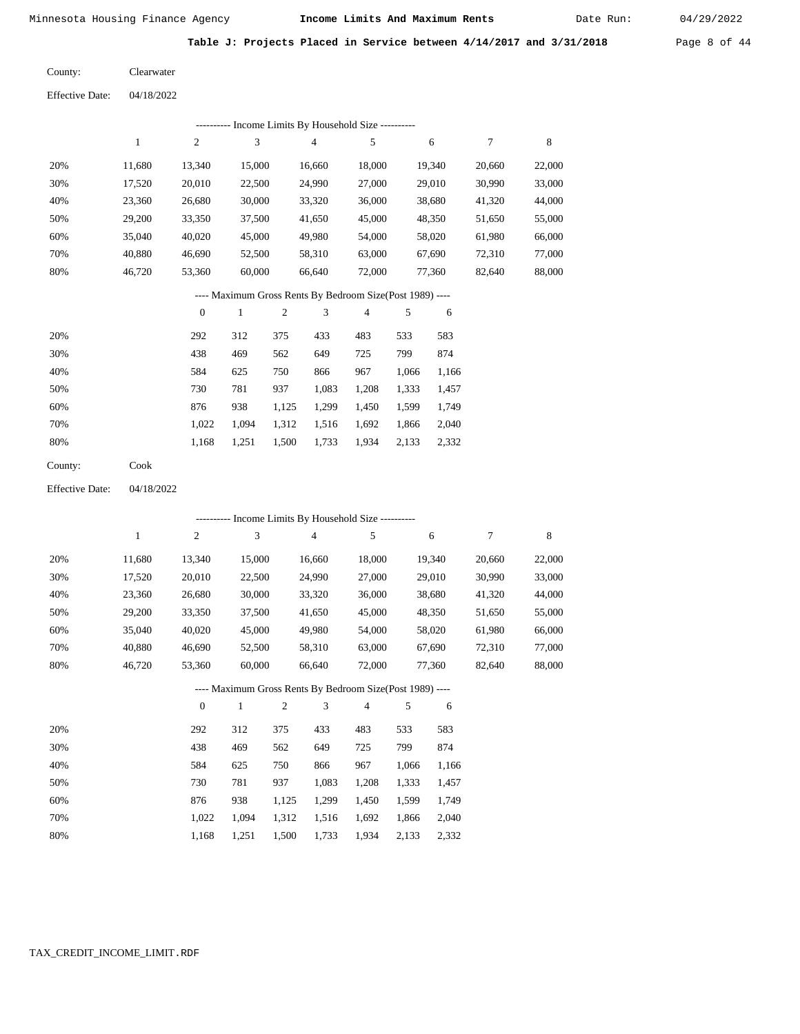Minnesota Housing Finance Agency **Income Limits And Maximum Rents** Date Run: 04/29/2022

**Table J: Projects Placed in Service between 4/14/2017 and 3/31/2018**

County: Clearwater

Effective Date: 04/18/2022

---------- Income Limits By Household Size ----------

| | 1 | 2 | 3 | 4 | 5 | 6 | 7 | 8 |
|---|---|---|---|---|---|---|---|---|
| 20% | 11,680 | 13,340 | 15,000 | 16,660 | 18,000 | 19,340 | 20,660 | 22,000 |
| 30% | 17,520 | 20,010 | 22,500 | 24,990 | 27,000 | 29,010 | 30,990 | 33,000 |
| 40% | 23,360 | 26,680 | 30,000 | 33,320 | 36,000 | 38,680 | 41,320 | 44,000 |
| 50% | 29,200 | 33,350 | 37,500 | 41,650 | 45,000 | 48,350 | 51,650 | 55,000 |
| 60% | 35,040 | 40,020 | 45,000 | 49,980 | 54,000 | 58,020 | 61,980 | 66,000 |
| 70% | 40,880 | 46,690 | 52,500 | 58,310 | 63,000 | 67,690 | 72,310 | 77,000 |
| 80% | 46,720 | 53,360 | 60,000 | 66,640 | 72,000 | 77,360 | 82,640 | 88,000 |

---- Maximum Gross Rents By Bedroom Size(Post 1989) ----

| | 0 | 1 | 2 | 3 | 4 | 5 | 6 |
|---|---|---|---|---|---|---|---|
| 20% | 292 | 312 | 375 | 433 | 483 | 533 | 583 |
| 30% | 438 | 469 | 562 | 649 | 725 | 799 | 874 |
| 40% | 584 | 625 | 750 | 866 | 967 | 1,066 | 1,166 |
| 50% | 730 | 781 | 937 | 1,083 | 1,208 | 1,333 | 1,457 |
| 60% | 876 | 938 | 1,125 | 1,299 | 1,450 | 1,599 | 1,749 |
| 70% | 1,022 | 1,094 | 1,312 | 1,516 | 1,692 | 1,866 | 2,040 |
| 80% | 1,168 | 1,251 | 1,500 | 1,733 | 1,934 | 2,133 | 2,332 |

County: Cook

Effective Date: 04/18/2022

---------- Income Limits By Household Size ----------

| | 1 | 2 | 3 | 4 | 5 | 6 | 7 | 8 |
|---|---|---|---|---|---|---|---|---|
| 20% | 11,680 | 13,340 | 15,000 | 16,660 | 18,000 | 19,340 | 20,660 | 22,000 |
| 30% | 17,520 | 20,010 | 22,500 | 24,990 | 27,000 | 29,010 | 30,990 | 33,000 |
| 40% | 23,360 | 26,680 | 30,000 | 33,320 | 36,000 | 38,680 | 41,320 | 44,000 |
| 50% | 29,200 | 33,350 | 37,500 | 41,650 | 45,000 | 48,350 | 51,650 | 55,000 |
| 60% | 35,040 | 40,020 | 45,000 | 49,980 | 54,000 | 58,020 | 61,980 | 66,000 |
| 70% | 40,880 | 46,690 | 52,500 | 58,310 | 63,000 | 67,690 | 72,310 | 77,000 |
| 80% | 46,720 | 53,360 | 60,000 | 66,640 | 72,000 | 77,360 | 82,640 | 88,000 |

---- Maximum Gross Rents By Bedroom Size(Post 1989) ----

| | 0 | 1 | 2 | 3 | 4 | 5 | 6 |
|---|---|---|---|---|---|---|---|
| 20% | 292 | 312 | 375 | 433 | 483 | 533 | 583 |
| 30% | 438 | 469 | 562 | 649 | 725 | 799 | 874 |
| 40% | 584 | 625 | 750 | 866 | 967 | 1,066 | 1,166 |
| 50% | 730 | 781 | 937 | 1,083 | 1,208 | 1,333 | 1,457 |
| 60% | 876 | 938 | 1,125 | 1,299 | 1,450 | 1,599 | 1,749 |
| 70% | 1,022 | 1,094 | 1,312 | 1,516 | 1,692 | 1,866 | 2,040 |
| 80% | 1,168 | 1,251 | 1,500 | 1,733 | 1,934 | 2,133 | 2,332 |

TAX_CREDIT_INCOME_LIMIT.RDF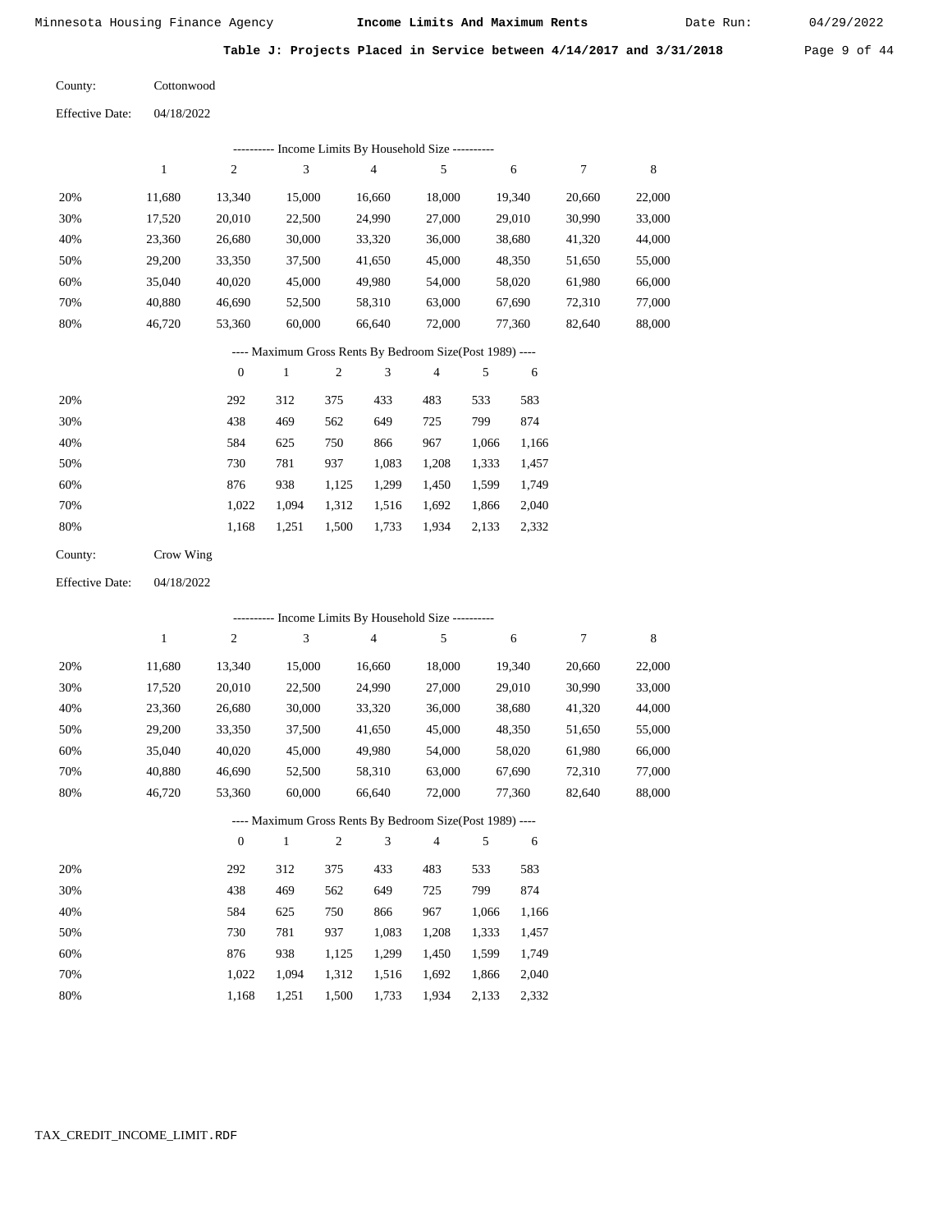**Table J: Projects Placed in Service between 4/14/2017 and 3/31/2018**

County: Cottonwood

Effective Date: 04/18/2022

---------- Income Limits By Household Size ----------

| | 1 | 2 | 3 | 4 | 5 | 6 | 7 | 8 |
|---|---|---|---|---|---|---|---|---|
| 20% | 11,680 | 13,340 | 15,000 | 16,660 | 18,000 | 19,340 | 20,660 | 22,000 |
| 30% | 17,520 | 20,010 | 22,500 | 24,990 | 27,000 | 29,010 | 30,990 | 33,000 |
| 40% | 23,360 | 26,680 | 30,000 | 33,320 | 36,000 | 38,680 | 41,320 | 44,000 |
| 50% | 29,200 | 33,350 | 37,500 | 41,650 | 45,000 | 48,350 | 51,650 | 55,000 |
| 60% | 35,040 | 40,020 | 45,000 | 49,980 | 54,000 | 58,020 | 61,980 | 66,000 |
| 70% | 40,880 | 46,690 | 52,500 | 58,310 | 63,000 | 67,690 | 72,310 | 77,000 |
| 80% | 46,720 | 53,360 | 60,000 | 66,640 | 72,000 | 77,360 | 82,640 | 88,000 |

---- Maximum Gross Rents By Bedroom Size(Post 1989) ----

| | 0 | 1 | 2 | 3 | 4 | 5 | 6 |
|---|---|---|---|---|---|---|---|
| 20% | 292 | 312 | 375 | 433 | 483 | 533 | 583 |
| 30% | 438 | 469 | 562 | 649 | 725 | 799 | 874 |
| 40% | 584 | 625 | 750 | 866 | 967 | 1,066 | 1,166 |
| 50% | 730 | 781 | 937 | 1,083 | 1,208 | 1,333 | 1,457 |
| 60% | 876 | 938 | 1,125 | 1,299 | 1,450 | 1,599 | 1,749 |
| 70% | 1,022 | 1,094 | 1,312 | 1,516 | 1,692 | 1,866 | 2,040 |
| 80% | 1,168 | 1,251 | 1,500 | 1,733 | 1,934 | 2,133 | 2,332 |

County: Crow Wing

Effective Date: 04/18/2022

---------- Income Limits By Household Size ----------

| | 1 | 2 | 3 | 4 | 5 | 6 | 7 | 8 |
|---|---|---|---|---|---|---|---|---|
| 20% | 11,680 | 13,340 | 15,000 | 16,660 | 18,000 | 19,340 | 20,660 | 22,000 |
| 30% | 17,520 | 20,010 | 22,500 | 24,990 | 27,000 | 29,010 | 30,990 | 33,000 |
| 40% | 23,360 | 26,680 | 30,000 | 33,320 | 36,000 | 38,680 | 41,320 | 44,000 |
| 50% | 29,200 | 33,350 | 37,500 | 41,650 | 45,000 | 48,350 | 51,650 | 55,000 |
| 60% | 35,040 | 40,020 | 45,000 | 49,980 | 54,000 | 58,020 | 61,980 | 66,000 |
| 70% | 40,880 | 46,690 | 52,500 | 58,310 | 63,000 | 67,690 | 72,310 | 77,000 |
| 80% | 46,720 | 53,360 | 60,000 | 66,640 | 72,000 | 77,360 | 82,640 | 88,000 |

---- Maximum Gross Rents By Bedroom Size(Post 1989) ----

| | 0 | 1 | 2 | 3 | 4 | 5 | 6 |
|---|---|---|---|---|---|---|---|
| 20% | 292 | 312 | 375 | 433 | 483 | 533 | 583 |
| 30% | 438 | 469 | 562 | 649 | 725 | 799 | 874 |
| 40% | 584 | 625 | 750 | 866 | 967 | 1,066 | 1,166 |
| 50% | 730 | 781 | 937 | 1,083 | 1,208 | 1,333 | 1,457 |
| 60% | 876 | 938 | 1,125 | 1,299 | 1,450 | 1,599 | 1,749 |
| 70% | 1,022 | 1,094 | 1,312 | 1,516 | 1,692 | 1,866 | 2,040 |
| 80% | 1,168 | 1,251 | 1,500 | 1,733 | 1,934 | 2,133 | 2,332 |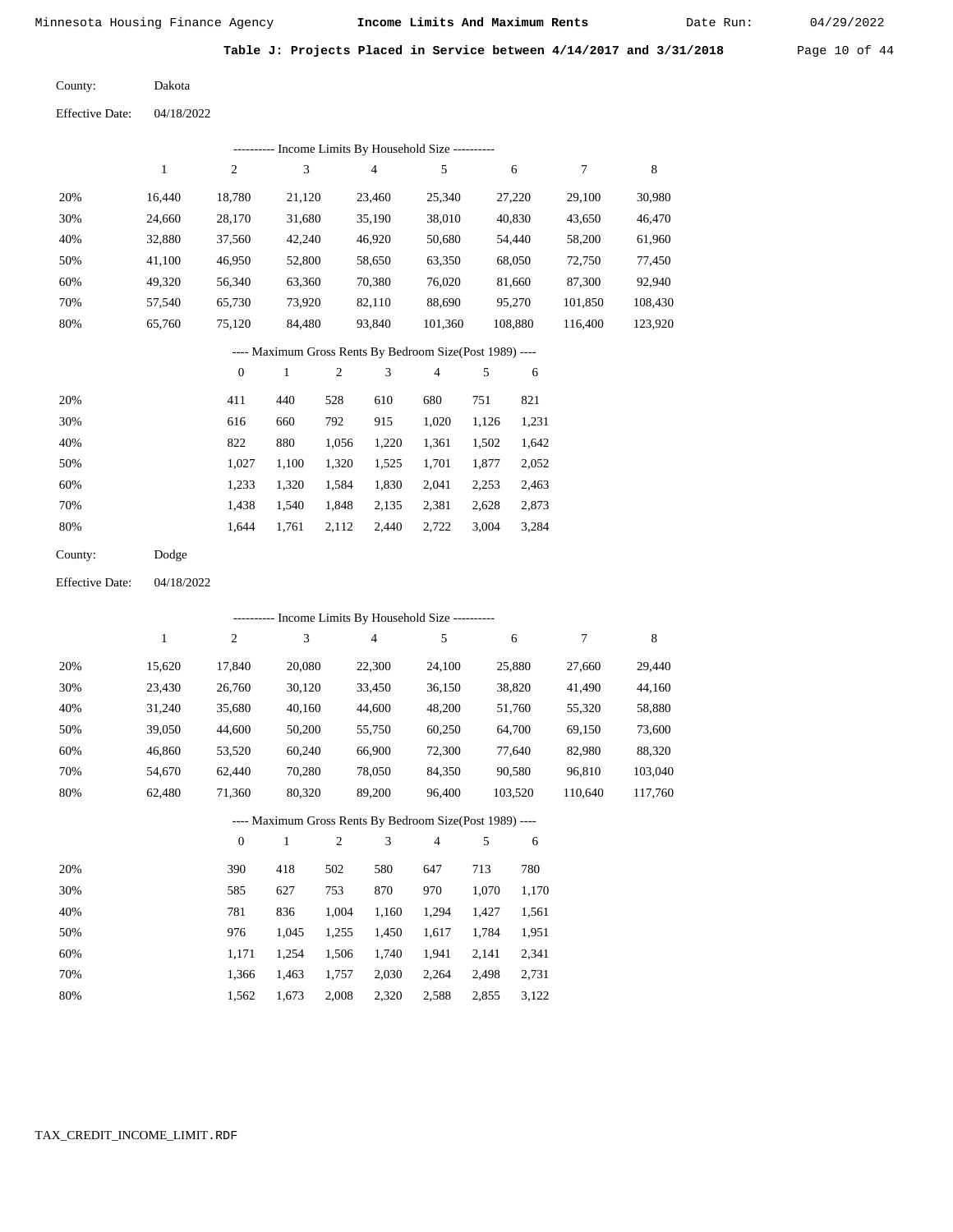Minnesota Housing Finance Agency **Income Limits And Maximum Rents** Date Run: 04/29/2022

## Table J: Projects Placed in Service between 4/14/2017 and 3/31/2018

County: Dakota

Effective Date: 04/18/2022

---------- Income Limits By Household Size ----------

| | 1 | 2 | 3 | 4 | 5 | 6 | 7 | 8 |
|---|---|---|---|---|---|---|---|---|
| 20% | 16,440 | 18,780 | 21,120 | 23,460 | 25,340 | 27,220 | 29,100 | 30,980 |
| 30% | 24,660 | 28,170 | 31,680 | 35,190 | 38,010 | 40,830 | 43,650 | 46,470 |
| 40% | 32,880 | 37,560 | 42,240 | 46,920 | 50,680 | 54,440 | 58,200 | 61,960 |
| 50% | 41,100 | 46,950 | 52,800 | 58,650 | 63,350 | 68,050 | 72,750 | 77,450 |
| 60% | 49,320 | 56,340 | 63,360 | 70,380 | 76,020 | 81,660 | 87,300 | 92,940 |
| 70% | 57,540 | 65,730 | 73,920 | 82,110 | 88,690 | 95,270 | 101,850 | 108,430 |
| 80% | 65,760 | 75,120 | 84,480 | 93,840 | 101,360 | 108,880 | 116,400 | 123,920 |

---- Maximum Gross Rents By Bedroom Size(Post 1989) ----

| | 0 | 1 | 2 | 3 | 4 | 5 | 6 |
|---|---|---|---|---|---|---|---|
| 20% | 411 | 440 | 528 | 610 | 680 | 751 | 821 |
| 30% | 616 | 660 | 792 | 915 | 1,020 | 1,126 | 1,231 |
| 40% | 822 | 880 | 1,056 | 1,220 | 1,361 | 1,502 | 1,642 |
| 50% | 1,027 | 1,100 | 1,320 | 1,525 | 1,701 | 1,877 | 2,052 |
| 60% | 1,233 | 1,320 | 1,584 | 1,830 | 2,041 | 2,253 | 2,463 |
| 70% | 1,438 | 1,540 | 1,848 | 2,135 | 2,381 | 2,628 | 2,873 |
| 80% | 1,644 | 1,761 | 2,112 | 2,440 | 2,722 | 3,004 | 3,284 |

County: Dodge

Effective Date: 04/18/2022

---------- Income Limits By Household Size ----------

| | 1 | 2 | 3 | 4 | 5 | 6 | 7 | 8 |
|---|---|---|---|---|---|---|---|---|
| 20% | 15,620 | 17,840 | 20,080 | 22,300 | 24,100 | 25,880 | 27,660 | 29,440 |
| 30% | 23,430 | 26,760 | 30,120 | 33,450 | 36,150 | 38,820 | 41,490 | 44,160 |
| 40% | 31,240 | 35,680 | 40,160 | 44,600 | 48,200 | 51,760 | 55,320 | 58,880 |
| 50% | 39,050 | 44,600 | 50,200 | 55,750 | 60,250 | 64,700 | 69,150 | 73,600 |
| 60% | 46,860 | 53,520 | 60,240 | 66,900 | 72,300 | 77,640 | 82,980 | 88,320 |
| 70% | 54,670 | 62,440 | 70,280 | 78,050 | 84,350 | 90,580 | 96,810 | 103,040 |
| 80% | 62,480 | 71,360 | 80,320 | 89,200 | 96,400 | 103,520 | 110,640 | 117,760 |

---- Maximum Gross Rents By Bedroom Size(Post 1989) ----

| | 0 | 1 | 2 | 3 | 4 | 5 | 6 |
|---|---|---|---|---|---|---|---|
| 20% | 390 | 418 | 502 | 580 | 647 | 713 | 780 |
| 30% | 585 | 627 | 753 | 870 | 970 | 1,070 | 1,170 |
| 40% | 781 | 836 | 1,004 | 1,160 | 1,294 | 1,427 | 1,561 |
| 50% | 976 | 1,045 | 1,255 | 1,450 | 1,617 | 1,784 | 1,951 |
| 60% | 1,171 | 1,254 | 1,506 | 1,740 | 1,941 | 2,141 | 2,341 |
| 70% | 1,366 | 1,463 | 1,757 | 2,030 | 2,264 | 2,498 | 2,731 |
| 80% | 1,562 | 1,673 | 2,008 | 2,320 | 2,588 | 2,855 | 3,122 |

TAX_CREDIT_INCOME_LIMIT.RDF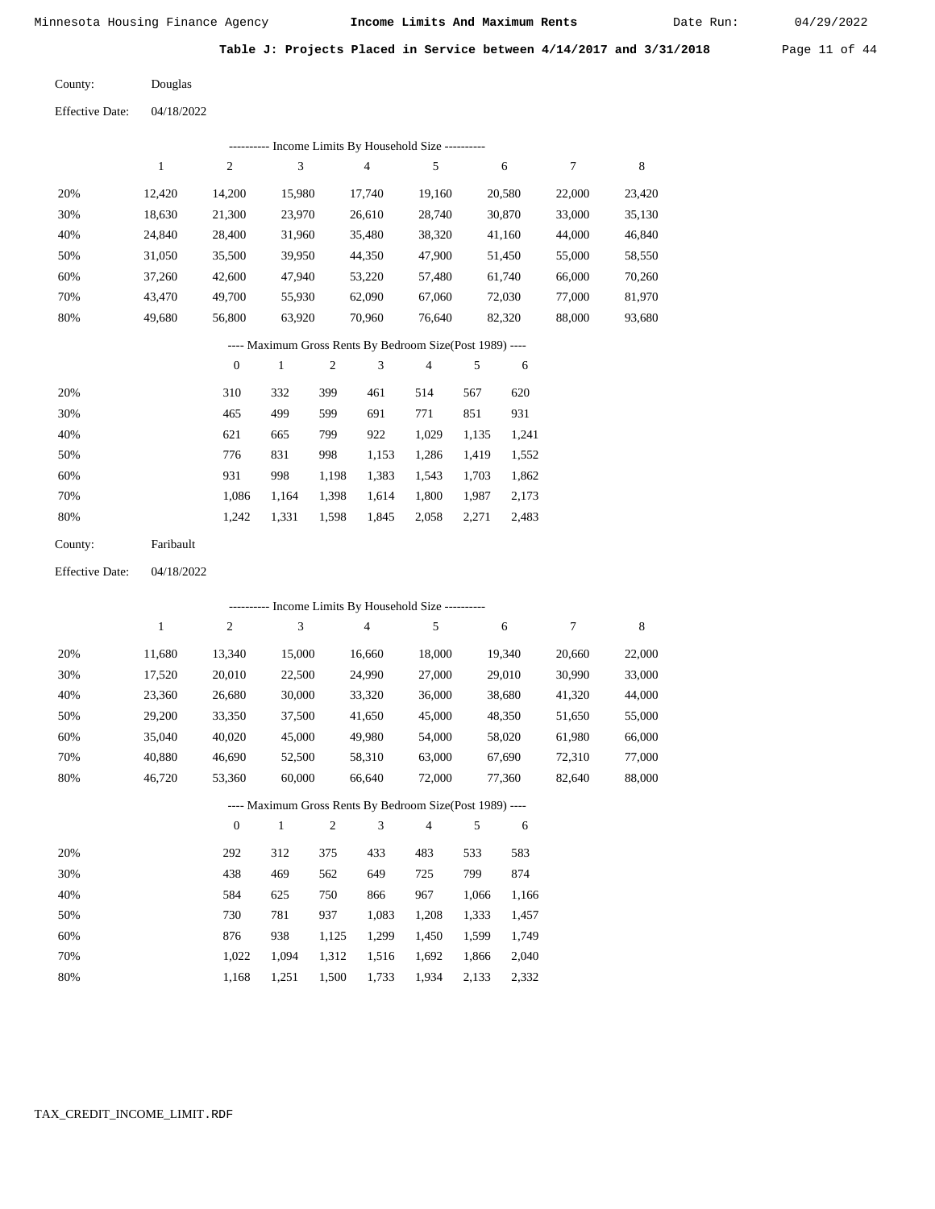Minnesota Housing Finance Agency **Income Limits And Maximum Rents** Date Run: 04/29/2022

**Table J: Projects Placed in Service between 4/14/2017 and 3/31/2018**

County: Douglas

Effective Date: 04/18/2022

---------- Income Limits By Household Size ----------

| | 1 | 2 | 3 | 4 | 5 | 6 | 7 | 8 |
|---|---|---|---|---|---|---|---|---|
| 20% | 12,420 | 14,200 | 15,980 | 17,740 | 19,160 | 20,580 | 22,000 | 23,420 |
| 30% | 18,630 | 21,300 | 23,970 | 26,610 | 28,740 | 30,870 | 33,000 | 35,130 |
| 40% | 24,840 | 28,400 | 31,960 | 35,480 | 38,320 | 41,160 | 44,000 | 46,840 |
| 50% | 31,050 | 35,500 | 39,950 | 44,350 | 47,900 | 51,450 | 55,000 | 58,550 |
| 60% | 37,260 | 42,600 | 47,940 | 53,220 | 57,480 | 61,740 | 66,000 | 70,260 |
| 70% | 43,470 | 49,700 | 55,930 | 62,090 | 67,060 | 72,030 | 77,000 | 81,970 |
| 80% | 49,680 | 56,800 | 63,920 | 70,960 | 76,640 | 82,320 | 88,000 | 93,680 |

---- Maximum Gross Rents By Bedroom Size(Post 1989) ----

| | 0 | 1 | 2 | 3 | 4 | 5 | 6 |
|---|---|---|---|---|---|---|---|
| 20% | 310 | 332 | 399 | 461 | 514 | 567 | 620 |
| 30% | 465 | 499 | 599 | 691 | 771 | 851 | 931 |
| 40% | 621 | 665 | 799 | 922 | 1,029 | 1,135 | 1,241 |
| 50% | 776 | 831 | 998 | 1,153 | 1,286 | 1,419 | 1,552 |
| 60% | 931 | 998 | 1,198 | 1,383 | 1,543 | 1,703 | 1,862 |
| 70% | 1,086 | 1,164 | 1,398 | 1,614 | 1,800 | 1,987 | 2,173 |
| 80% | 1,242 | 1,331 | 1,598 | 1,845 | 2,058 | 2,271 | 2,483 |

County: Faribault

Effective Date: 04/18/2022

---------- Income Limits By Household Size ----------

| | 1 | 2 | 3 | 4 | 5 | 6 | 7 | 8 |
|---|---|---|---|---|---|---|---|---|
| 20% | 11,680 | 13,340 | 15,000 | 16,660 | 18,000 | 19,340 | 20,660 | 22,000 |
| 30% | 17,520 | 20,010 | 22,500 | 24,990 | 27,000 | 29,010 | 30,990 | 33,000 |
| 40% | 23,360 | 26,680 | 30,000 | 33,320 | 36,000 | 38,680 | 41,320 | 44,000 |
| 50% | 29,200 | 33,350 | 37,500 | 41,650 | 45,000 | 48,350 | 51,650 | 55,000 |
| 60% | 35,040 | 40,020 | 45,000 | 49,980 | 54,000 | 58,020 | 61,980 | 66,000 |
| 70% | 40,880 | 46,690 | 52,500 | 58,310 | 63,000 | 67,690 | 72,310 | 77,000 |
| 80% | 46,720 | 53,360 | 60,000 | 66,640 | 72,000 | 77,360 | 82,640 | 88,000 |

---- Maximum Gross Rents By Bedroom Size(Post 1989) ----

| | 0 | 1 | 2 | 3 | 4 | 5 | 6 |
|---|---|---|---|---|---|---|---|
| 20% | 292 | 312 | 375 | 433 | 483 | 533 | 583 |
| 30% | 438 | 469 | 562 | 649 | 725 | 799 | 874 |
| 40% | 584 | 625 | 750 | 866 | 967 | 1,066 | 1,166 |
| 50% | 730 | 781 | 937 | 1,083 | 1,208 | 1,333 | 1,457 |
| 60% | 876 | 938 | 1,125 | 1,299 | 1,450 | 1,599 | 1,749 |
| 70% | 1,022 | 1,094 | 1,312 | 1,516 | 1,692 | 1,866 | 2,040 |
| 80% | 1,168 | 1,251 | 1,500 | 1,733 | 1,934 | 2,133 | 2,332 |

TAX_CREDIT_INCOME_LIMIT.RDF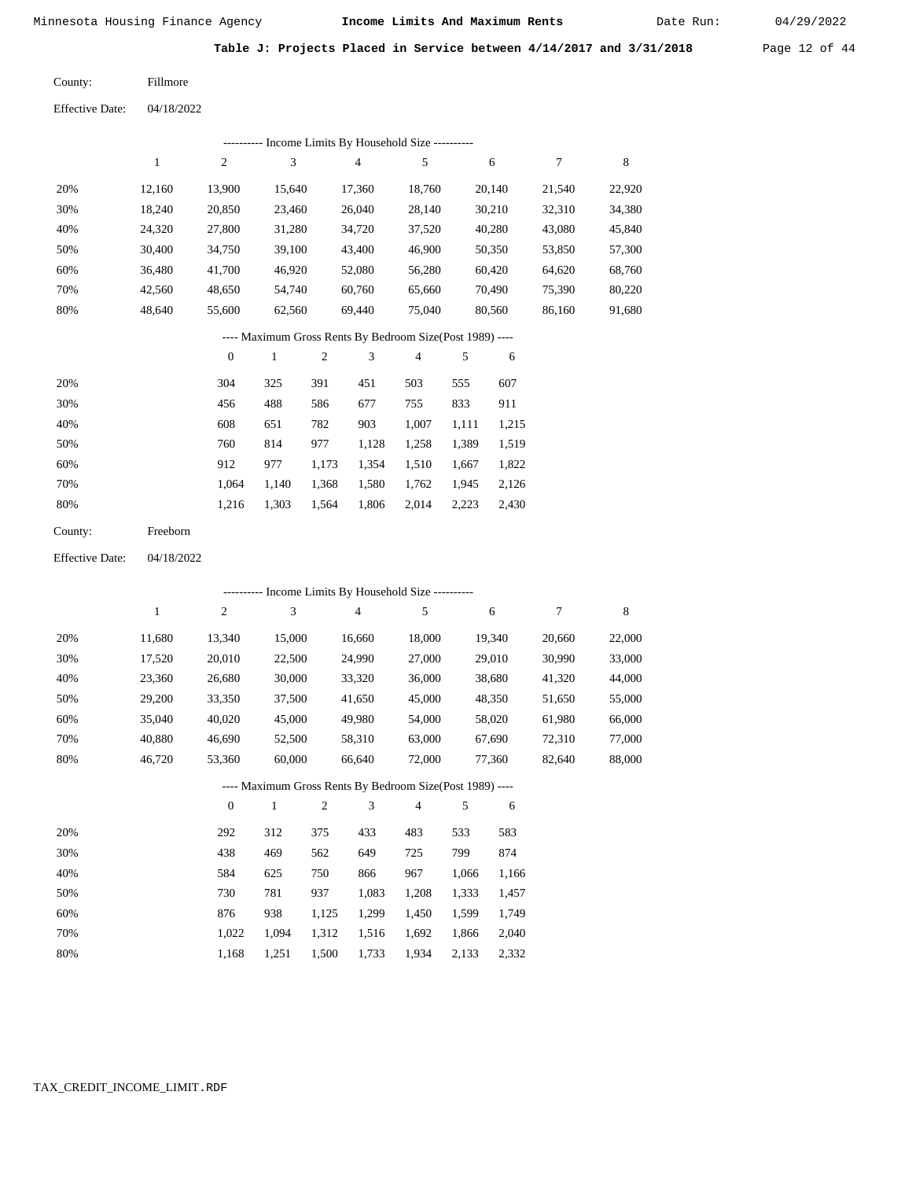Minnesota Housing Finance Agency **Income Limits And Maximum Rents** Date Run: 04/29/2022

**Table J: Projects Placed in Service between 4/14/2017 and 3/31/2018**

County: Fillmore

Effective Date: 04/18/2022

---------- Income Limits By Household Size ----------

| | 1 | 2 | 3 | 4 | 5 | 6 | 7 | 8 |
|---|---|---|---|---|---|---|---|---|
| 20% | 12,160 | 13,900 | 15,640 | 17,360 | 18,760 | 20,140 | 21,540 | 22,920 |
| 30% | 18,240 | 20,850 | 23,460 | 26,040 | 28,140 | 30,210 | 32,310 | 34,380 |
| 40% | 24,320 | 27,800 | 31,280 | 34,720 | 37,520 | 40,280 | 43,080 | 45,840 |
| 50% | 30,400 | 34,750 | 39,100 | 43,400 | 46,900 | 50,350 | 53,850 | 57,300 |
| 60% | 36,480 | 41,700 | 46,920 | 52,080 | 56,280 | 60,420 | 64,620 | 68,760 |
| 70% | 42,560 | 48,650 | 54,740 | 60,760 | 65,660 | 70,490 | 75,390 | 80,220 |
| 80% | 48,640 | 55,600 | 62,560 | 69,440 | 75,040 | 80,560 | 86,160 | 91,680 |

---- Maximum Gross Rents By Bedroom Size(Post 1989) ----

| | 0 | 1 | 2 | 3 | 4 | 5 | 6 |
|---|---|---|---|---|---|---|---|
| 20% | 304 | 325 | 391 | 451 | 503 | 555 | 607 |
| 30% | 456 | 488 | 586 | 677 | 755 | 833 | 911 |
| 40% | 608 | 651 | 782 | 903 | 1,007 | 1,111 | 1,215 |
| 50% | 760 | 814 | 977 | 1,128 | 1,258 | 1,389 | 1,519 |
| 60% | 912 | 977 | 1,173 | 1,354 | 1,510 | 1,667 | 1,822 |
| 70% | 1,064 | 1,140 | 1,368 | 1,580 | 1,762 | 1,945 | 2,126 |
| 80% | 1,216 | 1,303 | 1,564 | 1,806 | 2,014 | 2,223 | 2,430 |

County: Freeborn

Effective Date: 04/18/2022

---------- Income Limits By Household Size ----------

| | 1 | 2 | 3 | 4 | 5 | 6 | 7 | 8 |
|---|---|---|---|---|---|---|---|---|
| 20% | 11,680 | 13,340 | 15,000 | 16,660 | 18,000 | 19,340 | 20,660 | 22,000 |
| 30% | 17,520 | 20,010 | 22,500 | 24,990 | 27,000 | 29,010 | 30,990 | 33,000 |
| 40% | 23,360 | 26,680 | 30,000 | 33,320 | 36,000 | 38,680 | 41,320 | 44,000 |
| 50% | 29,200 | 33,350 | 37,500 | 41,650 | 45,000 | 48,350 | 51,650 | 55,000 |
| 60% | 35,040 | 40,020 | 45,000 | 49,980 | 54,000 | 58,020 | 61,980 | 66,000 |
| 70% | 40,880 | 46,690 | 52,500 | 58,310 | 63,000 | 67,690 | 72,310 | 77,000 |
| 80% | 46,720 | 53,360 | 60,000 | 66,640 | 72,000 | 77,360 | 82,640 | 88,000 |

---- Maximum Gross Rents By Bedroom Size(Post 1989) ----

| | 0 | 1 | 2 | 3 | 4 | 5 | 6 |
|---|---|---|---|---|---|---|---|
| 20% | 292 | 312 | 375 | 433 | 483 | 533 | 583 |
| 30% | 438 | 469 | 562 | 649 | 725 | 799 | 874 |
| 40% | 584 | 625 | 750 | 866 | 967 | 1,066 | 1,166 |
| 50% | 730 | 781 | 937 | 1,083 | 1,208 | 1,333 | 1,457 |
| 60% | 876 | 938 | 1,125 | 1,299 | 1,450 | 1,599 | 1,749 |
| 70% | 1,022 | 1,094 | 1,312 | 1,516 | 1,692 | 1,866 | 2,040 |
| 80% | 1,168 | 1,251 | 1,500 | 1,733 | 1,934 | 2,133 | 2,332 |

TAX_CREDIT_INCOME_LIMIT.RDF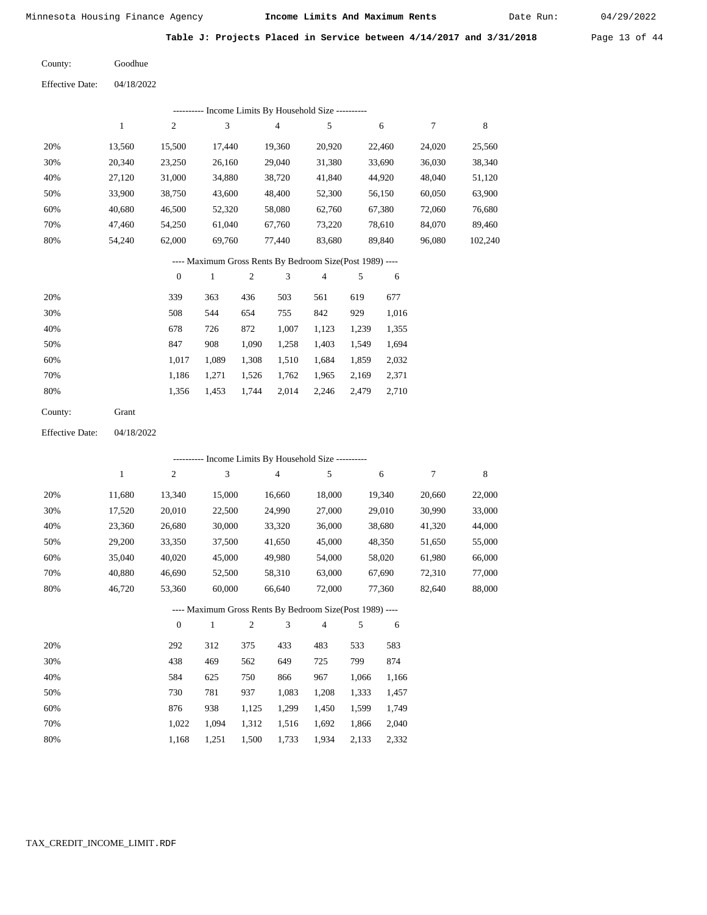Minnesota Housing Finance Agency **Income Limits And Maximum Rents** Date Run: 04/29/2022

**Table J: Projects Placed in Service between 4/14/2017 and 3/31/2018**

County: Goodhue

Effective Date: 04/18/2022

---------- Income Limits By Household Size ----------

| | 1 | 2 | 3 | 4 | 5 | 6 | 7 | 8 |
|---|---|---|---|---|---|---|---|---|
| 20% | 13,560 | 15,500 | 17,440 | 19,360 | 20,920 | 22,460 | 24,020 | 25,560 |
| 30% | 20,340 | 23,250 | 26,160 | 29,040 | 31,380 | 33,690 | 36,030 | 38,340 |
| 40% | 27,120 | 31,000 | 34,880 | 38,720 | 41,840 | 44,920 | 48,040 | 51,120 |
| 50% | 33,900 | 38,750 | 43,600 | 48,400 | 52,300 | 56,150 | 60,050 | 63,900 |
| 60% | 40,680 | 46,500 | 52,320 | 58,080 | 62,760 | 67,380 | 72,060 | 76,680 |
| 70% | 47,460 | 54,250 | 61,040 | 67,760 | 73,220 | 78,610 | 84,070 | 89,460 |
| 80% | 54,240 | 62,000 | 69,760 | 77,440 | 83,680 | 89,840 | 96,080 | 102,240 |

---- Maximum Gross Rents By Bedroom Size(Post 1989) ----

| | 0 | 1 | 2 | 3 | 4 | 5 | 6 |
|---|---|---|---|---|---|---|---|
| 20% | 339 | 363 | 436 | 503 | 561 | 619 | 677 |
| 30% | 508 | 544 | 654 | 755 | 842 | 929 | 1,016 |
| 40% | 678 | 726 | 872 | 1,007 | 1,123 | 1,239 | 1,355 |
| 50% | 847 | 908 | 1,090 | 1,258 | 1,403 | 1,549 | 1,694 |
| 60% | 1,017 | 1,089 | 1,308 | 1,510 | 1,684 | 1,859 | 2,032 |
| 70% | 1,186 | 1,271 | 1,526 | 1,762 | 1,965 | 2,169 | 2,371 |
| 80% | 1,356 | 1,453 | 1,744 | 2,014 | 2,246 | 2,479 | 2,710 |

County: Grant

Effective Date: 04/18/2022

---------- Income Limits By Household Size ----------

| | 1 | 2 | 3 | 4 | 5 | 6 | 7 | 8 |
|---|---|---|---|---|---|---|---|---|
| 20% | 11,680 | 13,340 | 15,000 | 16,660 | 18,000 | 19,340 | 20,660 | 22,000 |
| 30% | 17,520 | 20,010 | 22,500 | 24,990 | 27,000 | 29,010 | 30,990 | 33,000 |
| 40% | 23,360 | 26,680 | 30,000 | 33,320 | 36,000 | 38,680 | 41,320 | 44,000 |
| 50% | 29,200 | 33,350 | 37,500 | 41,650 | 45,000 | 48,350 | 51,650 | 55,000 |
| 60% | 35,040 | 40,020 | 45,000 | 49,980 | 54,000 | 58,020 | 61,980 | 66,000 |
| 70% | 40,880 | 46,690 | 52,500 | 58,310 | 63,000 | 67,690 | 72,310 | 77,000 |
| 80% | 46,720 | 53,360 | 60,000 | 66,640 | 72,000 | 77,360 | 82,640 | 88,000 |

---- Maximum Gross Rents By Bedroom Size(Post 1989) ----

| | 0 | 1 | 2 | 3 | 4 | 5 | 6 |
|---|---|---|---|---|---|---|---|
| 20% | 292 | 312 | 375 | 433 | 483 | 533 | 583 |
| 30% | 438 | 469 | 562 | 649 | 725 | 799 | 874 |
| 40% | 584 | 625 | 750 | 866 | 967 | 1,066 | 1,166 |
| 50% | 730 | 781 | 937 | 1,083 | 1,208 | 1,333 | 1,457 |
| 60% | 876 | 938 | 1,125 | 1,299 | 1,450 | 1,599 | 1,749 |
| 70% | 1,022 | 1,094 | 1,312 | 1,516 | 1,692 | 1,866 | 2,040 |
| 80% | 1,168 | 1,251 | 1,500 | 1,733 | 1,934 | 2,133 | 2,332 |

TAX_CREDIT_INCOME_LIMIT.RDF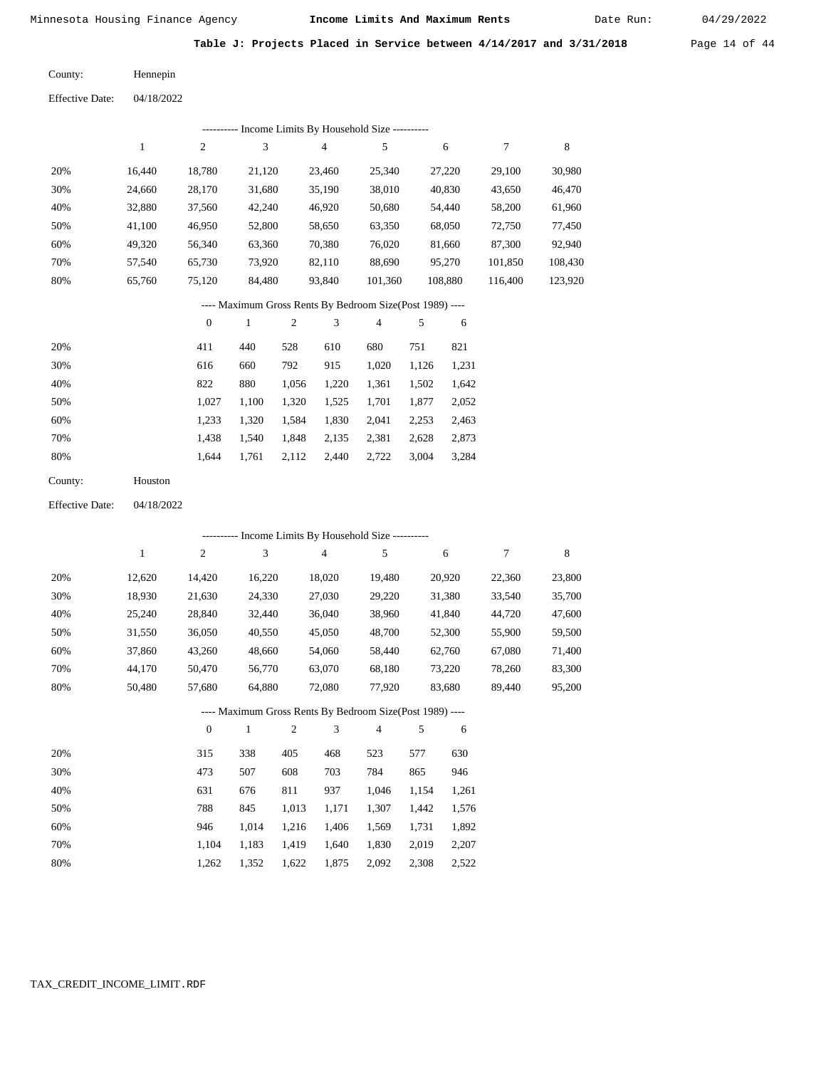Minnesota Housing Finance Agency **Income Limits And Maximum Rents** Date Run: 04/29/2022

## Table J: Projects Placed in Service between 4/14/2017 and 3/31/2018

County: Hennepin

Effective Date: 04/18/2022

---------- Income Limits By Household Size ----------

| | 1 | 2 | 3 | 4 | 5 | 6 | 7 | 8 |
|---|---|---|---|---|---|---|---|---|
| 20% | 16,440 | 18,780 | 21,120 | 23,460 | 25,340 | 27,220 | 29,100 | 30,980 |
| 30% | 24,660 | 28,170 | 31,680 | 35,190 | 38,010 | 40,830 | 43,650 | 46,470 |
| 40% | 32,880 | 37,560 | 42,240 | 46,920 | 50,680 | 54,440 | 58,200 | 61,960 |
| 50% | 41,100 | 46,950 | 52,800 | 58,650 | 63,350 | 68,050 | 72,750 | 77,450 |
| 60% | 49,320 | 56,340 | 63,360 | 70,380 | 76,020 | 81,660 | 87,300 | 92,940 |
| 70% | 57,540 | 65,730 | 73,920 | 82,110 | 88,690 | 95,270 | 101,850 | 108,430 |
| 80% | 65,760 | 75,120 | 84,480 | 93,840 | 101,360 | 108,880 | 116,400 | 123,920 |

---- Maximum Gross Rents By Bedroom Size(Post 1989) ----

| | 0 | 1 | 2 | 3 | 4 | 5 | 6 |
|---|---|---|---|---|---|---|---|
| 20% | 411 | 440 | 528 | 610 | 680 | 751 | 821 |
| 30% | 616 | 660 | 792 | 915 | 1,020 | 1,126 | 1,231 |
| 40% | 822 | 880 | 1,056 | 1,220 | 1,361 | 1,502 | 1,642 |
| 50% | 1,027 | 1,100 | 1,320 | 1,525 | 1,701 | 1,877 | 2,052 |
| 60% | 1,233 | 1,320 | 1,584 | 1,830 | 2,041 | 2,253 | 2,463 |
| 70% | 1,438 | 1,540 | 1,848 | 2,135 | 2,381 | 2,628 | 2,873 |
| 80% | 1,644 | 1,761 | 2,112 | 2,440 | 2,722 | 3,004 | 3,284 |

County: Houston

Effective Date: 04/18/2022

---------- Income Limits By Household Size ----------

| | 1 | 2 | 3 | 4 | 5 | 6 | 7 | 8 |
|---|---|---|---|---|---|---|---|---|
| 20% | 12,620 | 14,420 | 16,220 | 18,020 | 19,480 | 20,920 | 22,360 | 23,800 |
| 30% | 18,930 | 21,630 | 24,330 | 27,030 | 29,220 | 31,380 | 33,540 | 35,700 |
| 40% | 25,240 | 28,840 | 32,440 | 36,040 | 38,960 | 41,840 | 44,720 | 47,600 |
| 50% | 31,550 | 36,050 | 40,550 | 45,050 | 48,700 | 52,300 | 55,900 | 59,500 |
| 60% | 37,860 | 43,260 | 48,660 | 54,060 | 58,440 | 62,760 | 67,080 | 71,400 |
| 70% | 44,170 | 50,470 | 56,770 | 63,070 | 68,180 | 73,220 | 78,260 | 83,300 |
| 80% | 50,480 | 57,680 | 64,880 | 72,080 | 77,920 | 83,680 | 89,440 | 95,200 |

---- Maximum Gross Rents By Bedroom Size(Post 1989) ----

| | 0 | 1 | 2 | 3 | 4 | 5 | 6 |
|---|---|---|---|---|---|---|---|
| 20% | 315 | 338 | 405 | 468 | 523 | 577 | 630 |
| 30% | 473 | 507 | 608 | 703 | 784 | 865 | 946 |
| 40% | 631 | 676 | 811 | 937 | 1,046 | 1,154 | 1,261 |
| 50% | 788 | 845 | 1,013 | 1,171 | 1,307 | 1,442 | 1,576 |
| 60% | 946 | 1,014 | 1,216 | 1,406 | 1,569 | 1,731 | 1,892 |
| 70% | 1,104 | 1,183 | 1,419 | 1,640 | 1,830 | 2,019 | 2,207 |
| 80% | 1,262 | 1,352 | 1,622 | 1,875 | 2,092 | 2,308 | 2,522 |

TAX_CREDIT_INCOME_LIMIT.RDF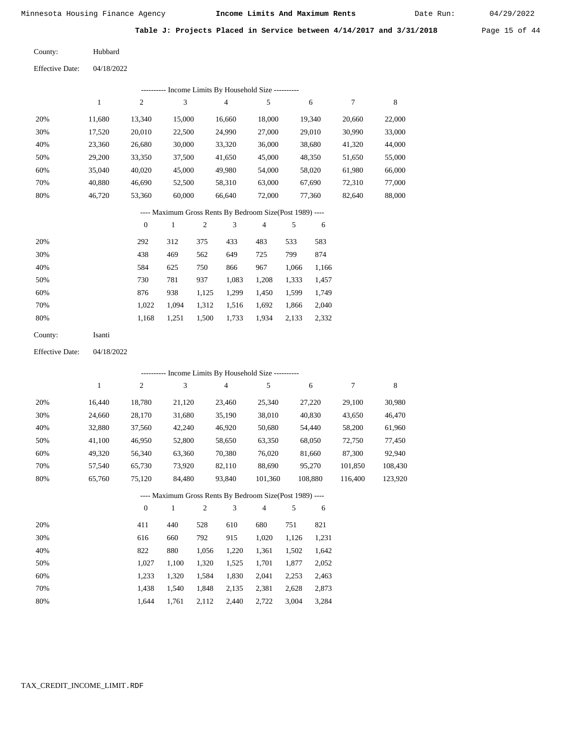## Table J: Projects Placed in Service between 4/14/2017 and 3/31/2018

County: Hubbard

Effective Date: 04/18/2022

---------- Income Limits By Household Size ----------

| | 1 | 2 | 3 | 4 | 5 | 6 | 7 | 8 |
|---|---|---|---|---|---|---|---|---|
| 20% | 11,680 | 13,340 | 15,000 | 16,660 | 18,000 | 19,340 | 20,660 | 22,000 |
| 30% | 17,520 | 20,010 | 22,500 | 24,990 | 27,000 | 29,010 | 30,990 | 33,000 |
| 40% | 23,360 | 26,680 | 30,000 | 33,320 | 36,000 | 38,680 | 41,320 | 44,000 |
| 50% | 29,200 | 33,350 | 37,500 | 41,650 | 45,000 | 48,350 | 51,650 | 55,000 |
| 60% | 35,040 | 40,020 | 45,000 | 49,980 | 54,000 | 58,020 | 61,980 | 66,000 |
| 70% | 40,880 | 46,690 | 52,500 | 58,310 | 63,000 | 67,690 | 72,310 | 77,000 |
| 80% | 46,720 | 53,360 | 60,000 | 66,640 | 72,000 | 77,360 | 82,640 | 88,000 |

---- Maximum Gross Rents By Bedroom Size(Post 1989) ----

| | 0 | 1 | 2 | 3 | 4 | 5 | 6 |
|---|---|---|---|---|---|---|---|
| 20% | 292 | 312 | 375 | 433 | 483 | 533 | 583 |
| 30% | 438 | 469 | 562 | 649 | 725 | 799 | 874 |
| 40% | 584 | 625 | 750 | 866 | 967 | 1,066 | 1,166 |
| 50% | 730 | 781 | 937 | 1,083 | 1,208 | 1,333 | 1,457 |
| 60% | 876 | 938 | 1,125 | 1,299 | 1,450 | 1,599 | 1,749 |
| 70% | 1,022 | 1,094 | 1,312 | 1,516 | 1,692 | 1,866 | 2,040 |
| 80% | 1,168 | 1,251 | 1,500 | 1,733 | 1,934 | 2,133 | 2,332 |

County: Isanti

Effective Date: 04/18/2022

---------- Income Limits By Household Size ----------

| | 1 | 2 | 3 | 4 | 5 | 6 | 7 | 8 |
|---|---|---|---|---|---|---|---|---|
| 20% | 16,440 | 18,780 | 21,120 | 23,460 | 25,340 | 27,220 | 29,100 | 30,980 |
| 30% | 24,660 | 28,170 | 31,680 | 35,190 | 38,010 | 40,830 | 43,650 | 46,470 |
| 40% | 32,880 | 37,560 | 42,240 | 46,920 | 50,680 | 54,440 | 58,200 | 61,960 |
| 50% | 41,100 | 46,950 | 52,800 | 58,650 | 63,350 | 68,050 | 72,750 | 77,450 |
| 60% | 49,320 | 56,340 | 63,360 | 70,380 | 76,020 | 81,660 | 87,300 | 92,940 |
| 70% | 57,540 | 65,730 | 73,920 | 82,110 | 88,690 | 95,270 | 101,850 | 108,430 |
| 80% | 65,760 | 75,120 | 84,480 | 93,840 | 101,360 | 108,880 | 116,400 | 123,920 |

---- Maximum Gross Rents By Bedroom Size(Post 1989) ----

| | 0 | 1 | 2 | 3 | 4 | 5 | 6 |
|---|---|---|---|---|---|---|---|
| 20% | 411 | 440 | 528 | 610 | 680 | 751 | 821 |
| 30% | 616 | 660 | 792 | 915 | 1,020 | 1,126 | 1,231 |
| 40% | 822 | 880 | 1,056 | 1,220 | 1,361 | 1,502 | 1,642 |
| 50% | 1,027 | 1,100 | 1,320 | 1,525 | 1,701 | 1,877 | 2,052 |
| 60% | 1,233 | 1,320 | 1,584 | 1,830 | 2,041 | 2,253 | 2,463 |
| 70% | 1,438 | 1,540 | 1,848 | 2,135 | 2,381 | 2,628 | 2,873 |
| 80% | 1,644 | 1,761 | 2,112 | 2,440 | 2,722 | 3,004 | 3,284 |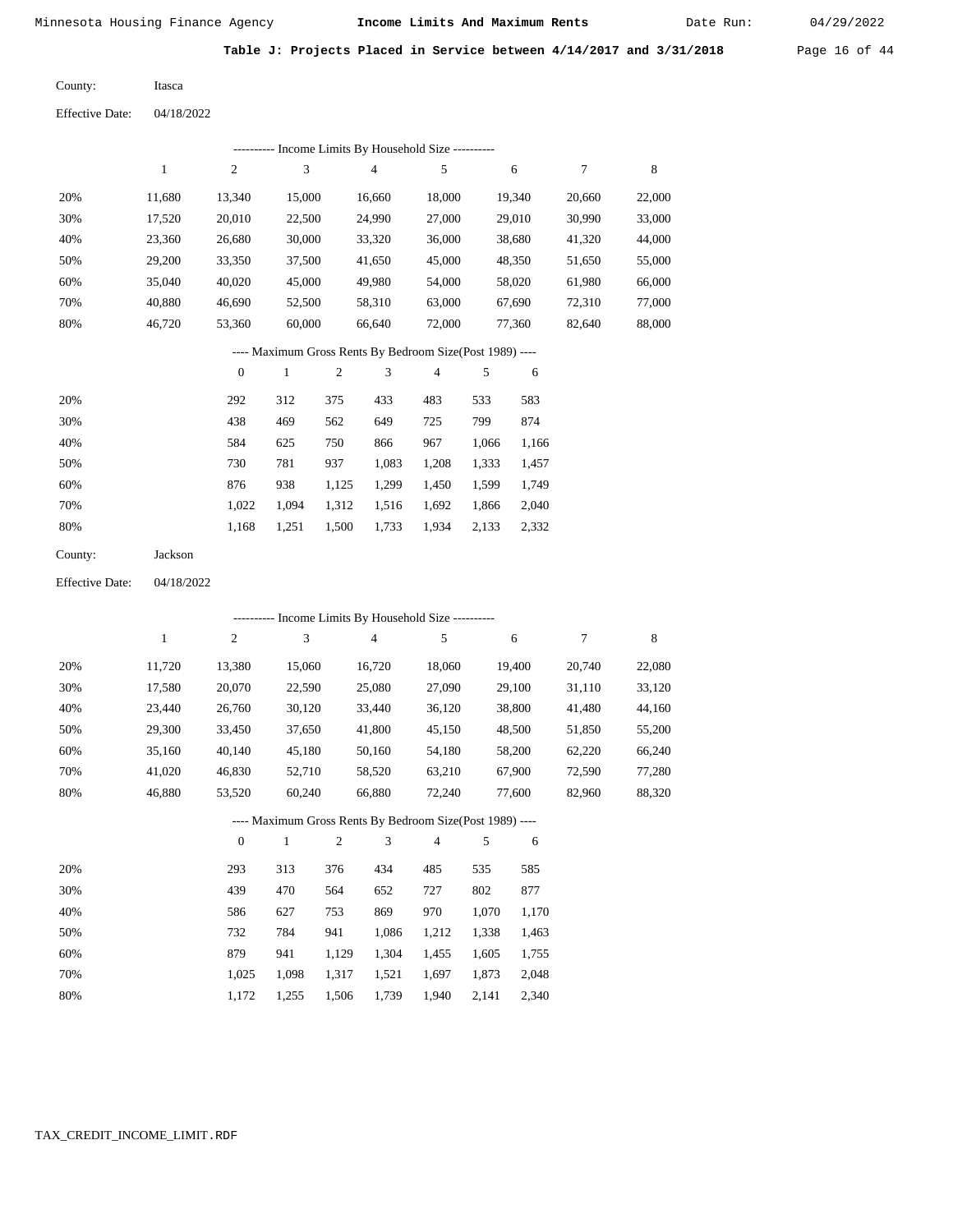## Table J: Projects Placed in Service between 4/14/2017 and 3/31/2018

County: Itasca

Effective Date: 04/18/2022

---------- Income Limits By Household Size ----------

| | 1 | 2 | 3 | 4 | 5 | 6 | 7 | 8 |
|---|---|---|---|---|---|---|---|---|
| 20% | 11,680 | 13,340 | 15,000 | 16,660 | 18,000 | 19,340 | 20,660 | 22,000 |
| 30% | 17,520 | 20,010 | 22,500 | 24,990 | 27,000 | 29,010 | 30,990 | 33,000 |
| 40% | 23,360 | 26,680 | 30,000 | 33,320 | 36,000 | 38,680 | 41,320 | 44,000 |
| 50% | 29,200 | 33,350 | 37,500 | 41,650 | 45,000 | 48,350 | 51,650 | 55,000 |
| 60% | 35,040 | 40,020 | 45,000 | 49,980 | 54,000 | 58,020 | 61,980 | 66,000 |
| 70% | 40,880 | 46,690 | 52,500 | 58,310 | 63,000 | 67,690 | 72,310 | 77,000 |
| 80% | 46,720 | 53,360 | 60,000 | 66,640 | 72,000 | 77,360 | 82,640 | 88,000 |

---- Maximum Gross Rents By Bedroom Size(Post 1989) ----

| | 0 | 1 | 2 | 3 | 4 | 5 | 6 |
|---|---|---|---|---|---|---|---|
| 20% | 292 | 312 | 375 | 433 | 483 | 533 | 583 |
| 30% | 438 | 469 | 562 | 649 | 725 | 799 | 874 |
| 40% | 584 | 625 | 750 | 866 | 967 | 1,066 | 1,166 |
| 50% | 730 | 781 | 937 | 1,083 | 1,208 | 1,333 | 1,457 |
| 60% | 876 | 938 | 1,125 | 1,299 | 1,450 | 1,599 | 1,749 |
| 70% | 1,022 | 1,094 | 1,312 | 1,516 | 1,692 | 1,866 | 2,040 |
| 80% | 1,168 | 1,251 | 1,500 | 1,733 | 1,934 | 2,133 | 2,332 |

County: Jackson

Effective Date: 04/18/2022

---------- Income Limits By Household Size ----------

| | 1 | 2 | 3 | 4 | 5 | 6 | 7 | 8 |
|---|---|---|---|---|---|---|---|---|
| 20% | 11,720 | 13,380 | 15,060 | 16,720 | 18,060 | 19,400 | 20,740 | 22,080 |
| 30% | 17,580 | 20,070 | 22,590 | 25,080 | 27,090 | 29,100 | 31,110 | 33,120 |
| 40% | 23,440 | 26,760 | 30,120 | 33,440 | 36,120 | 38,800 | 41,480 | 44,160 |
| 50% | 29,300 | 33,450 | 37,650 | 41,800 | 45,150 | 48,500 | 51,850 | 55,200 |
| 60% | 35,160 | 40,140 | 45,180 | 50,160 | 54,180 | 58,200 | 62,220 | 66,240 |
| 70% | 41,020 | 46,830 | 52,710 | 58,520 | 63,210 | 67,900 | 72,590 | 77,280 |
| 80% | 46,880 | 53,520 | 60,240 | 66,880 | 72,240 | 77,600 | 82,960 | 88,320 |

---- Maximum Gross Rents By Bedroom Size(Post 1989) ----

| | 0 | 1 | 2 | 3 | 4 | 5 | 6 |
|---|---|---|---|---|---|---|---|
| 20% | 293 | 313 | 376 | 434 | 485 | 535 | 585 |
| 30% | 439 | 470 | 564 | 652 | 727 | 802 | 877 |
| 40% | 586 | 627 | 753 | 869 | 970 | 1,070 | 1,170 |
| 50% | 732 | 784 | 941 | 1,086 | 1,212 | 1,338 | 1,463 |
| 60% | 879 | 941 | 1,129 | 1,304 | 1,455 | 1,605 | 1,755 |
| 70% | 1,025 | 1,098 | 1,317 | 1,521 | 1,697 | 1,873 | 2,048 |
| 80% | 1,172 | 1,255 | 1,506 | 1,739 | 1,940 | 2,141 | 2,340 |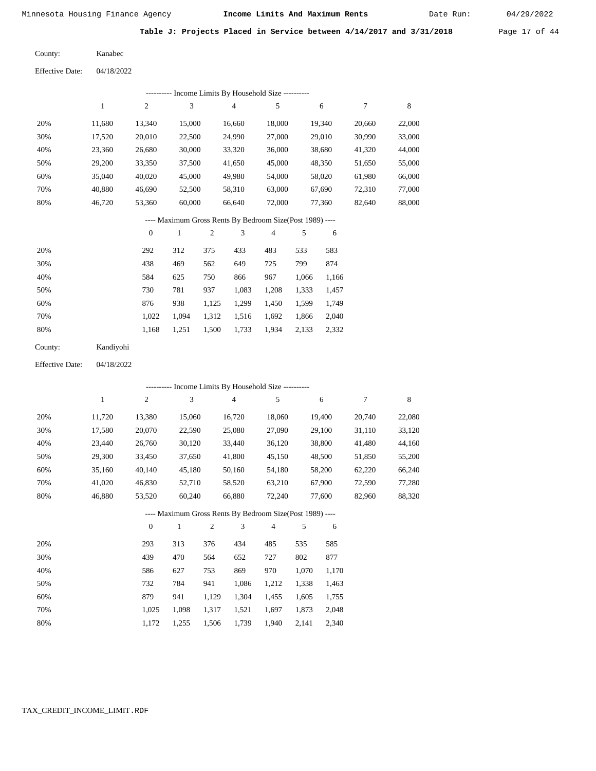Minnesota Housing Finance Agency **Income Limits And Maximum Rents** Date Run: 04/29/2022

**Table J: Projects Placed in Service between 4/14/2017 and 3/31/2018**

County: Kanabec

Effective Date: 04/18/2022

---------- Income Limits By Household Size ----------

| | 1 | 2 | 3 | 4 | 5 | 6 | 7 | 8 |
|---|---|---|---|---|---|---|---|---|
| 20% | 11,680 | 13,340 | 15,000 | 16,660 | 18,000 | 19,340 | 20,660 | 22,000 |
| 30% | 17,520 | 20,010 | 22,500 | 24,990 | 27,000 | 29,010 | 30,990 | 33,000 |
| 40% | 23,360 | 26,680 | 30,000 | 33,320 | 36,000 | 38,680 | 41,320 | 44,000 |
| 50% | 29,200 | 33,350 | 37,500 | 41,650 | 45,000 | 48,350 | 51,650 | 55,000 |
| 60% | 35,040 | 40,020 | 45,000 | 49,980 | 54,000 | 58,020 | 61,980 | 66,000 |
| 70% | 40,880 | 46,690 | 52,500 | 58,310 | 63,000 | 67,690 | 72,310 | 77,000 |
| 80% | 46,720 | 53,360 | 60,000 | 66,640 | 72,000 | 77,360 | 82,640 | 88,000 |

---- Maximum Gross Rents By Bedroom Size(Post 1989) ----

| | 0 | 1 | 2 | 3 | 4 | 5 | 6 |
|---|---|---|---|---|---|---|---|
| 20% | 292 | 312 | 375 | 433 | 483 | 533 | 583 |
| 30% | 438 | 469 | 562 | 649 | 725 | 799 | 874 |
| 40% | 584 | 625 | 750 | 866 | 967 | 1,066 | 1,166 |
| 50% | 730 | 781 | 937 | 1,083 | 1,208 | 1,333 | 1,457 |
| 60% | 876 | 938 | 1,125 | 1,299 | 1,450 | 1,599 | 1,749 |
| 70% | 1,022 | 1,094 | 1,312 | 1,516 | 1,692 | 1,866 | 2,040 |
| 80% | 1,168 | 1,251 | 1,500 | 1,733 | 1,934 | 2,133 | 2,332 |

County: Kandiyohi

Effective Date: 04/18/2022

---------- Income Limits By Household Size ----------

| | 1 | 2 | 3 | 4 | 5 | 6 | 7 | 8 |
|---|---|---|---|---|---|---|---|---|
| 20% | 11,720 | 13,380 | 15,060 | 16,720 | 18,060 | 19,400 | 20,740 | 22,080 |
| 30% | 17,580 | 20,070 | 22,590 | 25,080 | 27,090 | 29,100 | 31,110 | 33,120 |
| 40% | 23,440 | 26,760 | 30,120 | 33,440 | 36,120 | 38,800 | 41,480 | 44,160 |
| 50% | 29,300 | 33,450 | 37,650 | 41,800 | 45,150 | 48,500 | 51,850 | 55,200 |
| 60% | 35,160 | 40,140 | 45,180 | 50,160 | 54,180 | 58,200 | 62,220 | 66,240 |
| 70% | 41,020 | 46,830 | 52,710 | 58,520 | 63,210 | 67,900 | 72,590 | 77,280 |
| 80% | 46,880 | 53,520 | 60,240 | 66,880 | 72,240 | 77,600 | 82,960 | 88,320 |

---- Maximum Gross Rents By Bedroom Size(Post 1989) ----

| | 0 | 1 | 2 | 3 | 4 | 5 | 6 |
|---|---|---|---|---|---|---|---|
| 20% | 293 | 313 | 376 | 434 | 485 | 535 | 585 |
| 30% | 439 | 470 | 564 | 652 | 727 | 802 | 877 |
| 40% | 586 | 627 | 753 | 869 | 970 | 1,070 | 1,170 |
| 50% | 732 | 784 | 941 | 1,086 | 1,212 | 1,338 | 1,463 |
| 60% | 879 | 941 | 1,129 | 1,304 | 1,455 | 1,605 | 1,755 |
| 70% | 1,025 | 1,098 | 1,317 | 1,521 | 1,697 | 1,873 | 2,048 |
| 80% | 1,172 | 1,255 | 1,506 | 1,739 | 1,940 | 2,141 | 2,340 |

TAX_CREDIT_INCOME_LIMIT.RDF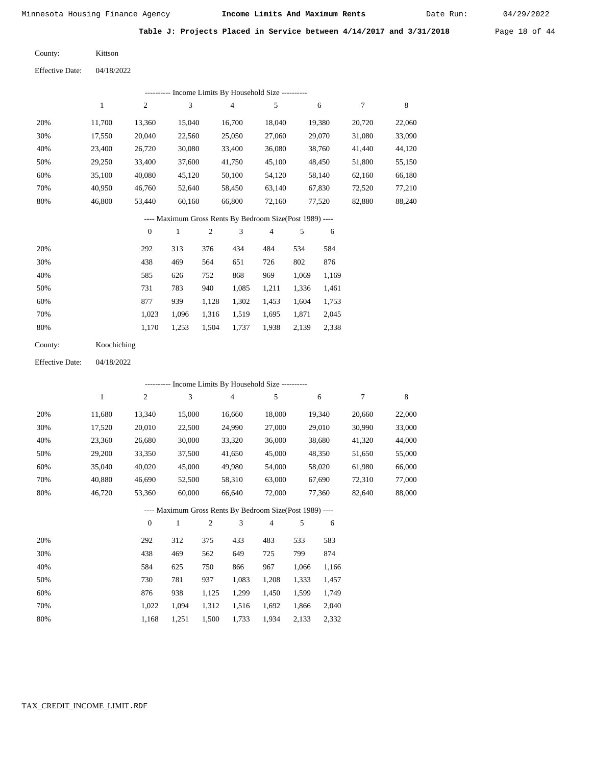Minnesota Housing Finance Agency **Income Limits And Maximum Rents** Date Run: 04/29/2022

## Table J: Projects Placed in Service between 4/14/2017 and 3/31/2018

County: Kittson

Effective Date: 04/18/2022

---------- Income Limits By Household Size ----------

| | 1 | 2 | 3 | 4 | 5 | 6 | 7 | 8 |
|---|---|---|---|---|---|---|---|---|
| 20% | 11,700 | 13,360 | 15,040 | 16,700 | 18,040 | 19,380 | 20,720 | 22,060 |
| 30% | 17,550 | 20,040 | 22,560 | 25,050 | 27,060 | 29,070 | 31,080 | 33,090 |
| 40% | 23,400 | 26,720 | 30,080 | 33,400 | 36,080 | 38,760 | 41,440 | 44,120 |
| 50% | 29,250 | 33,400 | 37,600 | 41,750 | 45,100 | 48,450 | 51,800 | 55,150 |
| 60% | 35,100 | 40,080 | 45,120 | 50,100 | 54,120 | 58,140 | 62,160 | 66,180 |
| 70% | 40,950 | 46,760 | 52,640 | 58,450 | 63,140 | 67,830 | 72,520 | 77,210 |
| 80% | 46,800 | 53,440 | 60,160 | 66,800 | 72,160 | 77,520 | 82,880 | 88,240 |

---- Maximum Gross Rents By Bedroom Size(Post 1989) ----

| | 0 | 1 | 2 | 3 | 4 | 5 | 6 |
|---|---|---|---|---|---|---|---|
| 20% | 292 | 313 | 376 | 434 | 484 | 534 | 584 |
| 30% | 438 | 469 | 564 | 651 | 726 | 802 | 876 |
| 40% | 585 | 626 | 752 | 868 | 969 | 1,069 | 1,169 |
| 50% | 731 | 783 | 940 | 1,085 | 1,211 | 1,336 | 1,461 |
| 60% | 877 | 939 | 1,128 | 1,302 | 1,453 | 1,604 | 1,753 |
| 70% | 1,023 | 1,096 | 1,316 | 1,519 | 1,695 | 1,871 | 2,045 |
| 80% | 1,170 | 1,253 | 1,504 | 1,737 | 1,938 | 2,139 | 2,338 |

County: Koochiching

Effective Date: 04/18/2022

---------- Income Limits By Household Size ----------

| | 1 | 2 | 3 | 4 | 5 | 6 | 7 | 8 |
|---|---|---|---|---|---|---|---|---|
| 20% | 11,680 | 13,340 | 15,000 | 16,660 | 18,000 | 19,340 | 20,660 | 22,000 |
| 30% | 17,520 | 20,010 | 22,500 | 24,990 | 27,000 | 29,010 | 30,990 | 33,000 |
| 40% | 23,360 | 26,680 | 30,000 | 33,320 | 36,000 | 38,680 | 41,320 | 44,000 |
| 50% | 29,200 | 33,350 | 37,500 | 41,650 | 45,000 | 48,350 | 51,650 | 55,000 |
| 60% | 35,040 | 40,020 | 45,000 | 49,980 | 54,000 | 58,020 | 61,980 | 66,000 |
| 70% | 40,880 | 46,690 | 52,500 | 58,310 | 63,000 | 67,690 | 72,310 | 77,000 |
| 80% | 46,720 | 53,360 | 60,000 | 66,640 | 72,000 | 77,360 | 82,640 | 88,000 |

---- Maximum Gross Rents By Bedroom Size(Post 1989) ----

| | 0 | 1 | 2 | 3 | 4 | 5 | 6 |
|---|---|---|---|---|---|---|---|
| 20% | 292 | 312 | 375 | 433 | 483 | 533 | 583 |
| 30% | 438 | 469 | 562 | 649 | 725 | 799 | 874 |
| 40% | 584 | 625 | 750 | 866 | 967 | 1,066 | 1,166 |
| 50% | 730 | 781 | 937 | 1,083 | 1,208 | 1,333 | 1,457 |
| 60% | 876 | 938 | 1,125 | 1,299 | 1,450 | 1,599 | 1,749 |
| 70% | 1,022 | 1,094 | 1,312 | 1,516 | 1,692 | 1,866 | 2,040 |
| 80% | 1,168 | 1,251 | 1,500 | 1,733 | 1,934 | 2,133 | 2,332 |

TAX_CREDIT_INCOME_LIMIT.RDF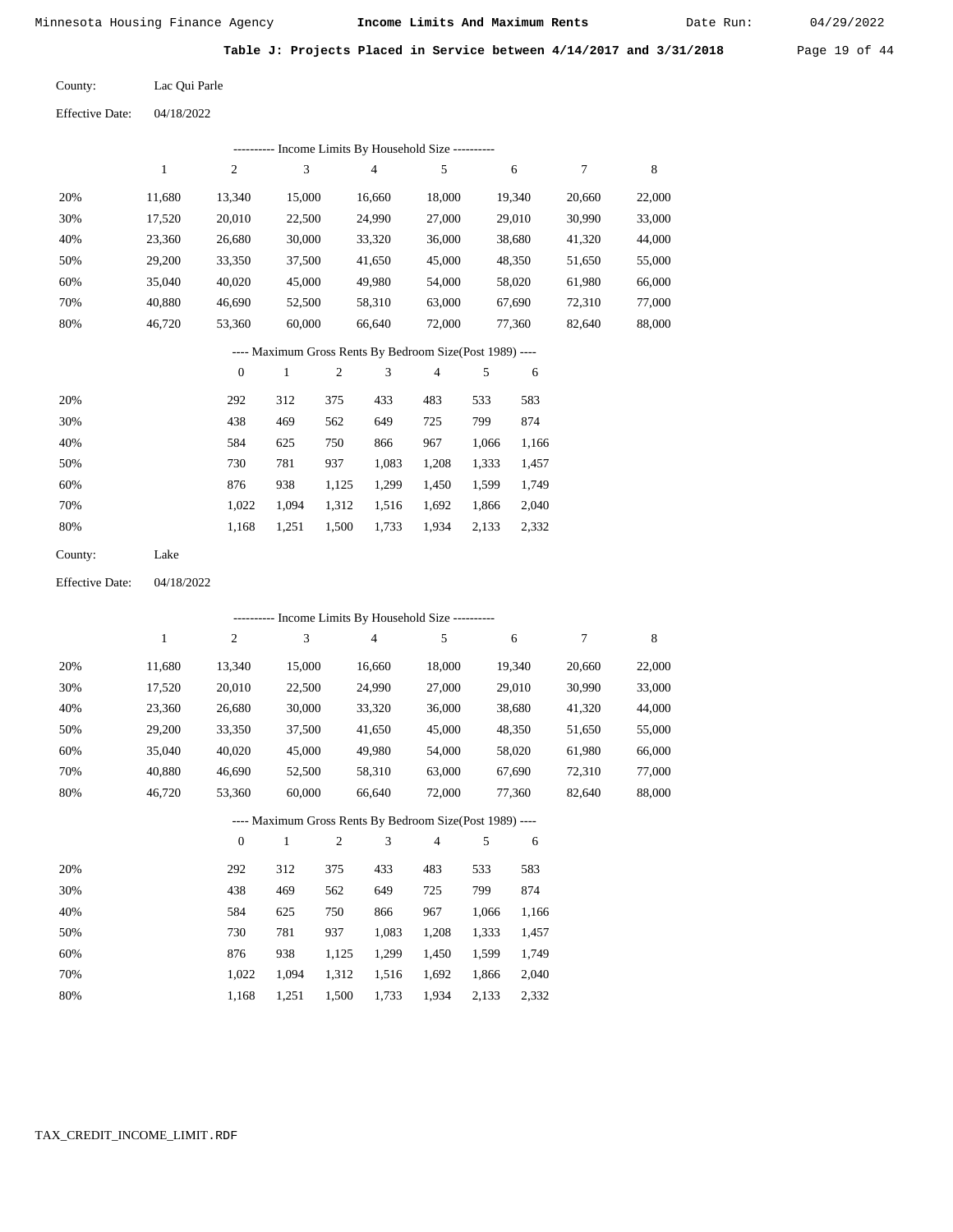**Table J: Projects Placed in Service between 4/14/2017 and 3/31/2018**

County: Lac Qui Parle

Effective Date: 04/18/2022

---------- Income Limits By Household Size ----------

| | 1 | 2 | 3 | 4 | 5 | 6 | 7 | 8 |
|---|---|---|---|---|---|---|---|---|
| 20% | 11,680 | 13,340 | 15,000 | 16,660 | 18,000 | 19,340 | 20,660 | 22,000 |
| 30% | 17,520 | 20,010 | 22,500 | 24,990 | 27,000 | 29,010 | 30,990 | 33,000 |
| 40% | 23,360 | 26,680 | 30,000 | 33,320 | 36,000 | 38,680 | 41,320 | 44,000 |
| 50% | 29,200 | 33,350 | 37,500 | 41,650 | 45,000 | 48,350 | 51,650 | 55,000 |
| 60% | 35,040 | 40,020 | 45,000 | 49,980 | 54,000 | 58,020 | 61,980 | 66,000 |
| 70% | 40,880 | 46,690 | 52,500 | 58,310 | 63,000 | 67,690 | 72,310 | 77,000 |
| 80% | 46,720 | 53,360 | 60,000 | 66,640 | 72,000 | 77,360 | 82,640 | 88,000 |

---- Maximum Gross Rents By Bedroom Size(Post 1989) ----

| | 0 | 1 | 2 | 3 | 4 | 5 | 6 |
|---|---|---|---|---|---|---|---|
| 20% | 292 | 312 | 375 | 433 | 483 | 533 | 583 |
| 30% | 438 | 469 | 562 | 649 | 725 | 799 | 874 |
| 40% | 584 | 625 | 750 | 866 | 967 | 1,066 | 1,166 |
| 50% | 730 | 781 | 937 | 1,083 | 1,208 | 1,333 | 1,457 |
| 60% | 876 | 938 | 1,125 | 1,299 | 1,450 | 1,599 | 1,749 |
| 70% | 1,022 | 1,094 | 1,312 | 1,516 | 1,692 | 1,866 | 2,040 |
| 80% | 1,168 | 1,251 | 1,500 | 1,733 | 1,934 | 2,133 | 2,332 |

County: Lake

Effective Date: 04/18/2022

---------- Income Limits By Household Size ----------

| | 1 | 2 | 3 | 4 | 5 | 6 | 7 | 8 |
|---|---|---|---|---|---|---|---|---|
| 20% | 11,680 | 13,340 | 15,000 | 16,660 | 18,000 | 19,340 | 20,660 | 22,000 |
| 30% | 17,520 | 20,010 | 22,500 | 24,990 | 27,000 | 29,010 | 30,990 | 33,000 |
| 40% | 23,360 | 26,680 | 30,000 | 33,320 | 36,000 | 38,680 | 41,320 | 44,000 |
| 50% | 29,200 | 33,350 | 37,500 | 41,650 | 45,000 | 48,350 | 51,650 | 55,000 |
| 60% | 35,040 | 40,020 | 45,000 | 49,980 | 54,000 | 58,020 | 61,980 | 66,000 |
| 70% | 40,880 | 46,690 | 52,500 | 58,310 | 63,000 | 67,690 | 72,310 | 77,000 |
| 80% | 46,720 | 53,360 | 60,000 | 66,640 | 72,000 | 77,360 | 82,640 | 88,000 |

---- Maximum Gross Rents By Bedroom Size(Post 1989) ----

| | 0 | 1 | 2 | 3 | 4 | 5 | 6 |
|---|---|---|---|---|---|---|---|
| 20% | 292 | 312 | 375 | 433 | 483 | 533 | 583 |
| 30% | 438 | 469 | 562 | 649 | 725 | 799 | 874 |
| 40% | 584 | 625 | 750 | 866 | 967 | 1,066 | 1,166 |
| 50% | 730 | 781 | 937 | 1,083 | 1,208 | 1,333 | 1,457 |
| 60% | 876 | 938 | 1,125 | 1,299 | 1,450 | 1,599 | 1,749 |
| 70% | 1,022 | 1,094 | 1,312 | 1,516 | 1,692 | 1,866 | 2,040 |
| 80% | 1,168 | 1,251 | 1,500 | 1,733 | 1,934 | 2,133 | 2,332 |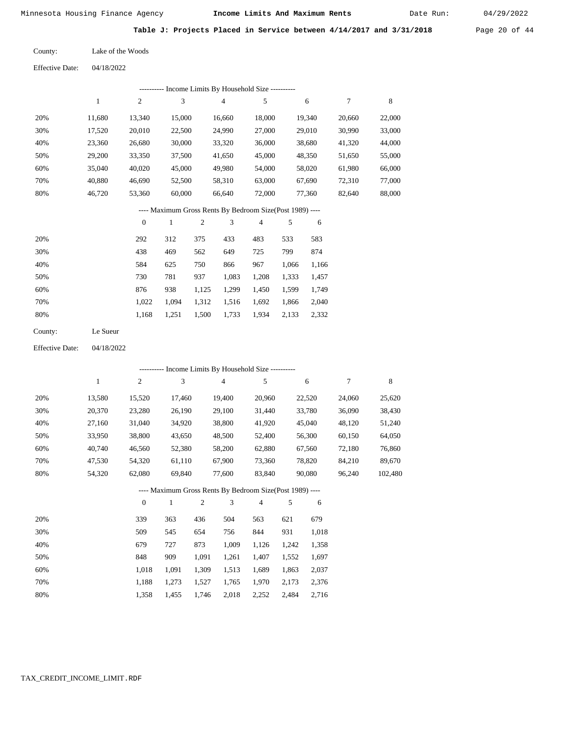## Table J: Projects Placed in Service between 4/14/2017 and 3/31/2018

County: Lake of the Woods

Effective Date: 04/18/2022

---------- Income Limits By Household Size ----------

| | 1 | 2 | 3 | 4 | 5 | 6 | 7 | 8 |
|---|---|---|---|---|---|---|---|---|
| 20% | 11,680 | 13,340 | 15,000 | 16,660 | 18,000 | 19,340 | 20,660 | 22,000 |
| 30% | 17,520 | 20,010 | 22,500 | 24,990 | 27,000 | 29,010 | 30,990 | 33,000 |
| 40% | 23,360 | 26,680 | 30,000 | 33,320 | 36,000 | 38,680 | 41,320 | 44,000 |
| 50% | 29,200 | 33,350 | 37,500 | 41,650 | 45,000 | 48,350 | 51,650 | 55,000 |
| 60% | 35,040 | 40,020 | 45,000 | 49,980 | 54,000 | 58,020 | 61,980 | 66,000 |
| 70% | 40,880 | 46,690 | 52,500 | 58,310 | 63,000 | 67,690 | 72,310 | 77,000 |
| 80% | 46,720 | 53,360 | 60,000 | 66,640 | 72,000 | 77,360 | 82,640 | 88,000 |

---- Maximum Gross Rents By Bedroom Size(Post 1989) ----

| | 0 | 1 | 2 | 3 | 4 | 5 | 6 |
|---|---|---|---|---|---|---|---|
| 20% | 292 | 312 | 375 | 433 | 483 | 533 | 583 |
| 30% | 438 | 469 | 562 | 649 | 725 | 799 | 874 |
| 40% | 584 | 625 | 750 | 866 | 967 | 1,066 | 1,166 |
| 50% | 730 | 781 | 937 | 1,083 | 1,208 | 1,333 | 1,457 |
| 60% | 876 | 938 | 1,125 | 1,299 | 1,450 | 1,599 | 1,749 |
| 70% | 1,022 | 1,094 | 1,312 | 1,516 | 1,692 | 1,866 | 2,040 |
| 80% | 1,168 | 1,251 | 1,500 | 1,733 | 1,934 | 2,133 | 2,332 |

County: Le Sueur

Effective Date: 04/18/2022

---------- Income Limits By Household Size ----------

| | 1 | 2 | 3 | 4 | 5 | 6 | 7 | 8 |
|---|---|---|---|---|---|---|---|---|
| 20% | 13,580 | 15,520 | 17,460 | 19,400 | 20,960 | 22,520 | 24,060 | 25,620 |
| 30% | 20,370 | 23,280 | 26,190 | 29,100 | 31,440 | 33,780 | 36,090 | 38,430 |
| 40% | 27,160 | 31,040 | 34,920 | 38,800 | 41,920 | 45,040 | 48,120 | 51,240 |
| 50% | 33,950 | 38,800 | 43,650 | 48,500 | 52,400 | 56,300 | 60,150 | 64,050 |
| 60% | 40,740 | 46,560 | 52,380 | 58,200 | 62,880 | 67,560 | 72,180 | 76,860 |
| 70% | 47,530 | 54,320 | 61,110 | 67,900 | 73,360 | 78,820 | 84,210 | 89,670 |
| 80% | 54,320 | 62,080 | 69,840 | 77,600 | 83,840 | 90,080 | 96,240 | 102,480 |

---- Maximum Gross Rents By Bedroom Size(Post 1989) ----

| | 0 | 1 | 2 | 3 | 4 | 5 | 6 |
|---|---|---|---|---|---|---|---|
| 20% | 339 | 363 | 436 | 504 | 563 | 621 | 679 |
| 30% | 509 | 545 | 654 | 756 | 844 | 931 | 1,018 |
| 40% | 679 | 727 | 873 | 1,009 | 1,126 | 1,242 | 1,358 |
| 50% | 848 | 909 | 1,091 | 1,261 | 1,407 | 1,552 | 1,697 |
| 60% | 1,018 | 1,091 | 1,309 | 1,513 | 1,689 | 1,863 | 2,037 |
| 70% | 1,188 | 1,273 | 1,527 | 1,765 | 1,970 | 2,173 | 2,376 |
| 80% | 1,358 | 1,455 | 1,746 | 2,018 | 2,252 | 2,484 | 2,716 |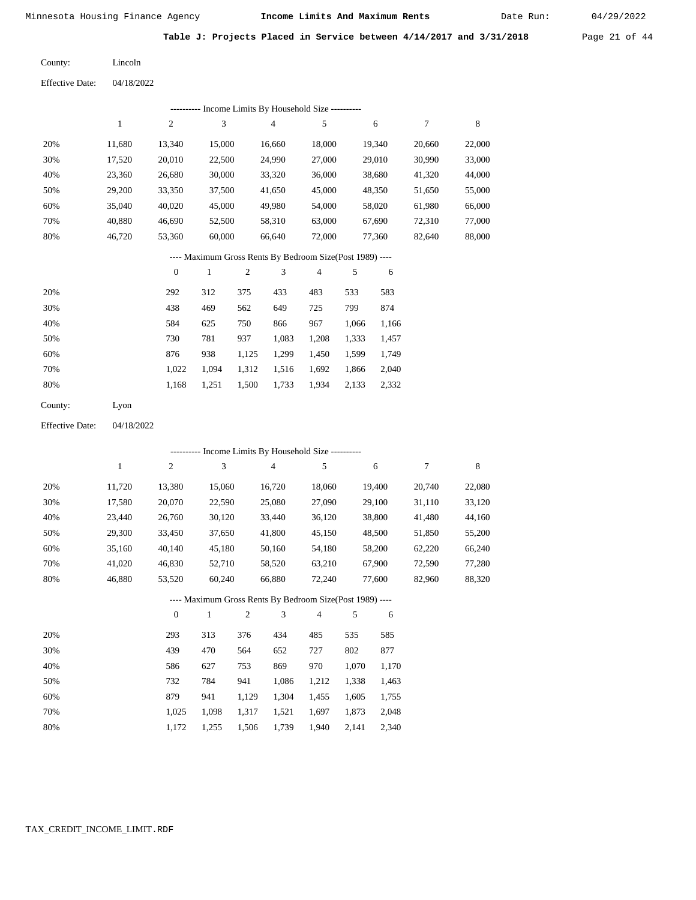## Table J: Projects Placed in Service between 4/14/2017 and 3/31/2018

County: Lincoln

Effective Date: 04/18/2022

---------- Income Limits By Household Size ----------

|  | 1 | 2 | 3 | 4 | 5 | 6 | 7 | 8 |
|---|---|---|---|---|---|---|---|---|
| 20% | 11,680 | 13,340 | 15,000 | 16,660 | 18,000 | 19,340 | 20,660 | 22,000 |
| 30% | 17,520 | 20,010 | 22,500 | 24,990 | 27,000 | 29,010 | 30,990 | 33,000 |
| 40% | 23,360 | 26,680 | 30,000 | 33,320 | 36,000 | 38,680 | 41,320 | 44,000 |
| 50% | 29,200 | 33,350 | 37,500 | 41,650 | 45,000 | 48,350 | 51,650 | 55,000 |
| 60% | 35,040 | 40,020 | 45,000 | 49,980 | 54,000 | 58,020 | 61,980 | 66,000 |
| 70% | 40,880 | 46,690 | 52,500 | 58,310 | 63,000 | 67,690 | 72,310 | 77,000 |
| 80% | 46,720 | 53,360 | 60,000 | 66,640 | 72,000 | 77,360 | 82,640 | 88,000 |

---- Maximum Gross Rents By Bedroom Size(Post 1989) ----

|  | 0 | 1 | 2 | 3 | 4 | 5 | 6 |
|---|---|---|---|---|---|---|---|
| 20% | 292 | 312 | 375 | 433 | 483 | 533 | 583 |
| 30% | 438 | 469 | 562 | 649 | 725 | 799 | 874 |
| 40% | 584 | 625 | 750 | 866 | 967 | 1,066 | 1,166 |
| 50% | 730 | 781 | 937 | 1,083 | 1,208 | 1,333 | 1,457 |
| 60% | 876 | 938 | 1,125 | 1,299 | 1,450 | 1,599 | 1,749 |
| 70% | 1,022 | 1,094 | 1,312 | 1,516 | 1,692 | 1,866 | 2,040 |
| 80% | 1,168 | 1,251 | 1,500 | 1,733 | 1,934 | 2,133 | 2,332 |

County: Lyon

Effective Date: 04/18/2022

---------- Income Limits By Household Size ----------

|  | 1 | 2 | 3 | 4 | 5 | 6 | 7 | 8 |
|---|---|---|---|---|---|---|---|---|
| 20% | 11,720 | 13,380 | 15,060 | 16,720 | 18,060 | 19,400 | 20,740 | 22,080 |
| 30% | 17,580 | 20,070 | 22,590 | 25,080 | 27,090 | 29,100 | 31,110 | 33,120 |
| 40% | 23,440 | 26,760 | 30,120 | 33,440 | 36,120 | 38,800 | 41,480 | 44,160 |
| 50% | 29,300 | 33,450 | 37,650 | 41,800 | 45,150 | 48,500 | 51,850 | 55,200 |
| 60% | 35,160 | 40,140 | 45,180 | 50,160 | 54,180 | 58,200 | 62,220 | 66,240 |
| 70% | 41,020 | 46,830 | 52,710 | 58,520 | 63,210 | 67,900 | 72,590 | 77,280 |
| 80% | 46,880 | 53,520 | 60,240 | 66,880 | 72,240 | 77,600 | 82,960 | 88,320 |

---- Maximum Gross Rents By Bedroom Size(Post 1989) ----

|  | 0 | 1 | 2 | 3 | 4 | 5 | 6 |
|---|---|---|---|---|---|---|---|
| 20% | 293 | 313 | 376 | 434 | 485 | 535 | 585 |
| 30% | 439 | 470 | 564 | 652 | 727 | 802 | 877 |
| 40% | 586 | 627 | 753 | 869 | 970 | 1,070 | 1,170 |
| 50% | 732 | 784 | 941 | 1,086 | 1,212 | 1,338 | 1,463 |
| 60% | 879 | 941 | 1,129 | 1,304 | 1,455 | 1,605 | 1,755 |
| 70% | 1,025 | 1,098 | 1,317 | 1,521 | 1,697 | 1,873 | 2,048 |
| 80% | 1,172 | 1,255 | 1,506 | 1,739 | 1,940 | 2,141 | 2,340 |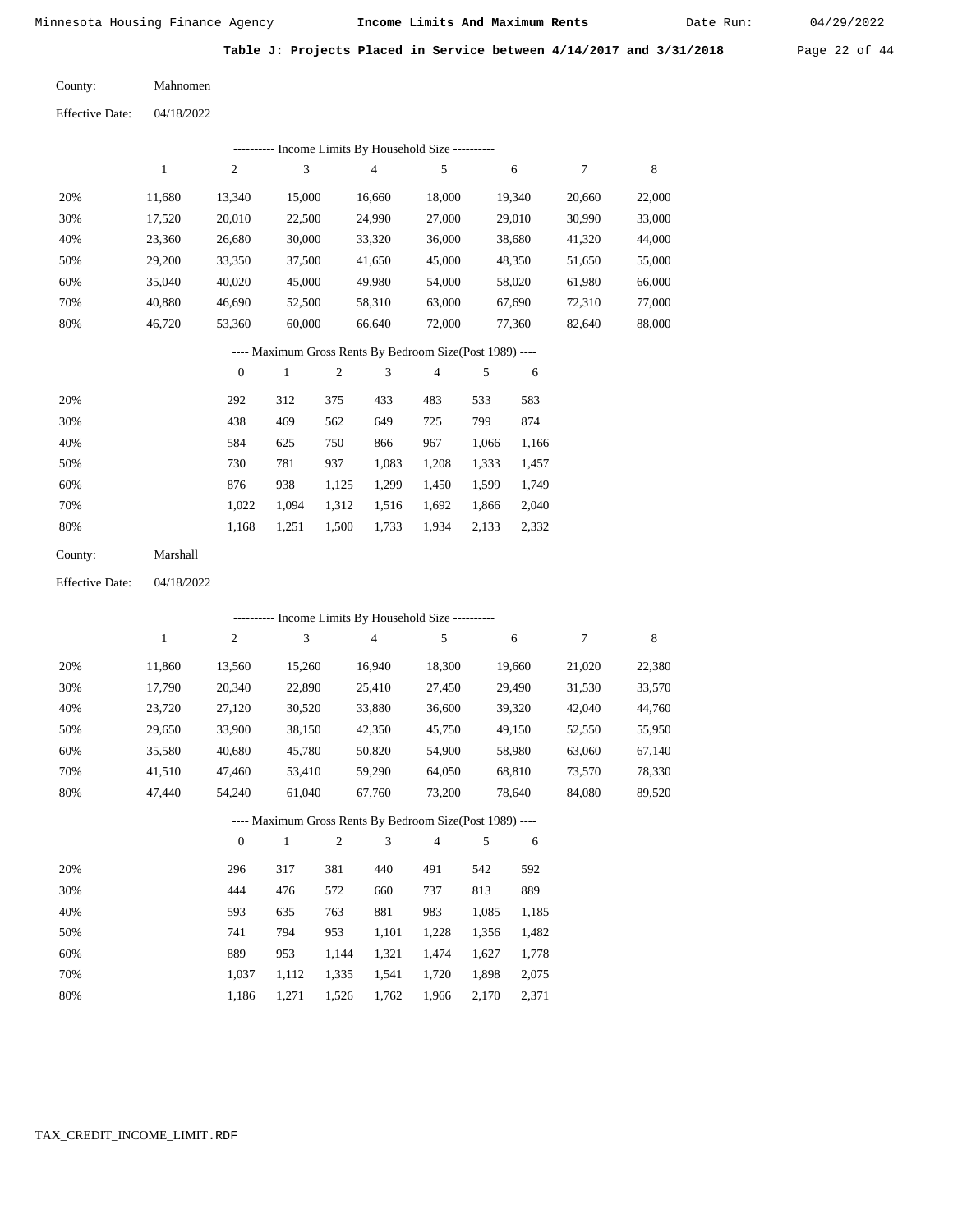Minnesota Housing Finance Agency **Income Limits And Maximum Rents** Date Run: 04/29/2022

**Table J: Projects Placed in Service between 4/14/2017 and 3/31/2018**

County: Mahnomen

Effective Date: 04/18/2022

---------- Income Limits By Household Size ----------

| | 1 | 2 | 3 | 4 | 5 | 6 | 7 | 8 |
|---|---|---|---|---|---|---|---|---|
| 20% | 11,680 | 13,340 | 15,000 | 16,660 | 18,000 | 19,340 | 20,660 | 22,000 |
| 30% | 17,520 | 20,010 | 22,500 | 24,990 | 27,000 | 29,010 | 30,990 | 33,000 |
| 40% | 23,360 | 26,680 | 30,000 | 33,320 | 36,000 | 38,680 | 41,320 | 44,000 |
| 50% | 29,200 | 33,350 | 37,500 | 41,650 | 45,000 | 48,350 | 51,650 | 55,000 |
| 60% | 35,040 | 40,020 | 45,000 | 49,980 | 54,000 | 58,020 | 61,980 | 66,000 |
| 70% | 40,880 | 46,690 | 52,500 | 58,310 | 63,000 | 67,690 | 72,310 | 77,000 |
| 80% | 46,720 | 53,360 | 60,000 | 66,640 | 72,000 | 77,360 | 82,640 | 88,000 |

---- Maximum Gross Rents By Bedroom Size(Post 1989) ----

| | 0 | 1 | 2 | 3 | 4 | 5 | 6 |
|---|---|---|---|---|---|---|---|
| 20% | 292 | 312 | 375 | 433 | 483 | 533 | 583 |
| 30% | 438 | 469 | 562 | 649 | 725 | 799 | 874 |
| 40% | 584 | 625 | 750 | 866 | 967 | 1,066 | 1,166 |
| 50% | 730 | 781 | 937 | 1,083 | 1,208 | 1,333 | 1,457 |
| 60% | 876 | 938 | 1,125 | 1,299 | 1,450 | 1,599 | 1,749 |
| 70% | 1,022 | 1,094 | 1,312 | 1,516 | 1,692 | 1,866 | 2,040 |
| 80% | 1,168 | 1,251 | 1,500 | 1,733 | 1,934 | 2,133 | 2,332 |

County: Marshall

Effective Date: 04/18/2022

---------- Income Limits By Household Size ----------

| | 1 | 2 | 3 | 4 | 5 | 6 | 7 | 8 |
|---|---|---|---|---|---|---|---|---|
| 20% | 11,860 | 13,560 | 15,260 | 16,940 | 18,300 | 19,660 | 21,020 | 22,380 |
| 30% | 17,790 | 20,340 | 22,890 | 25,410 | 27,450 | 29,490 | 31,530 | 33,570 |
| 40% | 23,720 | 27,120 | 30,520 | 33,880 | 36,600 | 39,320 | 42,040 | 44,760 |
| 50% | 29,650 | 33,900 | 38,150 | 42,350 | 45,750 | 49,150 | 52,550 | 55,950 |
| 60% | 35,580 | 40,680 | 45,780 | 50,820 | 54,900 | 58,980 | 63,060 | 67,140 |
| 70% | 41,510 | 47,460 | 53,410 | 59,290 | 64,050 | 68,810 | 73,570 | 78,330 |
| 80% | 47,440 | 54,240 | 61,040 | 67,760 | 73,200 | 78,640 | 84,080 | 89,520 |

---- Maximum Gross Rents By Bedroom Size(Post 1989) ----

| | 0 | 1 | 2 | 3 | 4 | 5 | 6 |
|---|---|---|---|---|---|---|---|
| 20% | 296 | 317 | 381 | 440 | 491 | 542 | 592 |
| 30% | 444 | 476 | 572 | 660 | 737 | 813 | 889 |
| 40% | 593 | 635 | 763 | 881 | 983 | 1,085 | 1,185 |
| 50% | 741 | 794 | 953 | 1,101 | 1,228 | 1,356 | 1,482 |
| 60% | 889 | 953 | 1,144 | 1,321 | 1,474 | 1,627 | 1,778 |
| 70% | 1,037 | 1,112 | 1,335 | 1,541 | 1,720 | 1,898 | 2,075 |
| 80% | 1,186 | 1,271 | 1,526 | 1,762 | 1,966 | 2,170 | 2,371 |

TAX_CREDIT_INCOME_LIMIT.RDF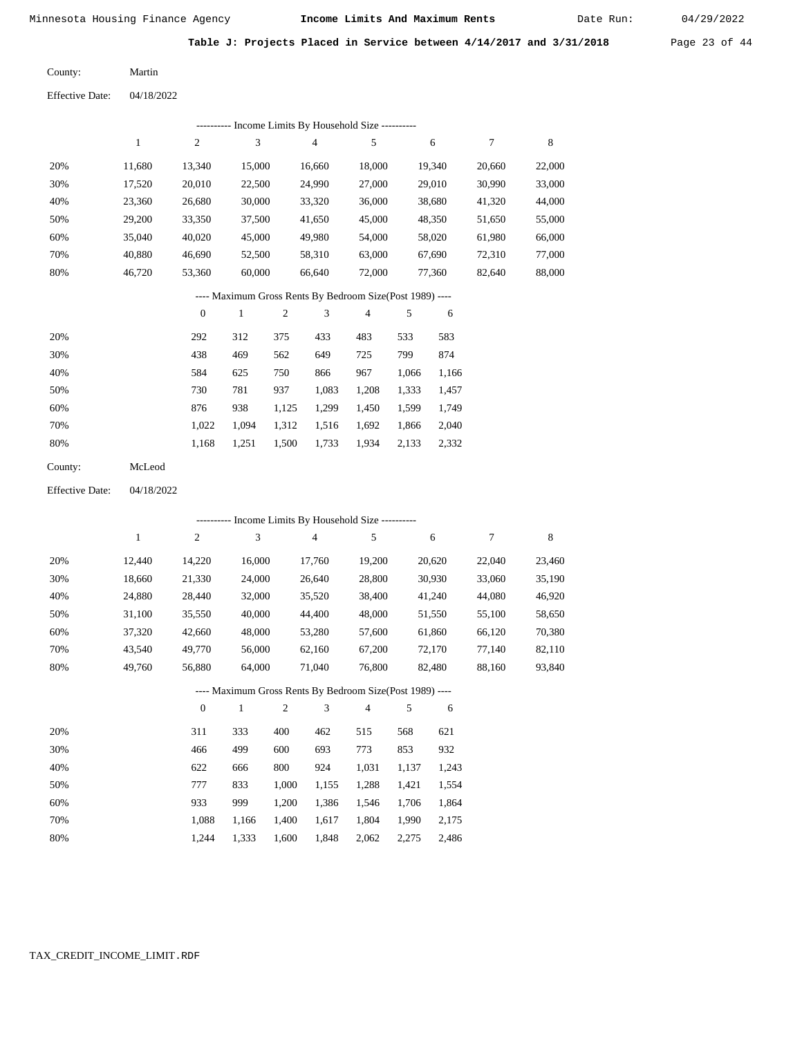## Table J: Projects Placed in Service between 4/14/2017 and 3/31/2018

County: Martin

Effective Date: 04/18/2022

---------- Income Limits By Household Size ----------

| | 1 | 2 | 3 | 4 | 5 | 6 | 7 | 8 |
|---|---|---|---|---|---|---|---|---|
| 20% | 11,680 | 13,340 | 15,000 | 16,660 | 18,000 | 19,340 | 20,660 | 22,000 |
| 30% | 17,520 | 20,010 | 22,500 | 24,990 | 27,000 | 29,010 | 30,990 | 33,000 |
| 40% | 23,360 | 26,680 | 30,000 | 33,320 | 36,000 | 38,680 | 41,320 | 44,000 |
| 50% | 29,200 | 33,350 | 37,500 | 41,650 | 45,000 | 48,350 | 51,650 | 55,000 |
| 60% | 35,040 | 40,020 | 45,000 | 49,980 | 54,000 | 58,020 | 61,980 | 66,000 |
| 70% | 40,880 | 46,690 | 52,500 | 58,310 | 63,000 | 67,690 | 72,310 | 77,000 |
| 80% | 46,720 | 53,360 | 60,000 | 66,640 | 72,000 | 77,360 | 82,640 | 88,000 |

---- Maximum Gross Rents By Bedroom Size(Post 1989) ----

| | 0 | 1 | 2 | 3 | 4 | 5 | 6 |
|---|---|---|---|---|---|---|---|
| 20% | 292 | 312 | 375 | 433 | 483 | 533 | 583 |
| 30% | 438 | 469 | 562 | 649 | 725 | 799 | 874 |
| 40% | 584 | 625 | 750 | 866 | 967 | 1,066 | 1,166 |
| 50% | 730 | 781 | 937 | 1,083 | 1,208 | 1,333 | 1,457 |
| 60% | 876 | 938 | 1,125 | 1,299 | 1,450 | 1,599 | 1,749 |
| 70% | 1,022 | 1,094 | 1,312 | 1,516 | 1,692 | 1,866 | 2,040 |
| 80% | 1,168 | 1,251 | 1,500 | 1,733 | 1,934 | 2,133 | 2,332 |

County: McLeod

Effective Date: 04/18/2022

---------- Income Limits By Household Size ----------

| | 1 | 2 | 3 | 4 | 5 | 6 | 7 | 8 |
|---|---|---|---|---|---|---|---|---|
| 20% | 12,440 | 14,220 | 16,000 | 17,760 | 19,200 | 20,620 | 22,040 | 23,460 |
| 30% | 18,660 | 21,330 | 24,000 | 26,640 | 28,800 | 30,930 | 33,060 | 35,190 |
| 40% | 24,880 | 28,440 | 32,000 | 35,520 | 38,400 | 41,240 | 44,080 | 46,920 |
| 50% | 31,100 | 35,550 | 40,000 | 44,400 | 48,000 | 51,550 | 55,100 | 58,650 |
| 60% | 37,320 | 42,660 | 48,000 | 53,280 | 57,600 | 61,860 | 66,120 | 70,380 |
| 70% | 43,540 | 49,770 | 56,000 | 62,160 | 67,200 | 72,170 | 77,140 | 82,110 |
| 80% | 49,760 | 56,880 | 64,000 | 71,040 | 76,800 | 82,480 | 88,160 | 93,840 |

---- Maximum Gross Rents By Bedroom Size(Post 1989) ----

| | 0 | 1 | 2 | 3 | 4 | 5 | 6 |
|---|---|---|---|---|---|---|---|
| 20% | 311 | 333 | 400 | 462 | 515 | 568 | 621 |
| 30% | 466 | 499 | 600 | 693 | 773 | 853 | 932 |
| 40% | 622 | 666 | 800 | 924 | 1,031 | 1,137 | 1,243 |
| 50% | 777 | 833 | 1,000 | 1,155 | 1,288 | 1,421 | 1,554 |
| 60% | 933 | 999 | 1,200 | 1,386 | 1,546 | 1,706 | 1,864 |
| 70% | 1,088 | 1,166 | 1,400 | 1,617 | 1,804 | 1,990 | 2,175 |
| 80% | 1,244 | 1,333 | 1,600 | 1,848 | 2,062 | 2,275 | 2,486 |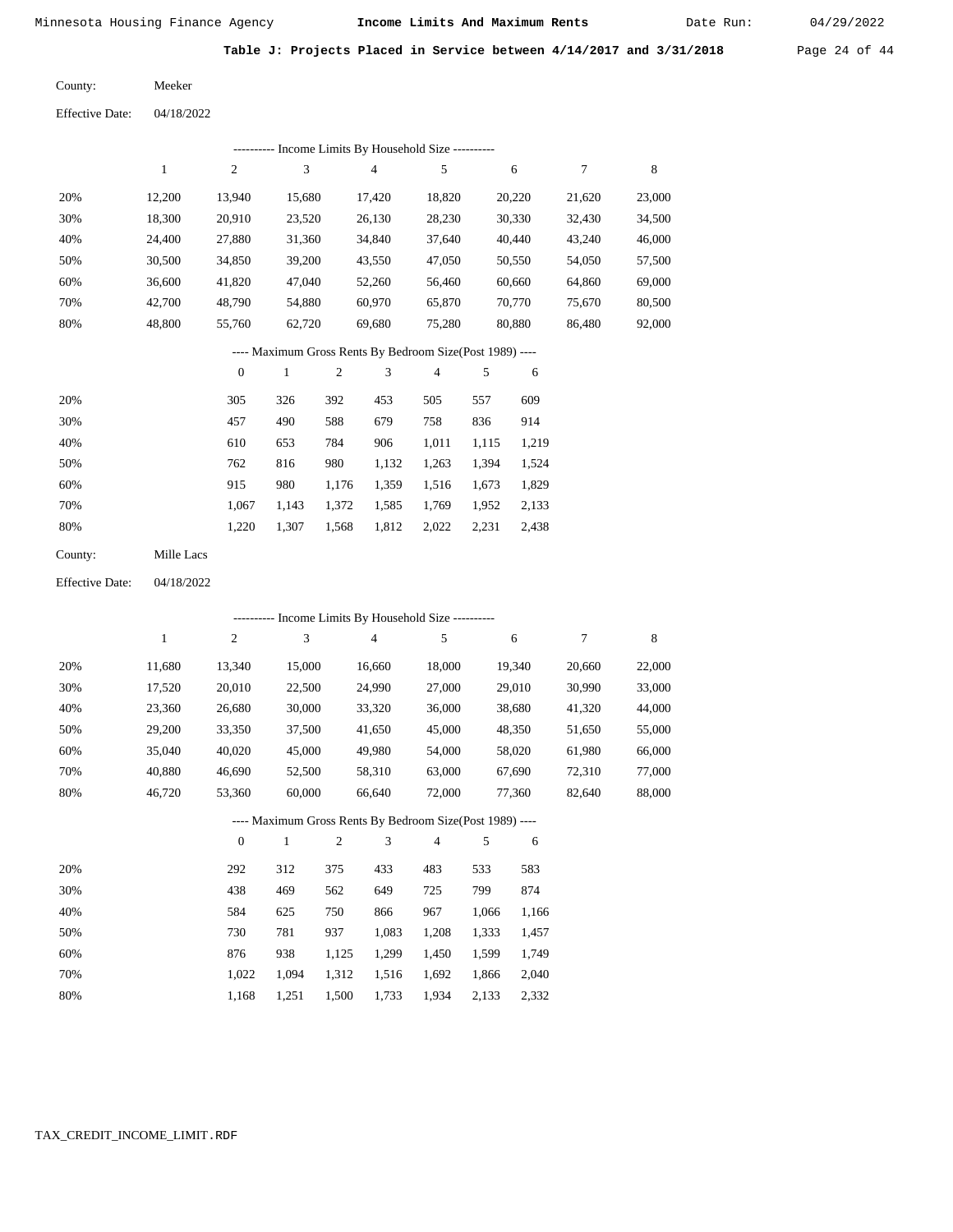Minnesota Housing Finance Agency **Income Limits And Maximum Rents** Date Run: 04/29/2022

## Table J: Projects Placed in Service between 4/14/2017 and 3/31/2018

County: Meeker

Effective Date: 04/18/2022

---------- Income Limits By Household Size ----------

| | 1 | 2 | 3 | 4 | 5 | 6 | 7 | 8 |
|---|---|---|---|---|---|---|---|---|
| 20% | 12,200 | 13,940 | 15,680 | 17,420 | 18,820 | 20,220 | 21,620 | 23,000 |
| 30% | 18,300 | 20,910 | 23,520 | 26,130 | 28,230 | 30,330 | 32,430 | 34,500 |
| 40% | 24,400 | 27,880 | 31,360 | 34,840 | 37,640 | 40,440 | 43,240 | 46,000 |
| 50% | 30,500 | 34,850 | 39,200 | 43,550 | 47,050 | 50,550 | 54,050 | 57,500 |
| 60% | 36,600 | 41,820 | 47,040 | 52,260 | 56,460 | 60,660 | 64,860 | 69,000 |
| 70% | 42,700 | 48,790 | 54,880 | 60,970 | 65,870 | 70,770 | 75,670 | 80,500 |
| 80% | 48,800 | 55,760 | 62,720 | 69,680 | 75,280 | 80,880 | 86,480 | 92,000 |

---- Maximum Gross Rents By Bedroom Size(Post 1989) ----

| | 0 | 1 | 2 | 3 | 4 | 5 | 6 |
|---|---|---|---|---|---|---|---|
| 20% | 305 | 326 | 392 | 453 | 505 | 557 | 609 |
| 30% | 457 | 490 | 588 | 679 | 758 | 836 | 914 |
| 40% | 610 | 653 | 784 | 906 | 1,011 | 1,115 | 1,219 |
| 50% | 762 | 816 | 980 | 1,132 | 1,263 | 1,394 | 1,524 |
| 60% | 915 | 980 | 1,176 | 1,359 | 1,516 | 1,673 | 1,829 |
| 70% | 1,067 | 1,143 | 1,372 | 1,585 | 1,769 | 1,952 | 2,133 |
| 80% | 1,220 | 1,307 | 1,568 | 1,812 | 2,022 | 2,231 | 2,438 |

County: Mille Lacs

Effective Date: 04/18/2022

---------- Income Limits By Household Size ----------

| | 1 | 2 | 3 | 4 | 5 | 6 | 7 | 8 |
|---|---|---|---|---|---|---|---|---|
| 20% | 11,680 | 13,340 | 15,000 | 16,660 | 18,000 | 19,340 | 20,660 | 22,000 |
| 30% | 17,520 | 20,010 | 22,500 | 24,990 | 27,000 | 29,010 | 30,990 | 33,000 |
| 40% | 23,360 | 26,680 | 30,000 | 33,320 | 36,000 | 38,680 | 41,320 | 44,000 |
| 50% | 29,200 | 33,350 | 37,500 | 41,650 | 45,000 | 48,350 | 51,650 | 55,000 |
| 60% | 35,040 | 40,020 | 45,000 | 49,980 | 54,000 | 58,020 | 61,980 | 66,000 |
| 70% | 40,880 | 46,690 | 52,500 | 58,310 | 63,000 | 67,690 | 72,310 | 77,000 |
| 80% | 46,720 | 53,360 | 60,000 | 66,640 | 72,000 | 77,360 | 82,640 | 88,000 |

---- Maximum Gross Rents By Bedroom Size(Post 1989) ----

| | 0 | 1 | 2 | 3 | 4 | 5 | 6 |
|---|---|---|---|---|---|---|---|
| 20% | 292 | 312 | 375 | 433 | 483 | 533 | 583 |
| 30% | 438 | 469 | 562 | 649 | 725 | 799 | 874 |
| 40% | 584 | 625 | 750 | 866 | 967 | 1,066 | 1,166 |
| 50% | 730 | 781 | 937 | 1,083 | 1,208 | 1,333 | 1,457 |
| 60% | 876 | 938 | 1,125 | 1,299 | 1,450 | 1,599 | 1,749 |
| 70% | 1,022 | 1,094 | 1,312 | 1,516 | 1,692 | 1,866 | 2,040 |
| 80% | 1,168 | 1,251 | 1,500 | 1,733 | 1,934 | 2,133 | 2,332 |

TAX_CREDIT_INCOME_LIMIT.RDF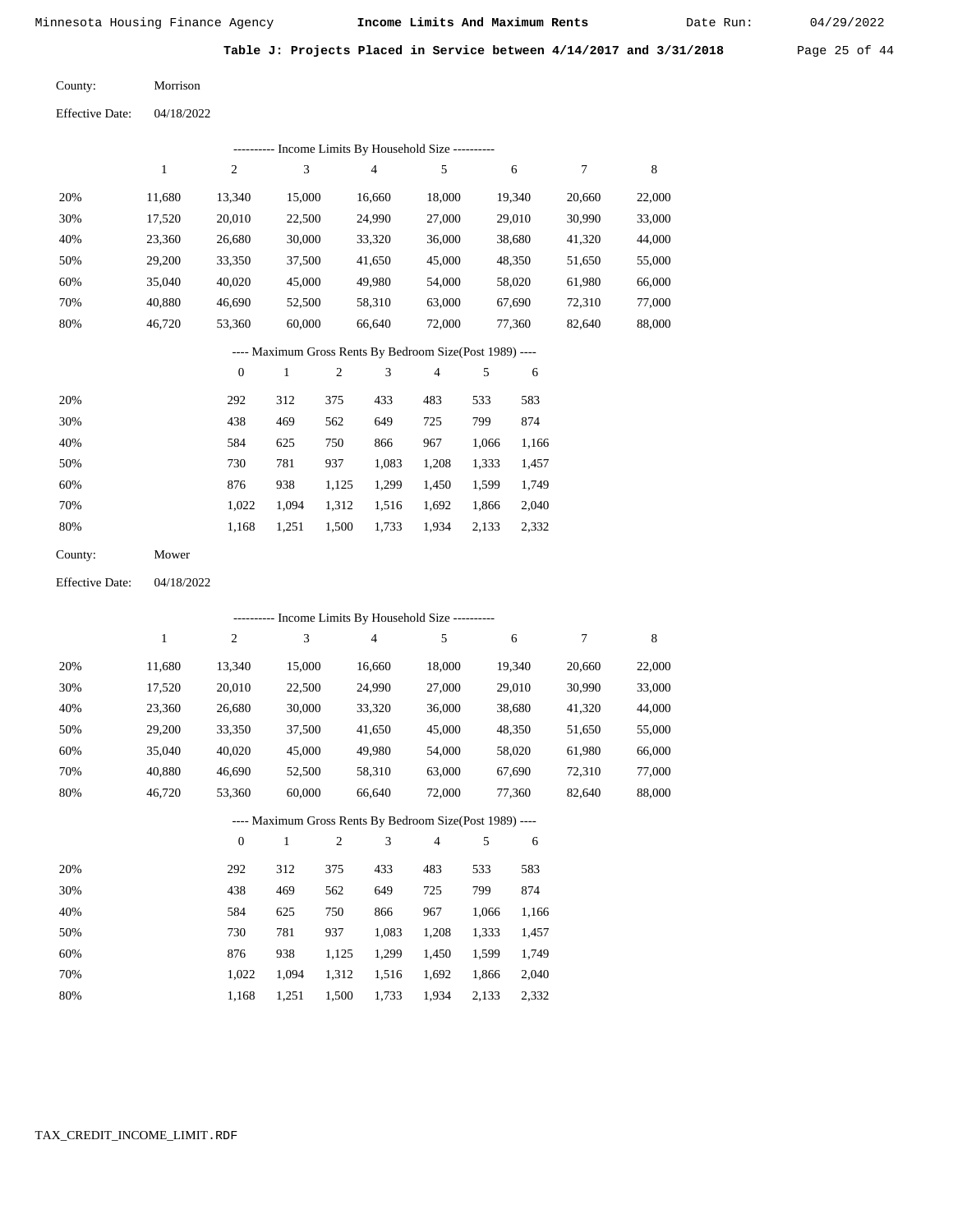## Table J: Projects Placed in Service between 4/14/2017 and 3/31/2018

County: Morrison

Effective Date: 04/18/2022

---------- Income Limits By Household Size ----------

| | 1 | 2 | 3 | 4 | 5 | 6 | 7 | 8 |
|---|---|---|---|---|---|---|---|---|
| 20% | 11,680 | 13,340 | 15,000 | 16,660 | 18,000 | 19,340 | 20,660 | 22,000 |
| 30% | 17,520 | 20,010 | 22,500 | 24,990 | 27,000 | 29,010 | 30,990 | 33,000 |
| 40% | 23,360 | 26,680 | 30,000 | 33,320 | 36,000 | 38,680 | 41,320 | 44,000 |
| 50% | 29,200 | 33,350 | 37,500 | 41,650 | 45,000 | 48,350 | 51,650 | 55,000 |
| 60% | 35,040 | 40,020 | 45,000 | 49,980 | 54,000 | 58,020 | 61,980 | 66,000 |
| 70% | 40,880 | 46,690 | 52,500 | 58,310 | 63,000 | 67,690 | 72,310 | 77,000 |
| 80% | 46,720 | 53,360 | 60,000 | 66,640 | 72,000 | 77,360 | 82,640 | 88,000 |

---- Maximum Gross Rents By Bedroom Size(Post 1989) ----

| | 0 | 1 | 2 | 3 | 4 | 5 | 6 |
|---|---|---|---|---|---|---|---|
| 20% | 292 | 312 | 375 | 433 | 483 | 533 | 583 |
| 30% | 438 | 469 | 562 | 649 | 725 | 799 | 874 |
| 40% | 584 | 625 | 750 | 866 | 967 | 1,066 | 1,166 |
| 50% | 730 | 781 | 937 | 1,083 | 1,208 | 1,333 | 1,457 |
| 60% | 876 | 938 | 1,125 | 1,299 | 1,450 | 1,599 | 1,749 |
| 70% | 1,022 | 1,094 | 1,312 | 1,516 | 1,692 | 1,866 | 2,040 |
| 80% | 1,168 | 1,251 | 1,500 | 1,733 | 1,934 | 2,133 | 2,332 |

County: Mower

Effective Date: 04/18/2022

---------- Income Limits By Household Size ----------

| | 1 | 2 | 3 | 4 | 5 | 6 | 7 | 8 |
|---|---|---|---|---|---|---|---|---|
| 20% | 11,680 | 13,340 | 15,000 | 16,660 | 18,000 | 19,340 | 20,660 | 22,000 |
| 30% | 17,520 | 20,010 | 22,500 | 24,990 | 27,000 | 29,010 | 30,990 | 33,000 |
| 40% | 23,360 | 26,680 | 30,000 | 33,320 | 36,000 | 38,680 | 41,320 | 44,000 |
| 50% | 29,200 | 33,350 | 37,500 | 41,650 | 45,000 | 48,350 | 51,650 | 55,000 |
| 60% | 35,040 | 40,020 | 45,000 | 49,980 | 54,000 | 58,020 | 61,980 | 66,000 |
| 70% | 40,880 | 46,690 | 52,500 | 58,310 | 63,000 | 67,690 | 72,310 | 77,000 |
| 80% | 46,720 | 53,360 | 60,000 | 66,640 | 72,000 | 77,360 | 82,640 | 88,000 |

---- Maximum Gross Rents By Bedroom Size(Post 1989) ----

| | 0 | 1 | 2 | 3 | 4 | 5 | 6 |
|---|---|---|---|---|---|---|---|
| 20% | 292 | 312 | 375 | 433 | 483 | 533 | 583 |
| 30% | 438 | 469 | 562 | 649 | 725 | 799 | 874 |
| 40% | 584 | 625 | 750 | 866 | 967 | 1,066 | 1,166 |
| 50% | 730 | 781 | 937 | 1,083 | 1,208 | 1,333 | 1,457 |
| 60% | 876 | 938 | 1,125 | 1,299 | 1,450 | 1,599 | 1,749 |
| 70% | 1,022 | 1,094 | 1,312 | 1,516 | 1,692 | 1,866 | 2,040 |
| 80% | 1,168 | 1,251 | 1,500 | 1,733 | 1,934 | 2,133 | 2,332 |

TAX_CREDIT_INCOME_LIMIT.RDF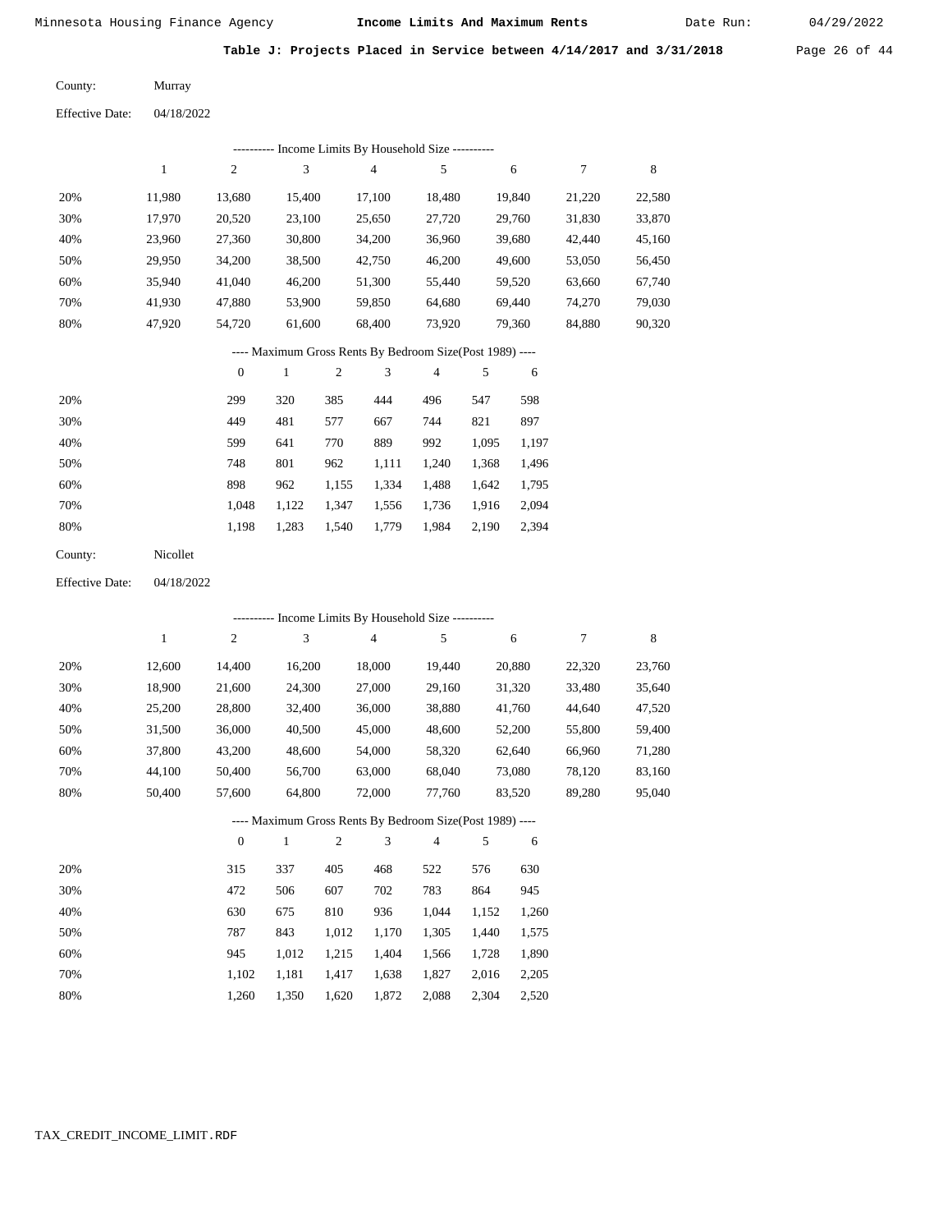## Table J: Projects Placed in Service between 4/14/2017 and 3/31/2018

County: Murray

Effective Date: 04/18/2022

---------- Income Limits By Household Size ----------

| | 1 | 2 | 3 | 4 | 5 | 6 | 7 | 8 |
|---|---|---|---|---|---|---|---|---|
| 20% | 11,980 | 13,680 | 15,400 | 17,100 | 18,480 | 19,840 | 21,220 | 22,580 |
| 30% | 17,970 | 20,520 | 23,100 | 25,650 | 27,720 | 29,760 | 31,830 | 33,870 |
| 40% | 23,960 | 27,360 | 30,800 | 34,200 | 36,960 | 39,680 | 42,440 | 45,160 |
| 50% | 29,950 | 34,200 | 38,500 | 42,750 | 46,200 | 49,600 | 53,050 | 56,450 |
| 60% | 35,940 | 41,040 | 46,200 | 51,300 | 55,440 | 59,520 | 63,660 | 67,740 |
| 70% | 41,930 | 47,880 | 53,900 | 59,850 | 64,680 | 69,440 | 74,270 | 79,030 |
| 80% | 47,920 | 54,720 | 61,600 | 68,400 | 73,920 | 79,360 | 84,880 | 90,320 |

---- Maximum Gross Rents By Bedroom Size(Post 1989) ----

| | 0 | 1 | 2 | 3 | 4 | 5 | 6 |
|---|---|---|---|---|---|---|---|
| 20% | 299 | 320 | 385 | 444 | 496 | 547 | 598 |
| 30% | 449 | 481 | 577 | 667 | 744 | 821 | 897 |
| 40% | 599 | 641 | 770 | 889 | 992 | 1,095 | 1,197 |
| 50% | 748 | 801 | 962 | 1,111 | 1,240 | 1,368 | 1,496 |
| 60% | 898 | 962 | 1,155 | 1,334 | 1,488 | 1,642 | 1,795 |
| 70% | 1,048 | 1,122 | 1,347 | 1,556 | 1,736 | 1,916 | 2,094 |
| 80% | 1,198 | 1,283 | 1,540 | 1,779 | 1,984 | 2,190 | 2,394 |

County: Nicollet

Effective Date: 04/18/2022

---------- Income Limits By Household Size ----------

| | 1 | 2 | 3 | 4 | 5 | 6 | 7 | 8 |
|---|---|---|---|---|---|---|---|---|
| 20% | 12,600 | 14,400 | 16,200 | 18,000 | 19,440 | 20,880 | 22,320 | 23,760 |
| 30% | 18,900 | 21,600 | 24,300 | 27,000 | 29,160 | 31,320 | 33,480 | 35,640 |
| 40% | 25,200 | 28,800 | 32,400 | 36,000 | 38,880 | 41,760 | 44,640 | 47,520 |
| 50% | 31,500 | 36,000 | 40,500 | 45,000 | 48,600 | 52,200 | 55,800 | 59,400 |
| 60% | 37,800 | 43,200 | 48,600 | 54,000 | 58,320 | 62,640 | 66,960 | 71,280 |
| 70% | 44,100 | 50,400 | 56,700 | 63,000 | 68,040 | 73,080 | 78,120 | 83,160 |
| 80% | 50,400 | 57,600 | 64,800 | 72,000 | 77,760 | 83,520 | 89,280 | 95,040 |

---- Maximum Gross Rents By Bedroom Size(Post 1989) ----

| | 0 | 1 | 2 | 3 | 4 | 5 | 6 |
|---|---|---|---|---|---|---|---|
| 20% | 315 | 337 | 405 | 468 | 522 | 576 | 630 |
| 30% | 472 | 506 | 607 | 702 | 783 | 864 | 945 |
| 40% | 630 | 675 | 810 | 936 | 1,044 | 1,152 | 1,260 |
| 50% | 787 | 843 | 1,012 | 1,170 | 1,305 | 1,440 | 1,575 |
| 60% | 945 | 1,012 | 1,215 | 1,404 | 1,566 | 1,728 | 1,890 |
| 70% | 1,102 | 1,181 | 1,417 | 1,638 | 1,827 | 2,016 | 2,205 |
| 80% | 1,260 | 1,350 | 1,620 | 1,872 | 2,088 | 2,304 | 2,520 |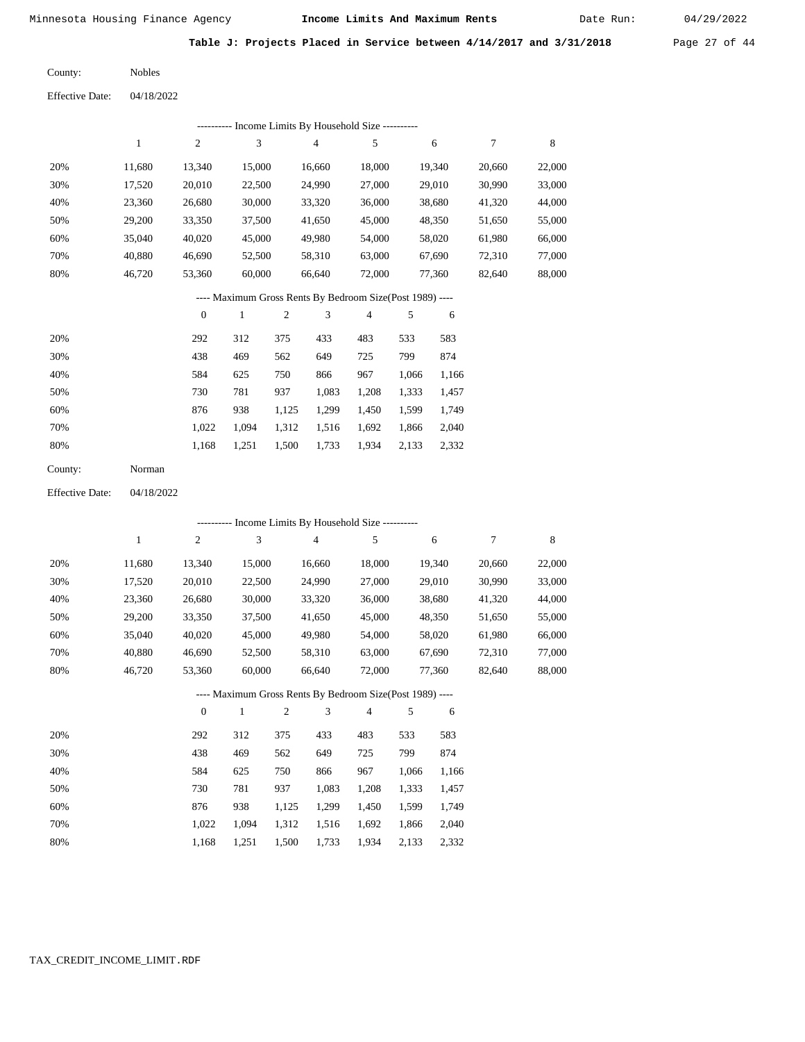Minnesota Housing Finance Agency **Income Limits And Maximum Rents** Date Run: 04/29/2022

**Table J: Projects Placed in Service between 4/14/2017 and 3/31/2018**

County: Nobles

Effective Date: 04/18/2022

---------- Income Limits By Household Size ----------

| | 1 | 2 | 3 | 4 | 5 | 6 | 7 | 8 |
|---|---|---|---|---|---|---|---|---|
| 20% | 11,680 | 13,340 | 15,000 | 16,660 | 18,000 | 19,340 | 20,660 | 22,000 |
| 30% | 17,520 | 20,010 | 22,500 | 24,990 | 27,000 | 29,010 | 30,990 | 33,000 |
| 40% | 23,360 | 26,680 | 30,000 | 33,320 | 36,000 | 38,680 | 41,320 | 44,000 |
| 50% | 29,200 | 33,350 | 37,500 | 41,650 | 45,000 | 48,350 | 51,650 | 55,000 |
| 60% | 35,040 | 40,020 | 45,000 | 49,980 | 54,000 | 58,020 | 61,980 | 66,000 |
| 70% | 40,880 | 46,690 | 52,500 | 58,310 | 63,000 | 67,690 | 72,310 | 77,000 |
| 80% | 46,720 | 53,360 | 60,000 | 66,640 | 72,000 | 77,360 | 82,640 | 88,000 |

---- Maximum Gross Rents By Bedroom Size(Post 1989) ----

| | 0 | 1 | 2 | 3 | 4 | 5 | 6 |
|---|---|---|---|---|---|---|---|
| 20% | 292 | 312 | 375 | 433 | 483 | 533 | 583 |
| 30% | 438 | 469 | 562 | 649 | 725 | 799 | 874 |
| 40% | 584 | 625 | 750 | 866 | 967 | 1,066 | 1,166 |
| 50% | 730 | 781 | 937 | 1,083 | 1,208 | 1,333 | 1,457 |
| 60% | 876 | 938 | 1,125 | 1,299 | 1,450 | 1,599 | 1,749 |
| 70% | 1,022 | 1,094 | 1,312 | 1,516 | 1,692 | 1,866 | 2,040 |
| 80% | 1,168 | 1,251 | 1,500 | 1,733 | 1,934 | 2,133 | 2,332 |

County: Norman

Effective Date: 04/18/2022

---------- Income Limits By Household Size ----------

| | 1 | 2 | 3 | 4 | 5 | 6 | 7 | 8 |
|---|---|---|---|---|---|---|---|---|
| 20% | 11,680 | 13,340 | 15,000 | 16,660 | 18,000 | 19,340 | 20,660 | 22,000 |
| 30% | 17,520 | 20,010 | 22,500 | 24,990 | 27,000 | 29,010 | 30,990 | 33,000 |
| 40% | 23,360 | 26,680 | 30,000 | 33,320 | 36,000 | 38,680 | 41,320 | 44,000 |
| 50% | 29,200 | 33,350 | 37,500 | 41,650 | 45,000 | 48,350 | 51,650 | 55,000 |
| 60% | 35,040 | 40,020 | 45,000 | 49,980 | 54,000 | 58,020 | 61,980 | 66,000 |
| 70% | 40,880 | 46,690 | 52,500 | 58,310 | 63,000 | 67,690 | 72,310 | 77,000 |
| 80% | 46,720 | 53,360 | 60,000 | 66,640 | 72,000 | 77,360 | 82,640 | 88,000 |

---- Maximum Gross Rents By Bedroom Size(Post 1989) ----

| | 0 | 1 | 2 | 3 | 4 | 5 | 6 |
|---|---|---|---|---|---|---|---|
| 20% | 292 | 312 | 375 | 433 | 483 | 533 | 583 |
| 30% | 438 | 469 | 562 | 649 | 725 | 799 | 874 |
| 40% | 584 | 625 | 750 | 866 | 967 | 1,066 | 1,166 |
| 50% | 730 | 781 | 937 | 1,083 | 1,208 | 1,333 | 1,457 |
| 60% | 876 | 938 | 1,125 | 1,299 | 1,450 | 1,599 | 1,749 |
| 70% | 1,022 | 1,094 | 1,312 | 1,516 | 1,692 | 1,866 | 2,040 |
| 80% | 1,168 | 1,251 | 1,500 | 1,733 | 1,934 | 2,133 | 2,332 |

TAX_CREDIT_INCOME_LIMIT.RDF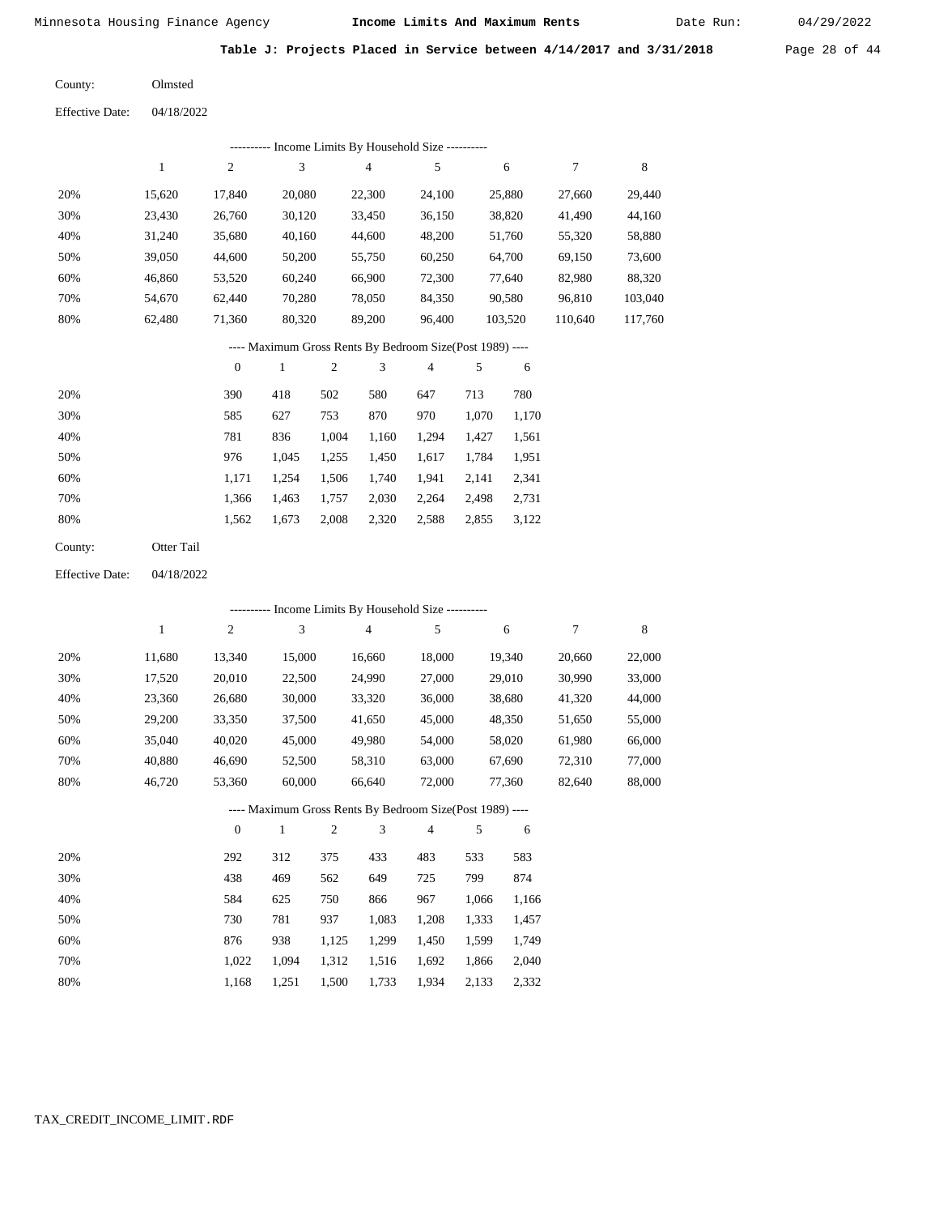## Table J: Projects Placed in Service between 4/14/2017 and 3/31/2018

County: Olmsted

Effective Date: 04/18/2022

---------- Income Limits By Household Size ----------

| | 1 | 2 | 3 | 4 | 5 | 6 | 7 | 8 |
|---|---|---|---|---|---|---|---|---|
| 20% | 15,620 | 17,840 | 20,080 | 22,300 | 24,100 | 25,880 | 27,660 | 29,440 |
| 30% | 23,430 | 26,760 | 30,120 | 33,450 | 36,150 | 38,820 | 41,490 | 44,160 |
| 40% | 31,240 | 35,680 | 40,160 | 44,600 | 48,200 | 51,760 | 55,320 | 58,880 |
| 50% | 39,050 | 44,600 | 50,200 | 55,750 | 60,250 | 64,700 | 69,150 | 73,600 |
| 60% | 46,860 | 53,520 | 60,240 | 66,900 | 72,300 | 77,640 | 82,980 | 88,320 |
| 70% | 54,670 | 62,440 | 70,280 | 78,050 | 84,350 | 90,580 | 96,810 | 103,040 |
| 80% | 62,480 | 71,360 | 80,320 | 89,200 | 96,400 | 103,520 | 110,640 | 117,760 |

---- Maximum Gross Rents By Bedroom Size(Post 1989) ----

| | 0 | 1 | 2 | 3 | 4 | 5 | 6 |
|---|---|---|---|---|---|---|---|
| 20% | 390 | 418 | 502 | 580 | 647 | 713 | 780 |
| 30% | 585 | 627 | 753 | 870 | 970 | 1,070 | 1,170 |
| 40% | 781 | 836 | 1,004 | 1,160 | 1,294 | 1,427 | 1,561 |
| 50% | 976 | 1,045 | 1,255 | 1,450 | 1,617 | 1,784 | 1,951 |
| 60% | 1,171 | 1,254 | 1,506 | 1,740 | 1,941 | 2,141 | 2,341 |
| 70% | 1,366 | 1,463 | 1,757 | 2,030 | 2,264 | 2,498 | 2,731 |
| 80% | 1,562 | 1,673 | 2,008 | 2,320 | 2,588 | 2,855 | 3,122 |

County: Otter Tail

Effective Date: 04/18/2022

---------- Income Limits By Household Size ----------

| | 1 | 2 | 3 | 4 | 5 | 6 | 7 | 8 |
|---|---|---|---|---|---|---|---|---|
| 20% | 11,680 | 13,340 | 15,000 | 16,660 | 18,000 | 19,340 | 20,660 | 22,000 |
| 30% | 17,520 | 20,010 | 22,500 | 24,990 | 27,000 | 29,010 | 30,990 | 33,000 |
| 40% | 23,360 | 26,680 | 30,000 | 33,320 | 36,000 | 38,680 | 41,320 | 44,000 |
| 50% | 29,200 | 33,350 | 37,500 | 41,650 | 45,000 | 48,350 | 51,650 | 55,000 |
| 60% | 35,040 | 40,020 | 45,000 | 49,980 | 54,000 | 58,020 | 61,980 | 66,000 |
| 70% | 40,880 | 46,690 | 52,500 | 58,310 | 63,000 | 67,690 | 72,310 | 77,000 |
| 80% | 46,720 | 53,360 | 60,000 | 66,640 | 72,000 | 77,360 | 82,640 | 88,000 |

---- Maximum Gross Rents By Bedroom Size(Post 1989) ----

| | 0 | 1 | 2 | 3 | 4 | 5 | 6 |
|---|---|---|---|---|---|---|---|
| 20% | 292 | 312 | 375 | 433 | 483 | 533 | 583 |
| 30% | 438 | 469 | 562 | 649 | 725 | 799 | 874 |
| 40% | 584 | 625 | 750 | 866 | 967 | 1,066 | 1,166 |
| 50% | 730 | 781 | 937 | 1,083 | 1,208 | 1,333 | 1,457 |
| 60% | 876 | 938 | 1,125 | 1,299 | 1,450 | 1,599 | 1,749 |
| 70% | 1,022 | 1,094 | 1,312 | 1,516 | 1,692 | 1,866 | 2,040 |
| 80% | 1,168 | 1,251 | 1,500 | 1,733 | 1,934 | 2,133 | 2,332 |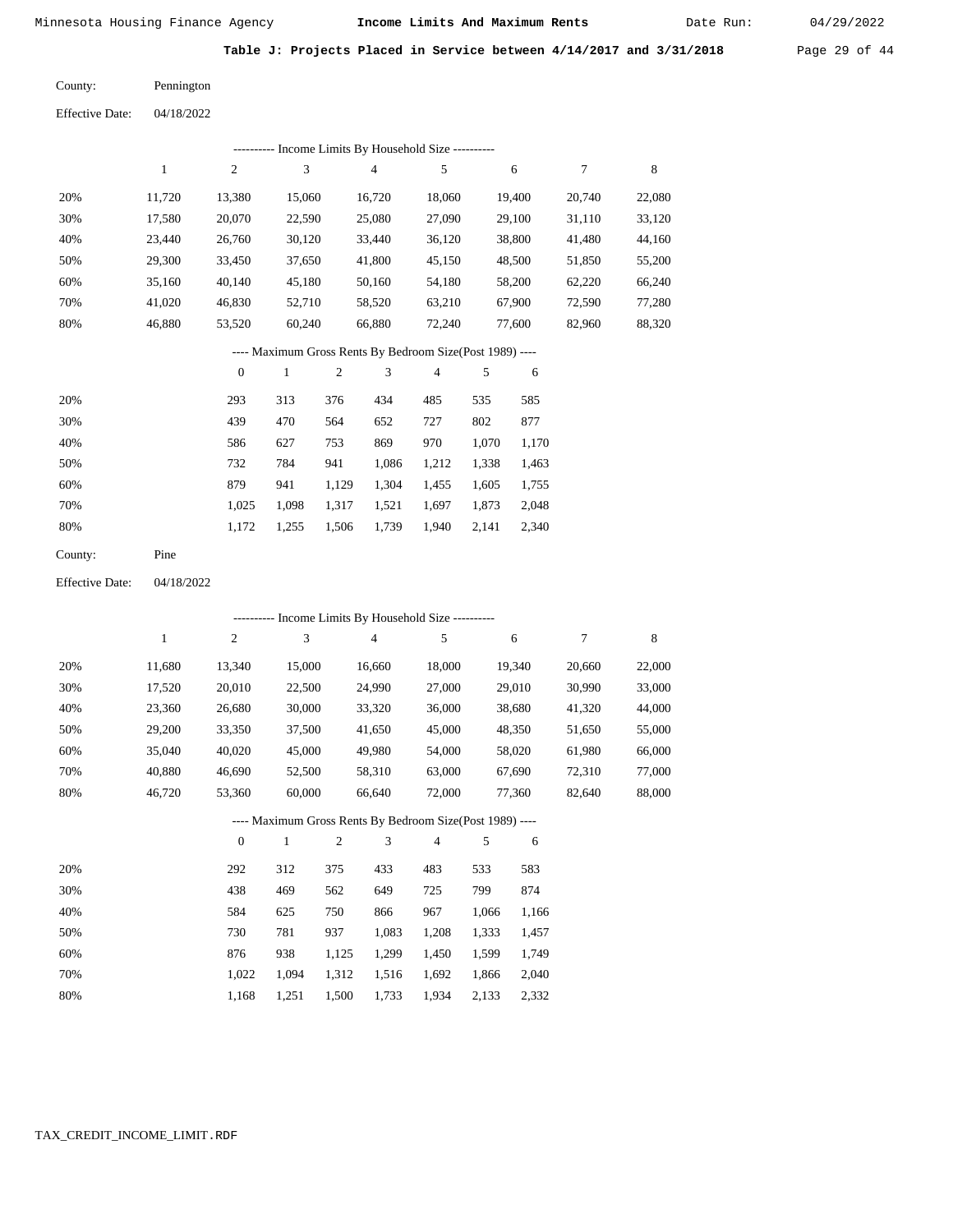**Table J: Projects Placed in Service between 4/14/2017 and 3/31/2018**

County: Pennington

Effective Date: 04/18/2022

---------- Income Limits By Household Size ----------

| | 1 | 2 | 3 | 4 | 5 | 6 | 7 | 8 |
|---|---|---|---|---|---|---|---|---|
| 20% | 11,720 | 13,380 | 15,060 | 16,720 | 18,060 | 19,400 | 20,740 | 22,080 |
| 30% | 17,580 | 20,070 | 22,590 | 25,080 | 27,090 | 29,100 | 31,110 | 33,120 |
| 40% | 23,440 | 26,760 | 30,120 | 33,440 | 36,120 | 38,800 | 41,480 | 44,160 |
| 50% | 29,300 | 33,450 | 37,650 | 41,800 | 45,150 | 48,500 | 51,850 | 55,200 |
| 60% | 35,160 | 40,140 | 45,180 | 50,160 | 54,180 | 58,200 | 62,220 | 66,240 |
| 70% | 41,020 | 46,830 | 52,710 | 58,520 | 63,210 | 67,900 | 72,590 | 77,280 |
| 80% | 46,880 | 53,520 | 60,240 | 66,880 | 72,240 | 77,600 | 82,960 | 88,320 |

---- Maximum Gross Rents By Bedroom Size(Post 1989) ----

| | 0 | 1 | 2 | 3 | 4 | 5 | 6 |
|---|---|---|---|---|---|---|---|
| 20% | 293 | 313 | 376 | 434 | 485 | 535 | 585 |
| 30% | 439 | 470 | 564 | 652 | 727 | 802 | 877 |
| 40% | 586 | 627 | 753 | 869 | 970 | 1,070 | 1,170 |
| 50% | 732 | 784 | 941 | 1,086 | 1,212 | 1,338 | 1,463 |
| 60% | 879 | 941 | 1,129 | 1,304 | 1,455 | 1,605 | 1,755 |
| 70% | 1,025 | 1,098 | 1,317 | 1,521 | 1,697 | 1,873 | 2,048 |
| 80% | 1,172 | 1,255 | 1,506 | 1,739 | 1,940 | 2,141 | 2,340 |

County: Pine

Effective Date: 04/18/2022

---------- Income Limits By Household Size ----------

| | 1 | 2 | 3 | 4 | 5 | 6 | 7 | 8 |
|---|---|---|---|---|---|---|---|---|
| 20% | 11,680 | 13,340 | 15,000 | 16,660 | 18,000 | 19,340 | 20,660 | 22,000 |
| 30% | 17,520 | 20,010 | 22,500 | 24,990 | 27,000 | 29,010 | 30,990 | 33,000 |
| 40% | 23,360 | 26,680 | 30,000 | 33,320 | 36,000 | 38,680 | 41,320 | 44,000 |
| 50% | 29,200 | 33,350 | 37,500 | 41,650 | 45,000 | 48,350 | 51,650 | 55,000 |
| 60% | 35,040 | 40,020 | 45,000 | 49,980 | 54,000 | 58,020 | 61,980 | 66,000 |
| 70% | 40,880 | 46,690 | 52,500 | 58,310 | 63,000 | 67,690 | 72,310 | 77,000 |
| 80% | 46,720 | 53,360 | 60,000 | 66,640 | 72,000 | 77,360 | 82,640 | 88,000 |

---- Maximum Gross Rents By Bedroom Size(Post 1989) ----

| | 0 | 1 | 2 | 3 | 4 | 5 | 6 |
|---|---|---|---|---|---|---|---|
| 20% | 292 | 312 | 375 | 433 | 483 | 533 | 583 |
| 30% | 438 | 469 | 562 | 649 | 725 | 799 | 874 |
| 40% | 584 | 625 | 750 | 866 | 967 | 1,066 | 1,166 |
| 50% | 730 | 781 | 937 | 1,083 | 1,208 | 1,333 | 1,457 |
| 60% | 876 | 938 | 1,125 | 1,299 | 1,450 | 1,599 | 1,749 |
| 70% | 1,022 | 1,094 | 1,312 | 1,516 | 1,692 | 1,866 | 2,040 |
| 80% | 1,168 | 1,251 | 1,500 | 1,733 | 1,934 | 2,133 | 2,332 |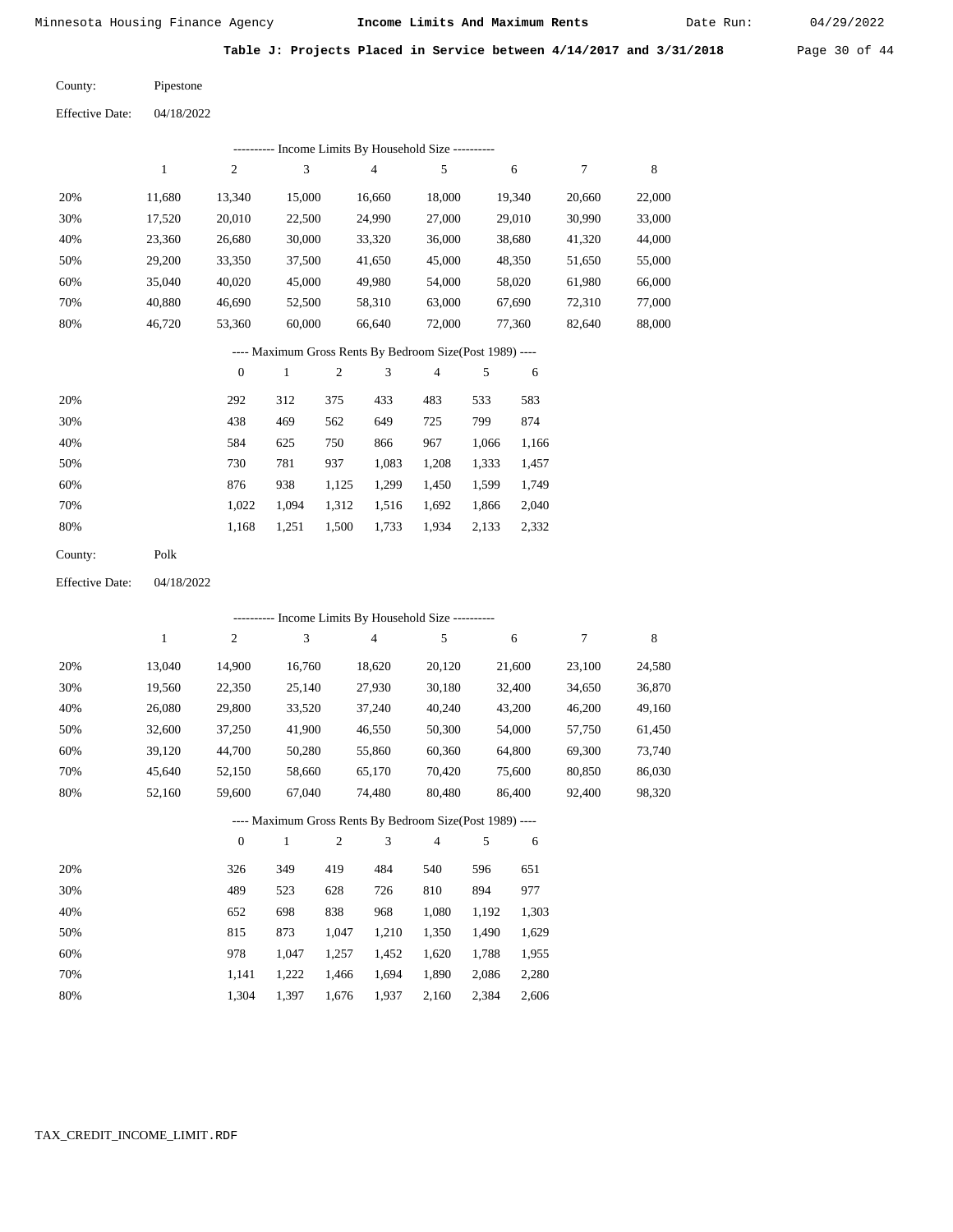Minnesota Housing Finance Agency **Income Limits And Maximum Rents** Date Run: 04/29/2022

**Table J: Projects Placed in Service between 4/14/2017 and 3/31/2018**

County: Pipestone

Effective Date: 04/18/2022

---------- Income Limits By Household Size ----------

| | 1 | 2 | 3 | 4 | 5 | 6 | 7 | 8 |
|---|---|---|---|---|---|---|---|---|
| 20% | 11,680 | 13,340 | 15,000 | 16,660 | 18,000 | 19,340 | 20,660 | 22,000 |
| 30% | 17,520 | 20,010 | 22,500 | 24,990 | 27,000 | 29,010 | 30,990 | 33,000 |
| 40% | 23,360 | 26,680 | 30,000 | 33,320 | 36,000 | 38,680 | 41,320 | 44,000 |
| 50% | 29,200 | 33,350 | 37,500 | 41,650 | 45,000 | 48,350 | 51,650 | 55,000 |
| 60% | 35,040 | 40,020 | 45,000 | 49,980 | 54,000 | 58,020 | 61,980 | 66,000 |
| 70% | 40,880 | 46,690 | 52,500 | 58,310 | 63,000 | 67,690 | 72,310 | 77,000 |
| 80% | 46,720 | 53,360 | 60,000 | 66,640 | 72,000 | 77,360 | 82,640 | 88,000 |

---- Maximum Gross Rents By Bedroom Size(Post 1989) ----

| | 0 | 1 | 2 | 3 | 4 | 5 | 6 |
|---|---|---|---|---|---|---|---|
| 20% | 292 | 312 | 375 | 433 | 483 | 533 | 583 |
| 30% | 438 | 469 | 562 | 649 | 725 | 799 | 874 |
| 40% | 584 | 625 | 750 | 866 | 967 | 1,066 | 1,166 |
| 50% | 730 | 781 | 937 | 1,083 | 1,208 | 1,333 | 1,457 |
| 60% | 876 | 938 | 1,125 | 1,299 | 1,450 | 1,599 | 1,749 |
| 70% | 1,022 | 1,094 | 1,312 | 1,516 | 1,692 | 1,866 | 2,040 |
| 80% | 1,168 | 1,251 | 1,500 | 1,733 | 1,934 | 2,133 | 2,332 |

County: Polk

Effective Date: 04/18/2022

---------- Income Limits By Household Size ----------

| | 1 | 2 | 3 | 4 | 5 | 6 | 7 | 8 |
|---|---|---|---|---|---|---|---|---|
| 20% | 13,040 | 14,900 | 16,760 | 18,620 | 20,120 | 21,600 | 23,100 | 24,580 |
| 30% | 19,560 | 22,350 | 25,140 | 27,930 | 30,180 | 32,400 | 34,650 | 36,870 |
| 40% | 26,080 | 29,800 | 33,520 | 37,240 | 40,240 | 43,200 | 46,200 | 49,160 |
| 50% | 32,600 | 37,250 | 41,900 | 46,550 | 50,300 | 54,000 | 57,750 | 61,450 |
| 60% | 39,120 | 44,700 | 50,280 | 55,860 | 60,360 | 64,800 | 69,300 | 73,740 |
| 70% | 45,640 | 52,150 | 58,660 | 65,170 | 70,420 | 75,600 | 80,850 | 86,030 |
| 80% | 52,160 | 59,600 | 67,040 | 74,480 | 80,480 | 86,400 | 92,400 | 98,320 |

---- Maximum Gross Rents By Bedroom Size(Post 1989) ----

| | 0 | 1 | 2 | 3 | 4 | 5 | 6 |
|---|---|---|---|---|---|---|---|
| 20% | 326 | 349 | 419 | 484 | 540 | 596 | 651 |
| 30% | 489 | 523 | 628 | 726 | 810 | 894 | 977 |
| 40% | 652 | 698 | 838 | 968 | 1,080 | 1,192 | 1,303 |
| 50% | 815 | 873 | 1,047 | 1,210 | 1,350 | 1,490 | 1,629 |
| 60% | 978 | 1,047 | 1,257 | 1,452 | 1,620 | 1,788 | 1,955 |
| 70% | 1,141 | 1,222 | 1,466 | 1,694 | 1,890 | 2,086 | 2,280 |
| 80% | 1,304 | 1,397 | 1,676 | 1,937 | 2,160 | 2,384 | 2,606 |

TAX_CREDIT_INCOME_LIMIT.RDF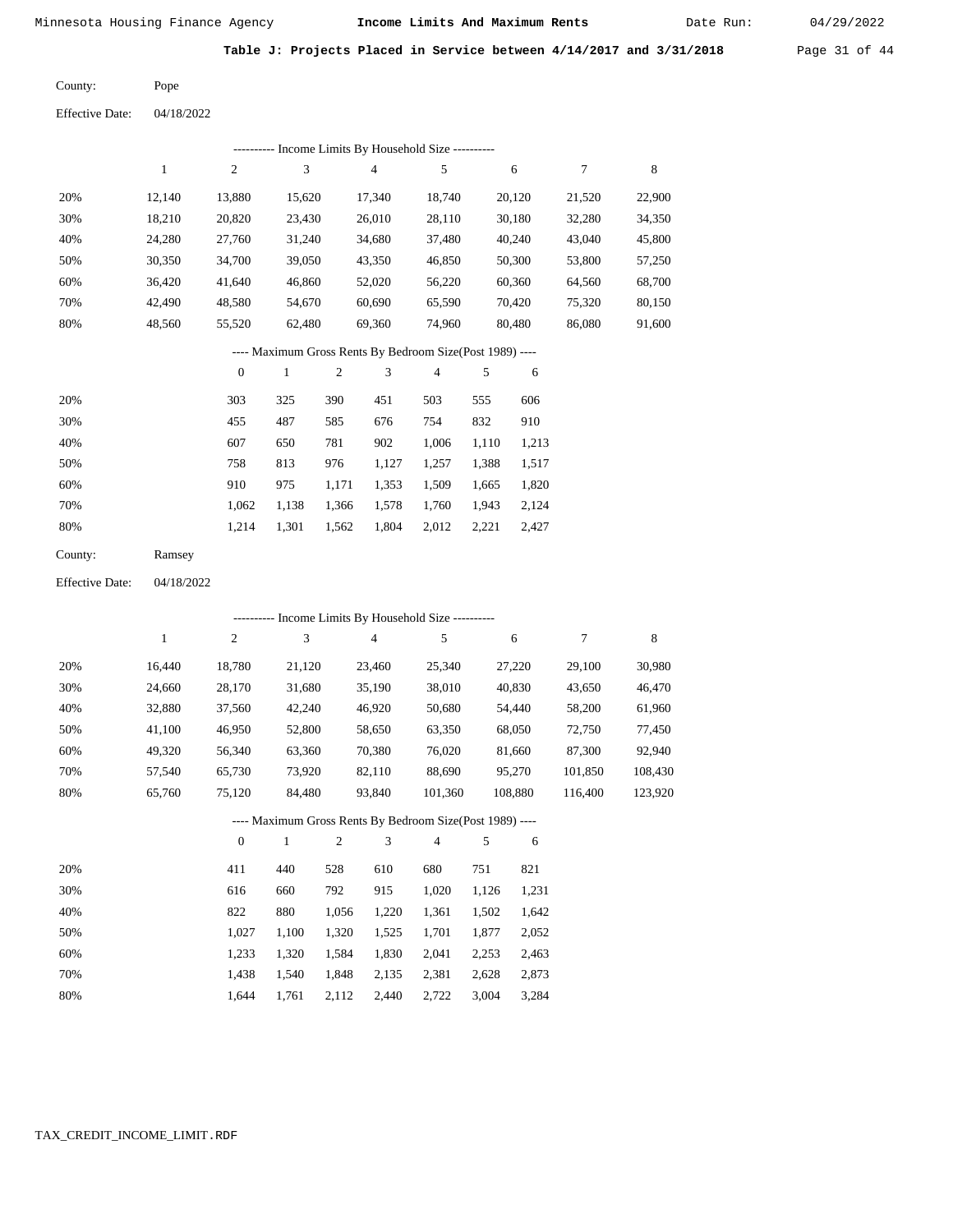Minnesota Housing Finance Agency **Income Limits And Maximum Rents** Date Run: 04/29/2022

**Table J: Projects Placed in Service between 4/14/2017 and 3/31/2018**

County: Pope

Effective Date: 04/18/2022

---------- Income Limits By Household Size ----------

| | 1 | 2 | 3 | 4 | 5 | 6 | 7 | 8 |
|---|---|---|---|---|---|---|---|---|
| 20% | 12,140 | 13,880 | 15,620 | 17,340 | 18,740 | 20,120 | 21,520 | 22,900 |
| 30% | 18,210 | 20,820 | 23,430 | 26,010 | 28,110 | 30,180 | 32,280 | 34,350 |
| 40% | 24,280 | 27,760 | 31,240 | 34,680 | 37,480 | 40,240 | 43,040 | 45,800 |
| 50% | 30,350 | 34,700 | 39,050 | 43,350 | 46,850 | 50,300 | 53,800 | 57,250 |
| 60% | 36,420 | 41,640 | 46,860 | 52,020 | 56,220 | 60,360 | 64,560 | 68,700 |
| 70% | 42,490 | 48,580 | 54,670 | 60,690 | 65,590 | 70,420 | 75,320 | 80,150 |
| 80% | 48,560 | 55,520 | 62,480 | 69,360 | 74,960 | 80,480 | 86,080 | 91,600 |

---- Maximum Gross Rents By Bedroom Size(Post 1989) ----

| | 0 | 1 | 2 | 3 | 4 | 5 | 6 |
|---|---|---|---|---|---|---|---|
| 20% | 303 | 325 | 390 | 451 | 503 | 555 | 606 |
| 30% | 455 | 487 | 585 | 676 | 754 | 832 | 910 |
| 40% | 607 | 650 | 781 | 902 | 1,006 | 1,110 | 1,213 |
| 50% | 758 | 813 | 976 | 1,127 | 1,257 | 1,388 | 1,517 |
| 60% | 910 | 975 | 1,171 | 1,353 | 1,509 | 1,665 | 1,820 |
| 70% | 1,062 | 1,138 | 1,366 | 1,578 | 1,760 | 1,943 | 2,124 |
| 80% | 1,214 | 1,301 | 1,562 | 1,804 | 2,012 | 2,221 | 2,427 |

County: Ramsey

Effective Date: 04/18/2022

---------- Income Limits By Household Size ----------

| | 1 | 2 | 3 | 4 | 5 | 6 | 7 | 8 |
|---|---|---|---|---|---|---|---|---|
| 20% | 16,440 | 18,780 | 21,120 | 23,460 | 25,340 | 27,220 | 29,100 | 30,980 |
| 30% | 24,660 | 28,170 | 31,680 | 35,190 | 38,010 | 40,830 | 43,650 | 46,470 |
| 40% | 32,880 | 37,560 | 42,240 | 46,920 | 50,680 | 54,440 | 58,200 | 61,960 |
| 50% | 41,100 | 46,950 | 52,800 | 58,650 | 63,350 | 68,050 | 72,750 | 77,450 |
| 60% | 49,320 | 56,340 | 63,360 | 70,380 | 76,020 | 81,660 | 87,300 | 92,940 |
| 70% | 57,540 | 65,730 | 73,920 | 82,110 | 88,690 | 95,270 | 101,850 | 108,430 |
| 80% | 65,760 | 75,120 | 84,480 | 93,840 | 101,360 | 108,880 | 116,400 | 123,920 |

---- Maximum Gross Rents By Bedroom Size(Post 1989) ----

| | 0 | 1 | 2 | 3 | 4 | 5 | 6 |
|---|---|---|---|---|---|---|---|
| 20% | 411 | 440 | 528 | 610 | 680 | 751 | 821 |
| 30% | 616 | 660 | 792 | 915 | 1,020 | 1,126 | 1,231 |
| 40% | 822 | 880 | 1,056 | 1,220 | 1,361 | 1,502 | 1,642 |
| 50% | 1,027 | 1,100 | 1,320 | 1,525 | 1,701 | 1,877 | 2,052 |
| 60% | 1,233 | 1,320 | 1,584 | 1,830 | 2,041 | 2,253 | 2,463 |
| 70% | 1,438 | 1,540 | 1,848 | 2,135 | 2,381 | 2,628 | 2,873 |
| 80% | 1,644 | 1,761 | 2,112 | 2,440 | 2,722 | 3,004 | 3,284 |

TAX_CREDIT_INCOME_LIMIT.RDF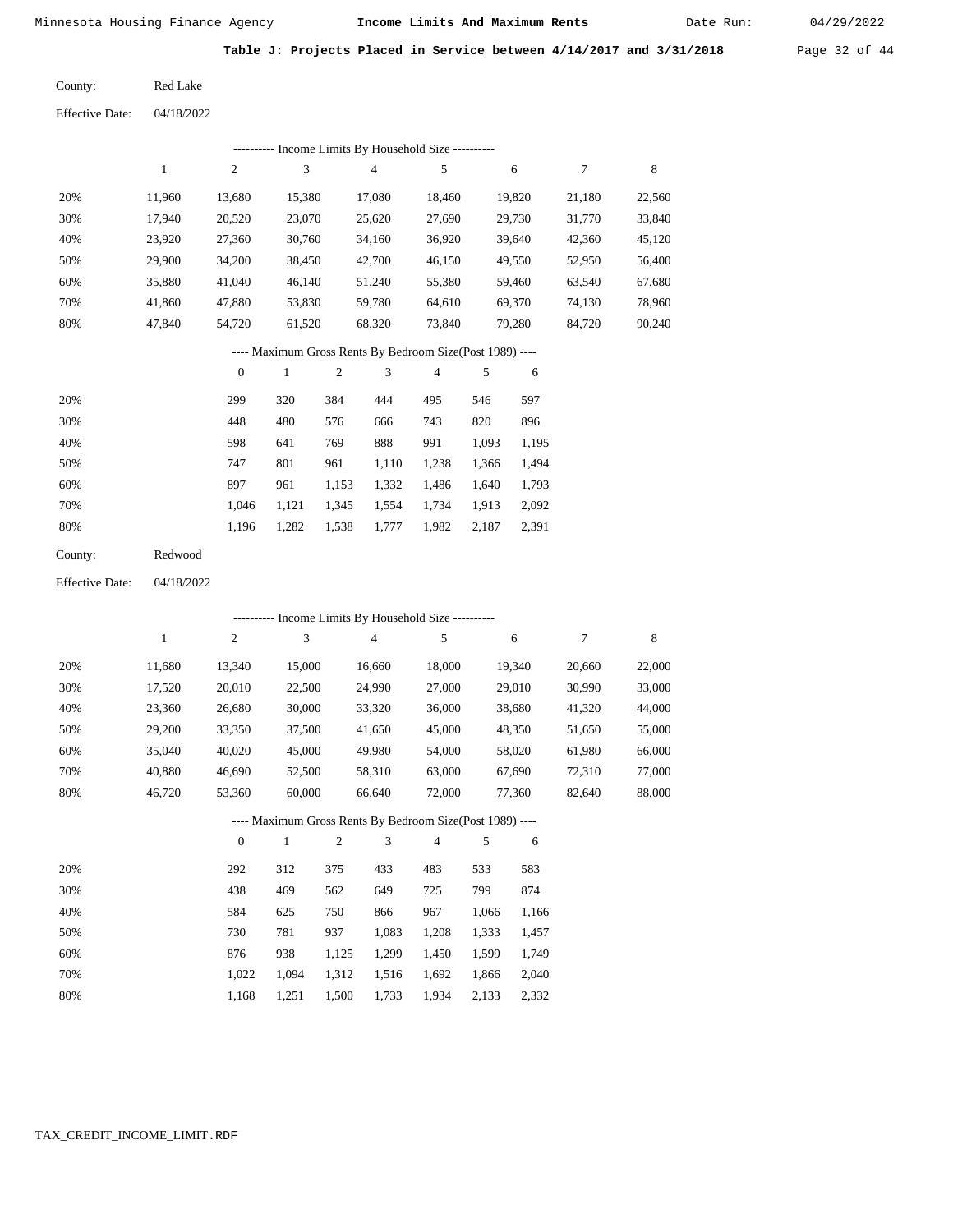Minnesota Housing Finance Agency **Income Limits And Maximum Rents** Date Run: 04/29/2022

**Table J: Projects Placed in Service between 4/14/2017 and 3/31/2018**

County: Red Lake

Effective Date: 04/18/2022

---------- Income Limits By Household Size ----------

| | 1 | 2 | 3 | 4 | 5 | 6 | 7 | 8 |
|---|---|---|---|---|---|---|---|---|
| 20% | 11,960 | 13,680 | 15,380 | 17,080 | 18,460 | 19,820 | 21,180 | 22,560 |
| 30% | 17,940 | 20,520 | 23,070 | 25,620 | 27,690 | 29,730 | 31,770 | 33,840 |
| 40% | 23,920 | 27,360 | 30,760 | 34,160 | 36,920 | 39,640 | 42,360 | 45,120 |
| 50% | 29,900 | 34,200 | 38,450 | 42,700 | 46,150 | 49,550 | 52,950 | 56,400 |
| 60% | 35,880 | 41,040 | 46,140 | 51,240 | 55,380 | 59,460 | 63,540 | 67,680 |
| 70% | 41,860 | 47,880 | 53,830 | 59,780 | 64,610 | 69,370 | 74,130 | 78,960 |
| 80% | 47,840 | 54,720 | 61,520 | 68,320 | 73,840 | 79,280 | 84,720 | 90,240 |

---- Maximum Gross Rents By Bedroom Size(Post 1989) ----

| | 0 | 1 | 2 | 3 | 4 | 5 | 6 |
|---|---|---|---|---|---|---|---|
| 20% | 299 | 320 | 384 | 444 | 495 | 546 | 597 |
| 30% | 448 | 480 | 576 | 666 | 743 | 820 | 896 |
| 40% | 598 | 641 | 769 | 888 | 991 | 1,093 | 1,195 |
| 50% | 747 | 801 | 961 | 1,110 | 1,238 | 1,366 | 1,494 |
| 60% | 897 | 961 | 1,153 | 1,332 | 1,486 | 1,640 | 1,793 |
| 70% | 1,046 | 1,121 | 1,345 | 1,554 | 1,734 | 1,913 | 2,092 |
| 80% | 1,196 | 1,282 | 1,538 | 1,777 | 1,982 | 2,187 | 2,391 |

County: Redwood

Effective Date: 04/18/2022

---------- Income Limits By Household Size ----------

| | 1 | 2 | 3 | 4 | 5 | 6 | 7 | 8 |
|---|---|---|---|---|---|---|---|---|
| 20% | 11,680 | 13,340 | 15,000 | 16,660 | 18,000 | 19,340 | 20,660 | 22,000 |
| 30% | 17,520 | 20,010 | 22,500 | 24,990 | 27,000 | 29,010 | 30,990 | 33,000 |
| 40% | 23,360 | 26,680 | 30,000 | 33,320 | 36,000 | 38,680 | 41,320 | 44,000 |
| 50% | 29,200 | 33,350 | 37,500 | 41,650 | 45,000 | 48,350 | 51,650 | 55,000 |
| 60% | 35,040 | 40,020 | 45,000 | 49,980 | 54,000 | 58,020 | 61,980 | 66,000 |
| 70% | 40,880 | 46,690 | 52,500 | 58,310 | 63,000 | 67,690 | 72,310 | 77,000 |
| 80% | 46,720 | 53,360 | 60,000 | 66,640 | 72,000 | 77,360 | 82,640 | 88,000 |

---- Maximum Gross Rents By Bedroom Size(Post 1989) ----

| | 0 | 1 | 2 | 3 | 4 | 5 | 6 |
|---|---|---|---|---|---|---|---|
| 20% | 292 | 312 | 375 | 433 | 483 | 533 | 583 |
| 30% | 438 | 469 | 562 | 649 | 725 | 799 | 874 |
| 40% | 584 | 625 | 750 | 866 | 967 | 1,066 | 1,166 |
| 50% | 730 | 781 | 937 | 1,083 | 1,208 | 1,333 | 1,457 |
| 60% | 876 | 938 | 1,125 | 1,299 | 1,450 | 1,599 | 1,749 |
| 70% | 1,022 | 1,094 | 1,312 | 1,516 | 1,692 | 1,866 | 2,040 |
| 80% | 1,168 | 1,251 | 1,500 | 1,733 | 1,934 | 2,133 | 2,332 |

TAX_CREDIT_INCOME_LIMIT.RDF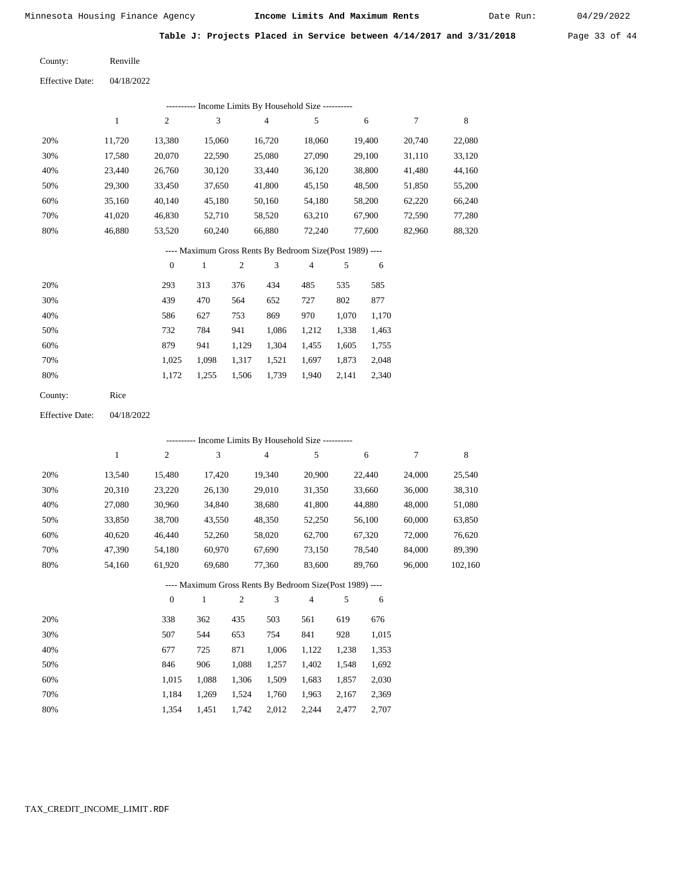Minnesota Housing Finance Agency — **Income Limits And Maximum Rents** — Date Run: 04/29/2022

## Table J: Projects Placed in Service between 4/14/2017 and 3/31/2018

County: Renville

Effective Date: 04/18/2022

---------- Income Limits By Household Size ----------

| | 1 | 2 | 3 | 4 | 5 | 6 | 7 | 8 |
|---|---|---|---|---|---|---|---|---|
| 20% | 11,720 | 13,380 | 15,060 | 16,720 | 18,060 | 19,400 | 20,740 | 22,080 |
| 30% | 17,580 | 20,070 | 22,590 | 25,080 | 27,090 | 29,100 | 31,110 | 33,120 |
| 40% | 23,440 | 26,760 | 30,120 | 33,440 | 36,120 | 38,800 | 41,480 | 44,160 |
| 50% | 29,300 | 33,450 | 37,650 | 41,800 | 45,150 | 48,500 | 51,850 | 55,200 |
| 60% | 35,160 | 40,140 | 45,180 | 50,160 | 54,180 | 58,200 | 62,220 | 66,240 |
| 70% | 41,020 | 46,830 | 52,710 | 58,520 | 63,210 | 67,900 | 72,590 | 77,280 |
| 80% | 46,880 | 53,520 | 60,240 | 66,880 | 72,240 | 77,600 | 82,960 | 88,320 |

---- Maximum Gross Rents By Bedroom Size(Post 1989) ----

| | 0 | 1 | 2 | 3 | 4 | 5 | 6 |
|---|---|---|---|---|---|---|---|
| 20% | 293 | 313 | 376 | 434 | 485 | 535 | 585 |
| 30% | 439 | 470 | 564 | 652 | 727 | 802 | 877 |
| 40% | 586 | 627 | 753 | 869 | 970 | 1,070 | 1,170 |
| 50% | 732 | 784 | 941 | 1,086 | 1,212 | 1,338 | 1,463 |
| 60% | 879 | 941 | 1,129 | 1,304 | 1,455 | 1,605 | 1,755 |
| 70% | 1,025 | 1,098 | 1,317 | 1,521 | 1,697 | 1,873 | 2,048 |
| 80% | 1,172 | 1,255 | 1,506 | 1,739 | 1,940 | 2,141 | 2,340 |

County: Rice

Effective Date: 04/18/2022

---------- Income Limits By Household Size ----------

| | 1 | 2 | 3 | 4 | 5 | 6 | 7 | 8 |
|---|---|---|---|---|---|---|---|---|
| 20% | 13,540 | 15,480 | 17,420 | 19,340 | 20,900 | 22,440 | 24,000 | 25,540 |
| 30% | 20,310 | 23,220 | 26,130 | 29,010 | 31,350 | 33,660 | 36,000 | 38,310 |
| 40% | 27,080 | 30,960 | 34,840 | 38,680 | 41,800 | 44,880 | 48,000 | 51,080 |
| 50% | 33,850 | 38,700 | 43,550 | 48,350 | 52,250 | 56,100 | 60,000 | 63,850 |
| 60% | 40,620 | 46,440 | 52,260 | 58,020 | 62,700 | 67,320 | 72,000 | 76,620 |
| 70% | 47,390 | 54,180 | 60,970 | 67,690 | 73,150 | 78,540 | 84,000 | 89,390 |
| 80% | 54,160 | 61,920 | 69,680 | 77,360 | 83,600 | 89,760 | 96,000 | 102,160 |

---- Maximum Gross Rents By Bedroom Size(Post 1989) ----

| | 0 | 1 | 2 | 3 | 4 | 5 | 6 |
|---|---|---|---|---|---|---|---|
| 20% | 338 | 362 | 435 | 503 | 561 | 619 | 676 |
| 30% | 507 | 544 | 653 | 754 | 841 | 928 | 1,015 |
| 40% | 677 | 725 | 871 | 1,006 | 1,122 | 1,238 | 1,353 |
| 50% | 846 | 906 | 1,088 | 1,257 | 1,402 | 1,548 | 1,692 |
| 60% | 1,015 | 1,088 | 1,306 | 1,509 | 1,683 | 1,857 | 2,030 |
| 70% | 1,184 | 1,269 | 1,524 | 1,760 | 1,963 | 2,167 | 2,369 |
| 80% | 1,354 | 1,451 | 1,742 | 2,012 | 2,244 | 2,477 | 2,707 |

TAX_CREDIT_INCOME_LIMIT.RDF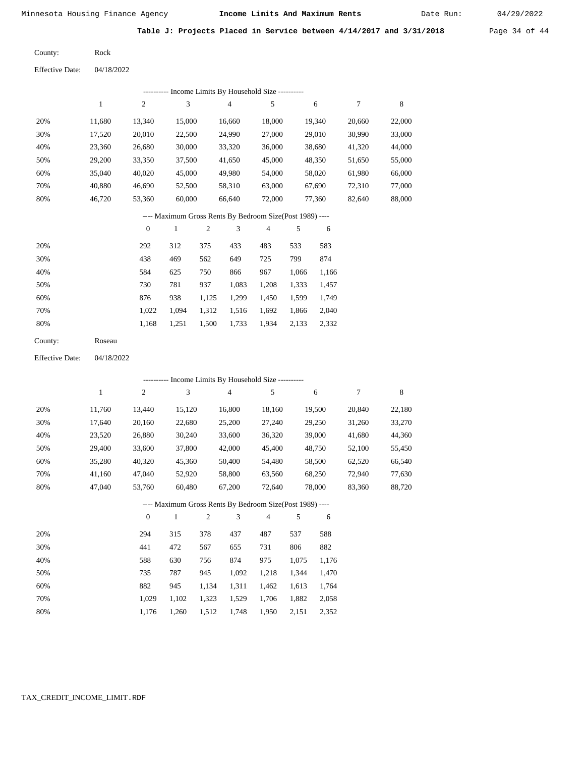**Table J: Projects Placed in Service between 4/14/2017 and 3/31/2018**

County: Rock

Effective Date: 04/18/2022

---------- Income Limits By Household Size ----------

| | 1 | 2 | 3 | 4 | 5 | 6 | 7 | 8 |
|---|---|---|---|---|---|---|---|---|
| 20% | 11,680 | 13,340 | 15,000 | 16,660 | 18,000 | 19,340 | 20,660 | 22,000 |
| 30% | 17,520 | 20,010 | 22,500 | 24,990 | 27,000 | 29,010 | 30,990 | 33,000 |
| 40% | 23,360 | 26,680 | 30,000 | 33,320 | 36,000 | 38,680 | 41,320 | 44,000 |
| 50% | 29,200 | 33,350 | 37,500 | 41,650 | 45,000 | 48,350 | 51,650 | 55,000 |
| 60% | 35,040 | 40,020 | 45,000 | 49,980 | 54,000 | 58,020 | 61,980 | 66,000 |
| 70% | 40,880 | 46,690 | 52,500 | 58,310 | 63,000 | 67,690 | 72,310 | 77,000 |
| 80% | 46,720 | 53,360 | 60,000 | 66,640 | 72,000 | 77,360 | 82,640 | 88,000 |

---- Maximum Gross Rents By Bedroom Size(Post 1989) ----

| | 0 | 1 | 2 | 3 | 4 | 5 | 6 |
|---|---|---|---|---|---|---|---|
| 20% | 292 | 312 | 375 | 433 | 483 | 533 | 583 |
| 30% | 438 | 469 | 562 | 649 | 725 | 799 | 874 |
| 40% | 584 | 625 | 750 | 866 | 967 | 1,066 | 1,166 |
| 50% | 730 | 781 | 937 | 1,083 | 1,208 | 1,333 | 1,457 |
| 60% | 876 | 938 | 1,125 | 1,299 | 1,450 | 1,599 | 1,749 |
| 70% | 1,022 | 1,094 | 1,312 | 1,516 | 1,692 | 1,866 | 2,040 |
| 80% | 1,168 | 1,251 | 1,500 | 1,733 | 1,934 | 2,133 | 2,332 |

County: Roseau

Effective Date: 04/18/2022

---------- Income Limits By Household Size ----------

| | 1 | 2 | 3 | 4 | 5 | 6 | 7 | 8 |
|---|---|---|---|---|---|---|---|---|
| 20% | 11,760 | 13,440 | 15,120 | 16,800 | 18,160 | 19,500 | 20,840 | 22,180 |
| 30% | 17,640 | 20,160 | 22,680 | 25,200 | 27,240 | 29,250 | 31,260 | 33,270 |
| 40% | 23,520 | 26,880 | 30,240 | 33,600 | 36,320 | 39,000 | 41,680 | 44,360 |
| 50% | 29,400 | 33,600 | 37,800 | 42,000 | 45,400 | 48,750 | 52,100 | 55,450 |
| 60% | 35,280 | 40,320 | 45,360 | 50,400 | 54,480 | 58,500 | 62,520 | 66,540 |
| 70% | 41,160 | 47,040 | 52,920 | 58,800 | 63,560 | 68,250 | 72,940 | 77,630 |
| 80% | 47,040 | 53,760 | 60,480 | 67,200 | 72,640 | 78,000 | 83,360 | 88,720 |

---- Maximum Gross Rents By Bedroom Size(Post 1989) ----

| | 0 | 1 | 2 | 3 | 4 | 5 | 6 |
|---|---|---|---|---|---|---|---|
| 20% | 294 | 315 | 378 | 437 | 487 | 537 | 588 |
| 30% | 441 | 472 | 567 | 655 | 731 | 806 | 882 |
| 40% | 588 | 630 | 756 | 874 | 975 | 1,075 | 1,176 |
| 50% | 735 | 787 | 945 | 1,092 | 1,218 | 1,344 | 1,470 |
| 60% | 882 | 945 | 1,134 | 1,311 | 1,462 | 1,613 | 1,764 |
| 70% | 1,029 | 1,102 | 1,323 | 1,529 | 1,706 | 1,882 | 2,058 |
| 80% | 1,176 | 1,260 | 1,512 | 1,748 | 1,950 | 2,151 | 2,352 |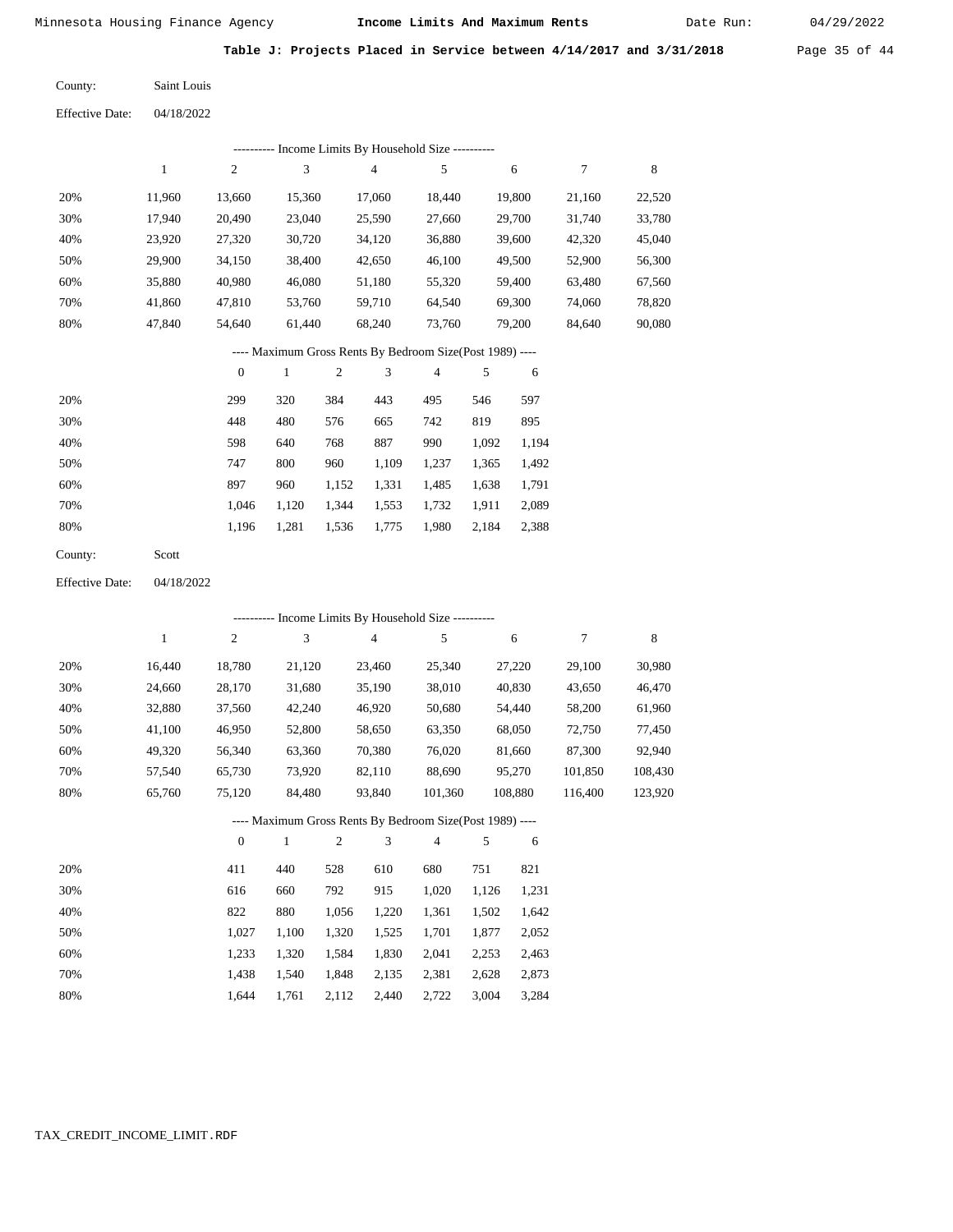Minnesota Housing Finance Agency **Income Limits And Maximum Rents** Date Run: 04/29/2022

**Table J: Projects Placed in Service between 4/14/2017 and 3/31/2018**

County: Saint Louis

Effective Date: 04/18/2022

---------- Income Limits By Household Size ----------

| | 1 | 2 | 3 | 4 | 5 | 6 | 7 | 8 |
|---|---|---|---|---|---|---|---|---|
| 20% | 11,960 | 13,660 | 15,360 | 17,060 | 18,440 | 19,800 | 21,160 | 22,520 |
| 30% | 17,940 | 20,490 | 23,040 | 25,590 | 27,660 | 29,700 | 31,740 | 33,780 |
| 40% | 23,920 | 27,320 | 30,720 | 34,120 | 36,880 | 39,600 | 42,320 | 45,040 |
| 50% | 29,900 | 34,150 | 38,400 | 42,650 | 46,100 | 49,500 | 52,900 | 56,300 |
| 60% | 35,880 | 40,980 | 46,080 | 51,180 | 55,320 | 59,400 | 63,480 | 67,560 |
| 70% | 41,860 | 47,810 | 53,760 | 59,710 | 64,540 | 69,300 | 74,060 | 78,820 |
| 80% | 47,840 | 54,640 | 61,440 | 68,240 | 73,760 | 79,200 | 84,640 | 90,080 |

---- Maximum Gross Rents By Bedroom Size(Post 1989) ----

| | 0 | 1 | 2 | 3 | 4 | 5 | 6 |
|---|---|---|---|---|---|---|---|
| 20% | 299 | 320 | 384 | 443 | 495 | 546 | 597 |
| 30% | 448 | 480 | 576 | 665 | 742 | 819 | 895 |
| 40% | 598 | 640 | 768 | 887 | 990 | 1,092 | 1,194 |
| 50% | 747 | 800 | 960 | 1,109 | 1,237 | 1,365 | 1,492 |
| 60% | 897 | 960 | 1,152 | 1,331 | 1,485 | 1,638 | 1,791 |
| 70% | 1,046 | 1,120 | 1,344 | 1,553 | 1,732 | 1,911 | 2,089 |
| 80% | 1,196 | 1,281 | 1,536 | 1,775 | 1,980 | 2,184 | 2,388 |

County: Scott

Effective Date: 04/18/2022

---------- Income Limits By Household Size ----------

| | 1 | 2 | 3 | 4 | 5 | 6 | 7 | 8 |
|---|---|---|---|---|---|---|---|---|
| 20% | 16,440 | 18,780 | 21,120 | 23,460 | 25,340 | 27,220 | 29,100 | 30,980 |
| 30% | 24,660 | 28,170 | 31,680 | 35,190 | 38,010 | 40,830 | 43,650 | 46,470 |
| 40% | 32,880 | 37,560 | 42,240 | 46,920 | 50,680 | 54,440 | 58,200 | 61,960 |
| 50% | 41,100 | 46,950 | 52,800 | 58,650 | 63,350 | 68,050 | 72,750 | 77,450 |
| 60% | 49,320 | 56,340 | 63,360 | 70,380 | 76,020 | 81,660 | 87,300 | 92,940 |
| 70% | 57,540 | 65,730 | 73,920 | 82,110 | 88,690 | 95,270 | 101,850 | 108,430 |
| 80% | 65,760 | 75,120 | 84,480 | 93,840 | 101,360 | 108,880 | 116,400 | 123,920 |

---- Maximum Gross Rents By Bedroom Size(Post 1989) ----

| | 0 | 1 | 2 | 3 | 4 | 5 | 6 |
|---|---|---|---|---|---|---|---|
| 20% | 411 | 440 | 528 | 610 | 680 | 751 | 821 |
| 30% | 616 | 660 | 792 | 915 | 1,020 | 1,126 | 1,231 |
| 40% | 822 | 880 | 1,056 | 1,220 | 1,361 | 1,502 | 1,642 |
| 50% | 1,027 | 1,100 | 1,320 | 1,525 | 1,701 | 1,877 | 2,052 |
| 60% | 1,233 | 1,320 | 1,584 | 1,830 | 2,041 | 2,253 | 2,463 |
| 70% | 1,438 | 1,540 | 1,848 | 2,135 | 2,381 | 2,628 | 2,873 |
| 80% | 1,644 | 1,761 | 2,112 | 2,440 | 2,722 | 3,004 | 3,284 |

TAX_CREDIT_INCOME_LIMIT.RDF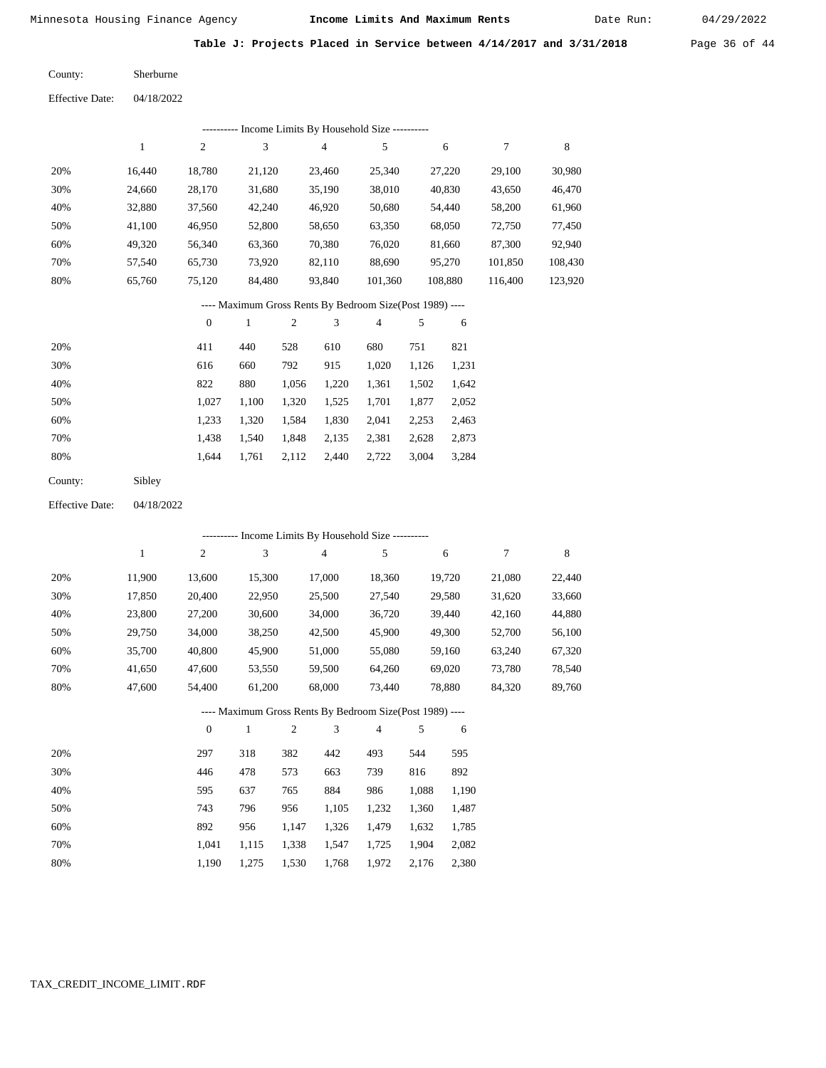Minnesota Housing Finance Agency **Income Limits And Maximum Rents** Date Run: 04/29/2022

**Table J: Projects Placed in Service between 4/14/2017 and 3/31/2018**

County: Sherburne

Effective Date: 04/18/2022

---------- Income Limits By Household Size ----------

| | 1 | 2 | 3 | 4 | 5 | 6 | 7 | 8 |
|---|---|---|---|---|---|---|---|---|
| 20% | 16,440 | 18,780 | 21,120 | 23,460 | 25,340 | 27,220 | 29,100 | 30,980 |
| 30% | 24,660 | 28,170 | 31,680 | 35,190 | 38,010 | 40,830 | 43,650 | 46,470 |
| 40% | 32,880 | 37,560 | 42,240 | 46,920 | 50,680 | 54,440 | 58,200 | 61,960 |
| 50% | 41,100 | 46,950 | 52,800 | 58,650 | 63,350 | 68,050 | 72,750 | 77,450 |
| 60% | 49,320 | 56,340 | 63,360 | 70,380 | 76,020 | 81,660 | 87,300 | 92,940 |
| 70% | 57,540 | 65,730 | 73,920 | 82,110 | 88,690 | 95,270 | 101,850 | 108,430 |
| 80% | 65,760 | 75,120 | 84,480 | 93,840 | 101,360 | 108,880 | 116,400 | 123,920 |

---- Maximum Gross Rents By Bedroom Size(Post 1989) ----

| | 0 | 1 | 2 | 3 | 4 | 5 | 6 |
|---|---|---|---|---|---|---|---|
| 20% | 411 | 440 | 528 | 610 | 680 | 751 | 821 |
| 30% | 616 | 660 | 792 | 915 | 1,020 | 1,126 | 1,231 |
| 40% | 822 | 880 | 1,056 | 1,220 | 1,361 | 1,502 | 1,642 |
| 50% | 1,027 | 1,100 | 1,320 | 1,525 | 1,701 | 1,877 | 2,052 |
| 60% | 1,233 | 1,320 | 1,584 | 1,830 | 2,041 | 2,253 | 2,463 |
| 70% | 1,438 | 1,540 | 1,848 | 2,135 | 2,381 | 2,628 | 2,873 |
| 80% | 1,644 | 1,761 | 2,112 | 2,440 | 2,722 | 3,004 | 3,284 |

County: Sibley

Effective Date: 04/18/2022

---------- Income Limits By Household Size ----------

| | 1 | 2 | 3 | 4 | 5 | 6 | 7 | 8 |
|---|---|---|---|---|---|---|---|---|
| 20% | 11,900 | 13,600 | 15,300 | 17,000 | 18,360 | 19,720 | 21,080 | 22,440 |
| 30% | 17,850 | 20,400 | 22,950 | 25,500 | 27,540 | 29,580 | 31,620 | 33,660 |
| 40% | 23,800 | 27,200 | 30,600 | 34,000 | 36,720 | 39,440 | 42,160 | 44,880 |
| 50% | 29,750 | 34,000 | 38,250 | 42,500 | 45,900 | 49,300 | 52,700 | 56,100 |
| 60% | 35,700 | 40,800 | 45,900 | 51,000 | 55,080 | 59,160 | 63,240 | 67,320 |
| 70% | 41,650 | 47,600 | 53,550 | 59,500 | 64,260 | 69,020 | 73,780 | 78,540 |
| 80% | 47,600 | 54,400 | 61,200 | 68,000 | 73,440 | 78,880 | 84,320 | 89,760 |

---- Maximum Gross Rents By Bedroom Size(Post 1989) ----

| | 0 | 1 | 2 | 3 | 4 | 5 | 6 |
|---|---|---|---|---|---|---|---|
| 20% | 297 | 318 | 382 | 442 | 493 | 544 | 595 |
| 30% | 446 | 478 | 573 | 663 | 739 | 816 | 892 |
| 40% | 595 | 637 | 765 | 884 | 986 | 1,088 | 1,190 |
| 50% | 743 | 796 | 956 | 1,105 | 1,232 | 1,360 | 1,487 |
| 60% | 892 | 956 | 1,147 | 1,326 | 1,479 | 1,632 | 1,785 |
| 70% | 1,041 | 1,115 | 1,338 | 1,547 | 1,725 | 1,904 | 2,082 |
| 80% | 1,190 | 1,275 | 1,530 | 1,768 | 1,972 | 2,176 | 2,380 |

TAX_CREDIT_INCOME_LIMIT.RDF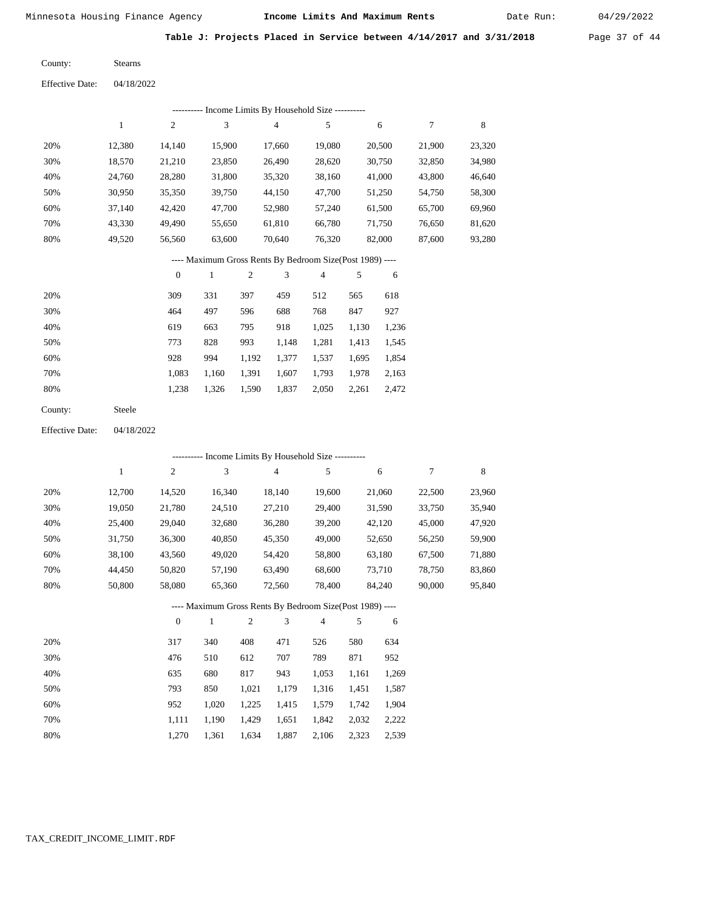Minnesota Housing Finance Agency **Income Limits And Maximum Rents** Date Run: 04/29/2022

**Table J: Projects Placed in Service between 4/14/2017 and 3/31/2018**

County: Stearns

Effective Date: 04/18/2022

---------- Income Limits By Household Size ----------

| | 1 | 2 | 3 | 4 | 5 | 6 | 7 | 8 |
|---|---|---|---|---|---|---|---|---|
| 20% | 12,380 | 14,140 | 15,900 | 17,660 | 19,080 | 20,500 | 21,900 | 23,320 |
| 30% | 18,570 | 21,210 | 23,850 | 26,490 | 28,620 | 30,750 | 32,850 | 34,980 |
| 40% | 24,760 | 28,280 | 31,800 | 35,320 | 38,160 | 41,000 | 43,800 | 46,640 |
| 50% | 30,950 | 35,350 | 39,750 | 44,150 | 47,700 | 51,250 | 54,750 | 58,300 |
| 60% | 37,140 | 42,420 | 47,700 | 52,980 | 57,240 | 61,500 | 65,700 | 69,960 |
| 70% | 43,330 | 49,490 | 55,650 | 61,810 | 66,780 | 71,750 | 76,650 | 81,620 |
| 80% | 49,520 | 56,560 | 63,600 | 70,640 | 76,320 | 82,000 | 87,600 | 93,280 |

---- Maximum Gross Rents By Bedroom Size(Post 1989) ----

| | 0 | 1 | 2 | 3 | 4 | 5 | 6 |
|---|---|---|---|---|---|---|---|
| 20% | 309 | 331 | 397 | 459 | 512 | 565 | 618 |
| 30% | 464 | 497 | 596 | 688 | 768 | 847 | 927 |
| 40% | 619 | 663 | 795 | 918 | 1,025 | 1,130 | 1,236 |
| 50% | 773 | 828 | 993 | 1,148 | 1,281 | 1,413 | 1,545 |
| 60% | 928 | 994 | 1,192 | 1,377 | 1,537 | 1,695 | 1,854 |
| 70% | 1,083 | 1,160 | 1,391 | 1,607 | 1,793 | 1,978 | 2,163 |
| 80% | 1,238 | 1,326 | 1,590 | 1,837 | 2,050 | 2,261 | 2,472 |

County: Steele

Effective Date: 04/18/2022

---------- Income Limits By Household Size ----------

| | 1 | 2 | 3 | 4 | 5 | 6 | 7 | 8 |
|---|---|---|---|---|---|---|---|---|
| 20% | 12,700 | 14,520 | 16,340 | 18,140 | 19,600 | 21,060 | 22,500 | 23,960 |
| 30% | 19,050 | 21,780 | 24,510 | 27,210 | 29,400 | 31,590 | 33,750 | 35,940 |
| 40% | 25,400 | 29,040 | 32,680 | 36,280 | 39,200 | 42,120 | 45,000 | 47,920 |
| 50% | 31,750 | 36,300 | 40,850 | 45,350 | 49,000 | 52,650 | 56,250 | 59,900 |
| 60% | 38,100 | 43,560 | 49,020 | 54,420 | 58,800 | 63,180 | 67,500 | 71,880 |
| 70% | 44,450 | 50,820 | 57,190 | 63,490 | 68,600 | 73,710 | 78,750 | 83,860 |
| 80% | 50,800 | 58,080 | 65,360 | 72,560 | 78,400 | 84,240 | 90,000 | 95,840 |

---- Maximum Gross Rents By Bedroom Size(Post 1989) ----

| | 0 | 1 | 2 | 3 | 4 | 5 | 6 |
|---|---|---|---|---|---|---|---|
| 20% | 317 | 340 | 408 | 471 | 526 | 580 | 634 |
| 30% | 476 | 510 | 612 | 707 | 789 | 871 | 952 |
| 40% | 635 | 680 | 817 | 943 | 1,053 | 1,161 | 1,269 |
| 50% | 793 | 850 | 1,021 | 1,179 | 1,316 | 1,451 | 1,587 |
| 60% | 952 | 1,020 | 1,225 | 1,415 | 1,579 | 1,742 | 1,904 |
| 70% | 1,111 | 1,190 | 1,429 | 1,651 | 1,842 | 2,032 | 2,222 |
| 80% | 1,270 | 1,361 | 1,634 | 1,887 | 2,106 | 2,323 | 2,539 |

TAX_CREDIT_INCOME_LIMIT.RDF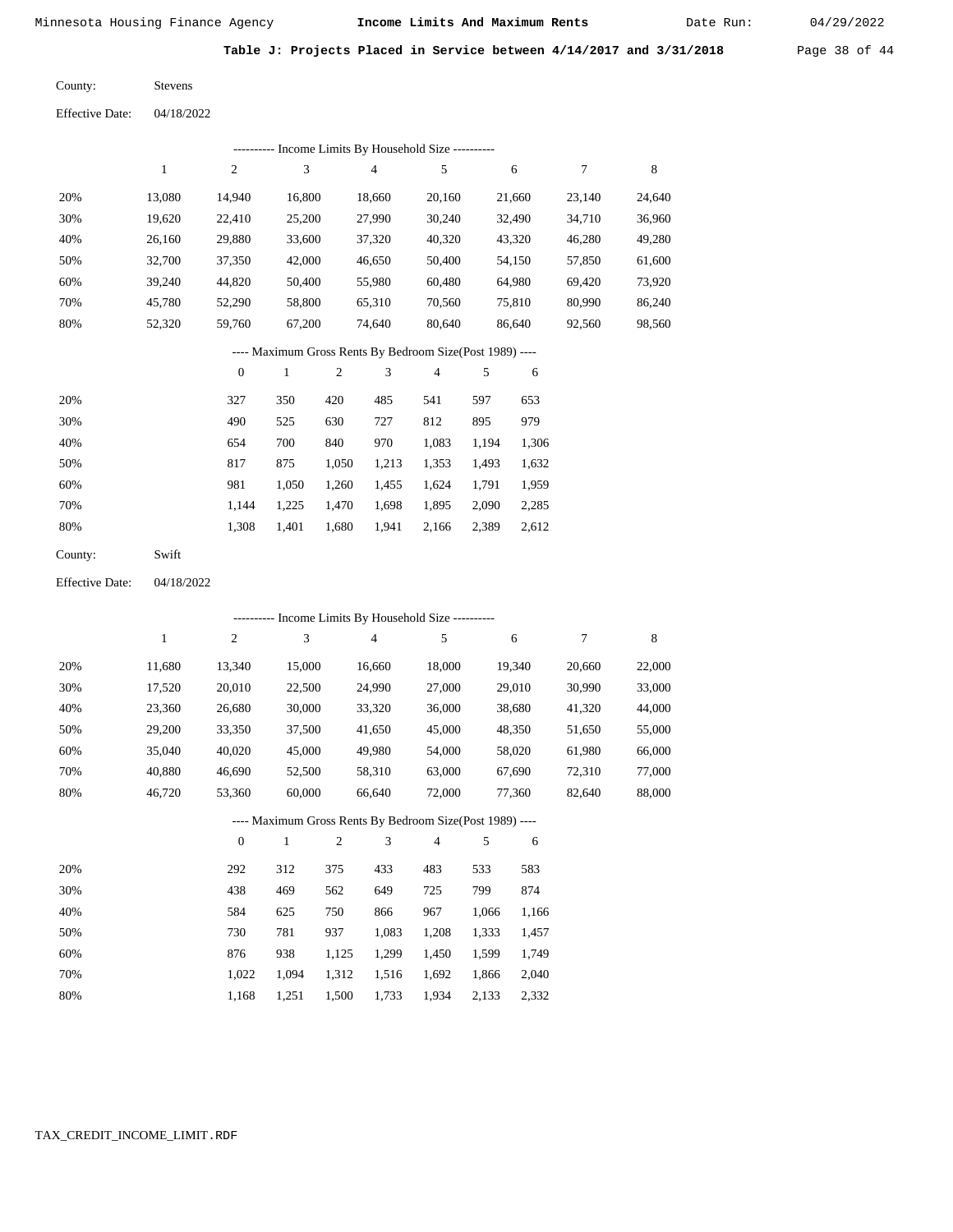**Table J: Projects Placed in Service between 4/14/2017 and 3/31/2018**

County: Stevens

Effective Date: 04/18/2022

---------- Income Limits By Household Size ----------

| | 1 | 2 | 3 | 4 | 5 | 6 | 7 | 8 |
|---|---|---|---|---|---|---|---|---|
| 20% | 13,080 | 14,940 | 16,800 | 18,660 | 20,160 | 21,660 | 23,140 | 24,640 |
| 30% | 19,620 | 22,410 | 25,200 | 27,990 | 30,240 | 32,490 | 34,710 | 36,960 |
| 40% | 26,160 | 29,880 | 33,600 | 37,320 | 40,320 | 43,320 | 46,280 | 49,280 |
| 50% | 32,700 | 37,350 | 42,000 | 46,650 | 50,400 | 54,150 | 57,850 | 61,600 |
| 60% | 39,240 | 44,820 | 50,400 | 55,980 | 60,480 | 64,980 | 69,420 | 73,920 |
| 70% | 45,780 | 52,290 | 58,800 | 65,310 | 70,560 | 75,810 | 80,990 | 86,240 |
| 80% | 52,320 | 59,760 | 67,200 | 74,640 | 80,640 | 86,640 | 92,560 | 98,560 |

---- Maximum Gross Rents By Bedroom Size(Post 1989) ----

| | 0 | 1 | 2 | 3 | 4 | 5 | 6 |
|---|---|---|---|---|---|---|---|
| 20% | 327 | 350 | 420 | 485 | 541 | 597 | 653 |
| 30% | 490 | 525 | 630 | 727 | 812 | 895 | 979 |
| 40% | 654 | 700 | 840 | 970 | 1,083 | 1,194 | 1,306 |
| 50% | 817 | 875 | 1,050 | 1,213 | 1,353 | 1,493 | 1,632 |
| 60% | 981 | 1,050 | 1,260 | 1,455 | 1,624 | 1,791 | 1,959 |
| 70% | 1,144 | 1,225 | 1,470 | 1,698 | 1,895 | 2,090 | 2,285 |
| 80% | 1,308 | 1,401 | 1,680 | 1,941 | 2,166 | 2,389 | 2,612 |

County: Swift

Effective Date: 04/18/2022

---------- Income Limits By Household Size ----------

| | 1 | 2 | 3 | 4 | 5 | 6 | 7 | 8 |
|---|---|---|---|---|---|---|---|---|
| 20% | 11,680 | 13,340 | 15,000 | 16,660 | 18,000 | 19,340 | 20,660 | 22,000 |
| 30% | 17,520 | 20,010 | 22,500 | 24,990 | 27,000 | 29,010 | 30,990 | 33,000 |
| 40% | 23,360 | 26,680 | 30,000 | 33,320 | 36,000 | 38,680 | 41,320 | 44,000 |
| 50% | 29,200 | 33,350 | 37,500 | 41,650 | 45,000 | 48,350 | 51,650 | 55,000 |
| 60% | 35,040 | 40,020 | 45,000 | 49,980 | 54,000 | 58,020 | 61,980 | 66,000 |
| 70% | 40,880 | 46,690 | 52,500 | 58,310 | 63,000 | 67,690 | 72,310 | 77,000 |
| 80% | 46,720 | 53,360 | 60,000 | 66,640 | 72,000 | 77,360 | 82,640 | 88,000 |

---- Maximum Gross Rents By Bedroom Size(Post 1989) ----

| | 0 | 1 | 2 | 3 | 4 | 5 | 6 |
|---|---|---|---|---|---|---|---|
| 20% | 292 | 312 | 375 | 433 | 483 | 533 | 583 |
| 30% | 438 | 469 | 562 | 649 | 725 | 799 | 874 |
| 40% | 584 | 625 | 750 | 866 | 967 | 1,066 | 1,166 |
| 50% | 730 | 781 | 937 | 1,083 | 1,208 | 1,333 | 1,457 |
| 60% | 876 | 938 | 1,125 | 1,299 | 1,450 | 1,599 | 1,749 |
| 70% | 1,022 | 1,094 | 1,312 | 1,516 | 1,692 | 1,866 | 2,040 |
| 80% | 1,168 | 1,251 | 1,500 | 1,733 | 1,934 | 2,133 | 2,332 |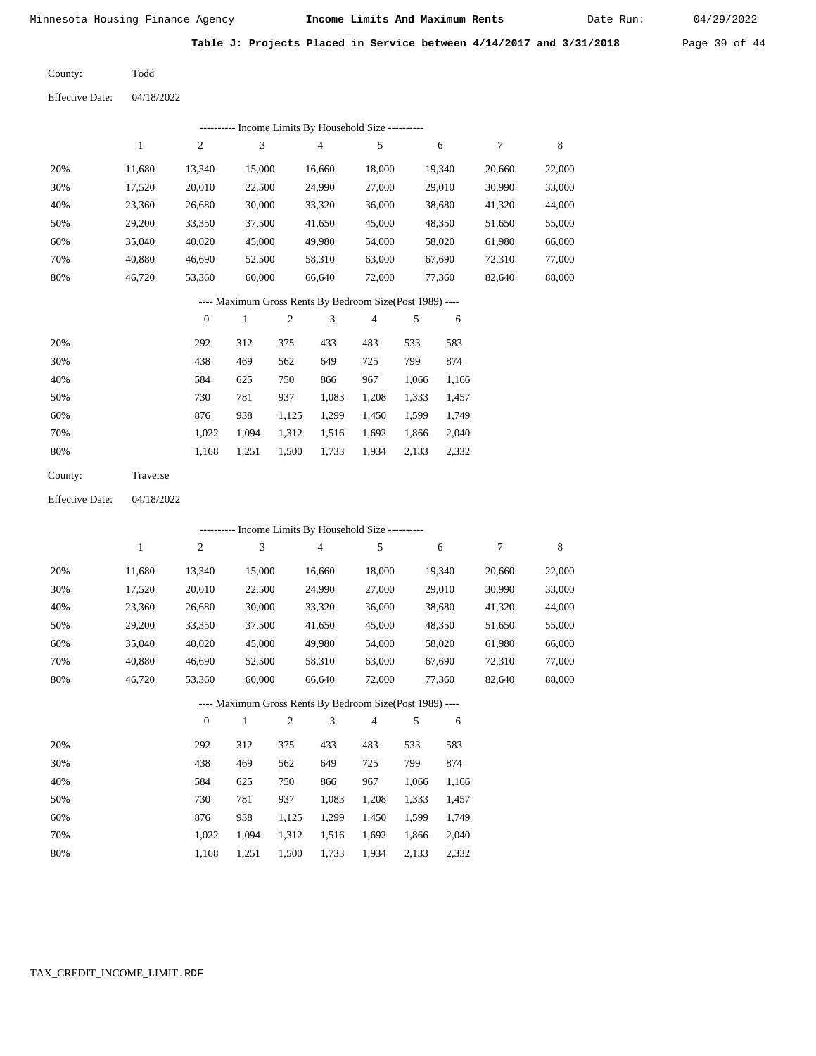Minnesota Housing Finance Agency **Income Limits And Maximum Rents** Date Run: 04/29/2022

**Table J: Projects Placed in Service between 4/14/2017 and 3/31/2018**

County: Todd

Effective Date: 04/18/2022

---------- Income Limits By Household Size ----------

| | 1 | 2 | 3 | 4 | 5 | 6 | 7 | 8 |
|---|---|---|---|---|---|---|---|---|
| 20% | 11,680 | 13,340 | 15,000 | 16,660 | 18,000 | 19,340 | 20,660 | 22,000 |
| 30% | 17,520 | 20,010 | 22,500 | 24,990 | 27,000 | 29,010 | 30,990 | 33,000 |
| 40% | 23,360 | 26,680 | 30,000 | 33,320 | 36,000 | 38,680 | 41,320 | 44,000 |
| 50% | 29,200 | 33,350 | 37,500 | 41,650 | 45,000 | 48,350 | 51,650 | 55,000 |
| 60% | 35,040 | 40,020 | 45,000 | 49,980 | 54,000 | 58,020 | 61,980 | 66,000 |
| 70% | 40,880 | 46,690 | 52,500 | 58,310 | 63,000 | 67,690 | 72,310 | 77,000 |
| 80% | 46,720 | 53,360 | 60,000 | 66,640 | 72,000 | 77,360 | 82,640 | 88,000 |

---- Maximum Gross Rents By Bedroom Size(Post 1989) ----

| | 0 | 1 | 2 | 3 | 4 | 5 | 6 |
|---|---|---|---|---|---|---|---|
| 20% | 292 | 312 | 375 | 433 | 483 | 533 | 583 |
| 30% | 438 | 469 | 562 | 649 | 725 | 799 | 874 |
| 40% | 584 | 625 | 750 | 866 | 967 | 1,066 | 1,166 |
| 50% | 730 | 781 | 937 | 1,083 | 1,208 | 1,333 | 1,457 |
| 60% | 876 | 938 | 1,125 | 1,299 | 1,450 | 1,599 | 1,749 |
| 70% | 1,022 | 1,094 | 1,312 | 1,516 | 1,692 | 1,866 | 2,040 |
| 80% | 1,168 | 1,251 | 1,500 | 1,733 | 1,934 | 2,133 | 2,332 |

County: Traverse

Effective Date: 04/18/2022

---------- Income Limits By Household Size ----------

| | 1 | 2 | 3 | 4 | 5 | 6 | 7 | 8 |
|---|---|---|---|---|---|---|---|---|
| 20% | 11,680 | 13,340 | 15,000 | 16,660 | 18,000 | 19,340 | 20,660 | 22,000 |
| 30% | 17,520 | 20,010 | 22,500 | 24,990 | 27,000 | 29,010 | 30,990 | 33,000 |
| 40% | 23,360 | 26,680 | 30,000 | 33,320 | 36,000 | 38,680 | 41,320 | 44,000 |
| 50% | 29,200 | 33,350 | 37,500 | 41,650 | 45,000 | 48,350 | 51,650 | 55,000 |
| 60% | 35,040 | 40,020 | 45,000 | 49,980 | 54,000 | 58,020 | 61,980 | 66,000 |
| 70% | 40,880 | 46,690 | 52,500 | 58,310 | 63,000 | 67,690 | 72,310 | 77,000 |
| 80% | 46,720 | 53,360 | 60,000 | 66,640 | 72,000 | 77,360 | 82,640 | 88,000 |

---- Maximum Gross Rents By Bedroom Size(Post 1989) ----

| | 0 | 1 | 2 | 3 | 4 | 5 | 6 |
|---|---|---|---|---|---|---|---|
| 20% | 292 | 312 | 375 | 433 | 483 | 533 | 583 |
| 30% | 438 | 469 | 562 | 649 | 725 | 799 | 874 |
| 40% | 584 | 625 | 750 | 866 | 967 | 1,066 | 1,166 |
| 50% | 730 | 781 | 937 | 1,083 | 1,208 | 1,333 | 1,457 |
| 60% | 876 | 938 | 1,125 | 1,299 | 1,450 | 1,599 | 1,749 |
| 70% | 1,022 | 1,094 | 1,312 | 1,516 | 1,692 | 1,866 | 2,040 |
| 80% | 1,168 | 1,251 | 1,500 | 1,733 | 1,934 | 2,133 | 2,332 |

TAX_CREDIT_INCOME_LIMIT.RDF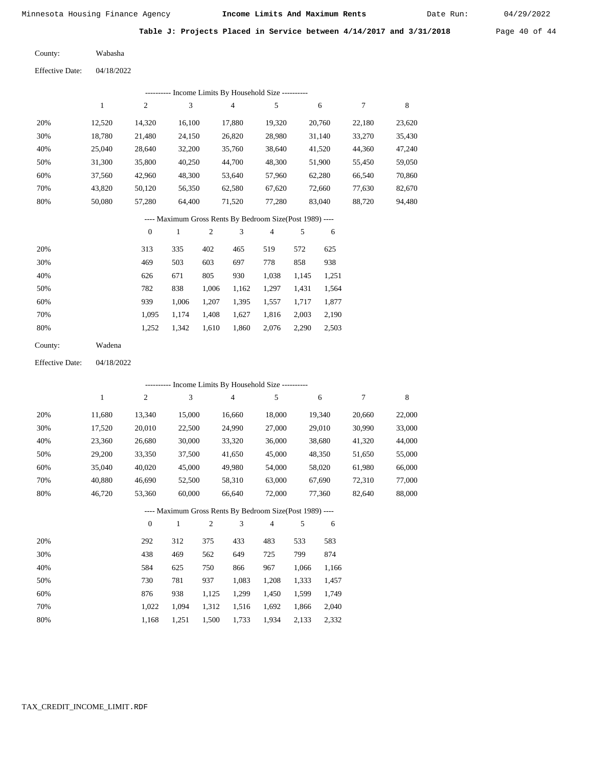Minnesota Housing Finance Agency **Income Limits And Maximum Rents** Date Run: 04/29/2022

**Table J: Projects Placed in Service between 4/14/2017 and 3/31/2018**

County: Wabasha

Effective Date: 04/18/2022

---------- Income Limits By Household Size ----------

| | 1 | 2 | 3 | 4 | 5 | 6 | 7 | 8 |
|---|---|---|---|---|---|---|---|---|
| 20% | 12,520 | 14,320 | 16,100 | 17,880 | 19,320 | 20,760 | 22,180 | 23,620 |
| 30% | 18,780 | 21,480 | 24,150 | 26,820 | 28,980 | 31,140 | 33,270 | 35,430 |
| 40% | 25,040 | 28,640 | 32,200 | 35,760 | 38,640 | 41,520 | 44,360 | 47,240 |
| 50% | 31,300 | 35,800 | 40,250 | 44,700 | 48,300 | 51,900 | 55,450 | 59,050 |
| 60% | 37,560 | 42,960 | 48,300 | 53,640 | 57,960 | 62,280 | 66,540 | 70,860 |
| 70% | 43,820 | 50,120 | 56,350 | 62,580 | 67,620 | 72,660 | 77,630 | 82,670 |
| 80% | 50,080 | 57,280 | 64,400 | 71,520 | 77,280 | 83,040 | 88,720 | 94,480 |

---- Maximum Gross Rents By Bedroom Size(Post 1989) ----

| | 0 | 1 | 2 | 3 | 4 | 5 | 6 |
|---|---|---|---|---|---|---|---|
| 20% | 313 | 335 | 402 | 465 | 519 | 572 | 625 |
| 30% | 469 | 503 | 603 | 697 | 778 | 858 | 938 |
| 40% | 626 | 671 | 805 | 930 | 1,038 | 1,145 | 1,251 |
| 50% | 782 | 838 | 1,006 | 1,162 | 1,297 | 1,431 | 1,564 |
| 60% | 939 | 1,006 | 1,207 | 1,395 | 1,557 | 1,717 | 1,877 |
| 70% | 1,095 | 1,174 | 1,408 | 1,627 | 1,816 | 2,003 | 2,190 |
| 80% | 1,252 | 1,342 | 1,610 | 1,860 | 2,076 | 2,290 | 2,503 |

County: Wadena

Effective Date: 04/18/2022

---------- Income Limits By Household Size ----------

| | 1 | 2 | 3 | 4 | 5 | 6 | 7 | 8 |
|---|---|---|---|---|---|---|---|---|
| 20% | 11,680 | 13,340 | 15,000 | 16,660 | 18,000 | 19,340 | 20,660 | 22,000 |
| 30% | 17,520 | 20,010 | 22,500 | 24,990 | 27,000 | 29,010 | 30,990 | 33,000 |
| 40% | 23,360 | 26,680 | 30,000 | 33,320 | 36,000 | 38,680 | 41,320 | 44,000 |
| 50% | 29,200 | 33,350 | 37,500 | 41,650 | 45,000 | 48,350 | 51,650 | 55,000 |
| 60% | 35,040 | 40,020 | 45,000 | 49,980 | 54,000 | 58,020 | 61,980 | 66,000 |
| 70% | 40,880 | 46,690 | 52,500 | 58,310 | 63,000 | 67,690 | 72,310 | 77,000 |
| 80% | 46,720 | 53,360 | 60,000 | 66,640 | 72,000 | 77,360 | 82,640 | 88,000 |

---- Maximum Gross Rents By Bedroom Size(Post 1989) ----

| | 0 | 1 | 2 | 3 | 4 | 5 | 6 |
|---|---|---|---|---|---|---|---|
| 20% | 292 | 312 | 375 | 433 | 483 | 533 | 583 |
| 30% | 438 | 469 | 562 | 649 | 725 | 799 | 874 |
| 40% | 584 | 625 | 750 | 866 | 967 | 1,066 | 1,166 |
| 50% | 730 | 781 | 937 | 1,083 | 1,208 | 1,333 | 1,457 |
| 60% | 876 | 938 | 1,125 | 1,299 | 1,450 | 1,599 | 1,749 |
| 70% | 1,022 | 1,094 | 1,312 | 1,516 | 1,692 | 1,866 | 2,040 |
| 80% | 1,168 | 1,251 | 1,500 | 1,733 | 1,934 | 2,133 | 2,332 |

TAX_CREDIT_INCOME_LIMIT.RDF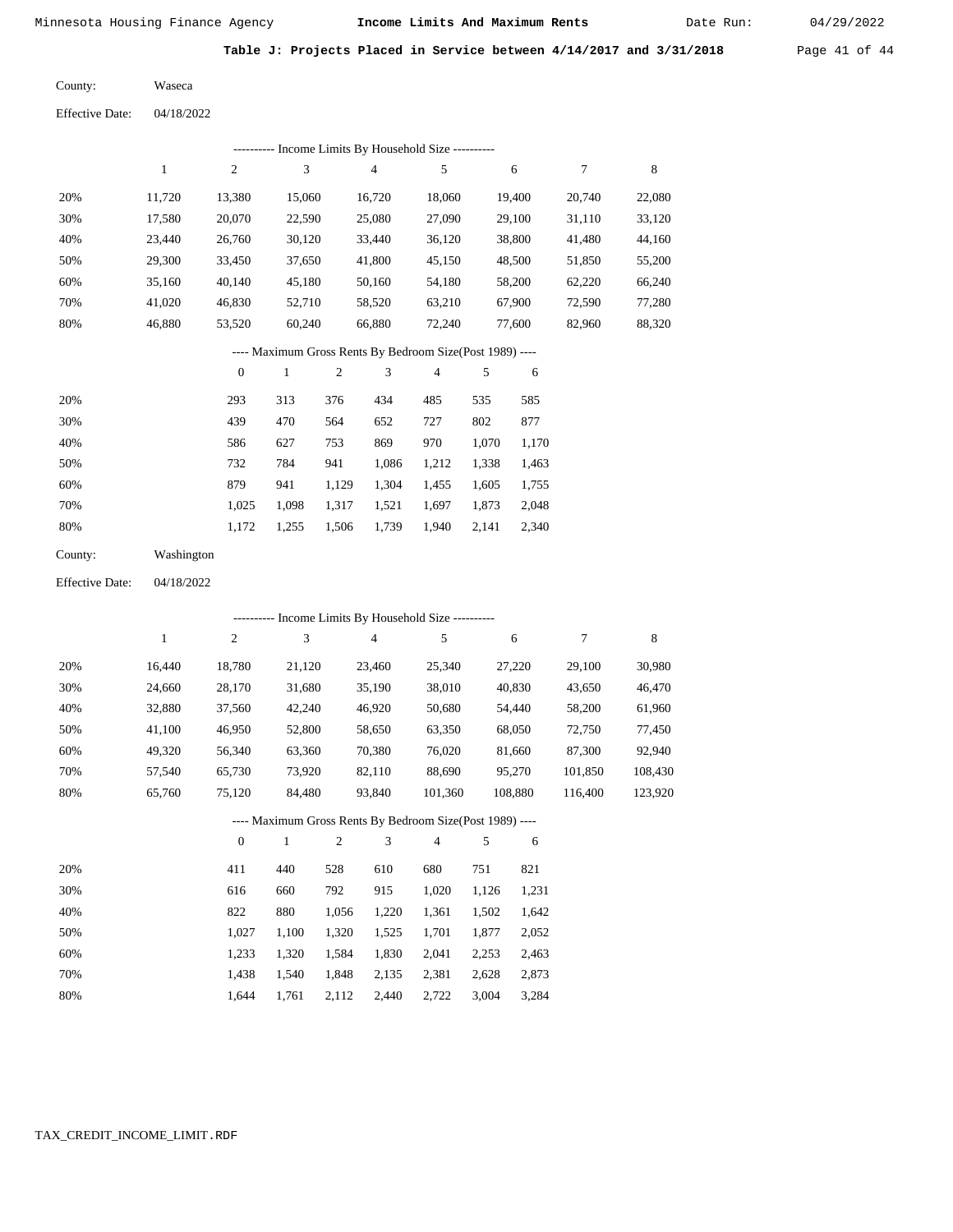**Table J: Projects Placed in Service between 4/14/2017 and 3/31/2018**

County: Waseca

Effective Date: 04/18/2022

---------- Income Limits By Household Size ----------

| | 1 | 2 | 3 | 4 | 5 | 6 | 7 | 8 |
|---|---|---|---|---|---|---|---|---|
| 20% | 11,720 | 13,380 | 15,060 | 16,720 | 18,060 | 19,400 | 20,740 | 22,080 |
| 30% | 17,580 | 20,070 | 22,590 | 25,080 | 27,090 | 29,100 | 31,110 | 33,120 |
| 40% | 23,440 | 26,760 | 30,120 | 33,440 | 36,120 | 38,800 | 41,480 | 44,160 |
| 50% | 29,300 | 33,450 | 37,650 | 41,800 | 45,150 | 48,500 | 51,850 | 55,200 |
| 60% | 35,160 | 40,140 | 45,180 | 50,160 | 54,180 | 58,200 | 62,220 | 66,240 |
| 70% | 41,020 | 46,830 | 52,710 | 58,520 | 63,210 | 67,900 | 72,590 | 77,280 |
| 80% | 46,880 | 53,520 | 60,240 | 66,880 | 72,240 | 77,600 | 82,960 | 88,320 |

---- Maximum Gross Rents By Bedroom Size(Post 1989) ----

| | 0 | 1 | 2 | 3 | 4 | 5 | 6 |
|---|---|---|---|---|---|---|---|
| 20% | 293 | 313 | 376 | 434 | 485 | 535 | 585 |
| 30% | 439 | 470 | 564 | 652 | 727 | 802 | 877 |
| 40% | 586 | 627 | 753 | 869 | 970 | 1,070 | 1,170 |
| 50% | 732 | 784 | 941 | 1,086 | 1,212 | 1,338 | 1,463 |
| 60% | 879 | 941 | 1,129 | 1,304 | 1,455 | 1,605 | 1,755 |
| 70% | 1,025 | 1,098 | 1,317 | 1,521 | 1,697 | 1,873 | 2,048 |
| 80% | 1,172 | 1,255 | 1,506 | 1,739 | 1,940 | 2,141 | 2,340 |

County: Washington

Effective Date: 04/18/2022

---------- Income Limits By Household Size ----------

| | 1 | 2 | 3 | 4 | 5 | 6 | 7 | 8 |
|---|---|---|---|---|---|---|---|---|
| 20% | 16,440 | 18,780 | 21,120 | 23,460 | 25,340 | 27,220 | 29,100 | 30,980 |
| 30% | 24,660 | 28,170 | 31,680 | 35,190 | 38,010 | 40,830 | 43,650 | 46,470 |
| 40% | 32,880 | 37,560 | 42,240 | 46,920 | 50,680 | 54,440 | 58,200 | 61,960 |
| 50% | 41,100 | 46,950 | 52,800 | 58,650 | 63,350 | 68,050 | 72,750 | 77,450 |
| 60% | 49,320 | 56,340 | 63,360 | 70,380 | 76,020 | 81,660 | 87,300 | 92,940 |
| 70% | 57,540 | 65,730 | 73,920 | 82,110 | 88,690 | 95,270 | 101,850 | 108,430 |
| 80% | 65,760 | 75,120 | 84,480 | 93,840 | 101,360 | 108,880 | 116,400 | 123,920 |

---- Maximum Gross Rents By Bedroom Size(Post 1989) ----

| | 0 | 1 | 2 | 3 | 4 | 5 | 6 |
|---|---|---|---|---|---|---|---|
| 20% | 411 | 440 | 528 | 610 | 680 | 751 | 821 |
| 30% | 616 | 660 | 792 | 915 | 1,020 | 1,126 | 1,231 |
| 40% | 822 | 880 | 1,056 | 1,220 | 1,361 | 1,502 | 1,642 |
| 50% | 1,027 | 1,100 | 1,320 | 1,525 | 1,701 | 1,877 | 2,052 |
| 60% | 1,233 | 1,320 | 1,584 | 1,830 | 2,041 | 2,253 | 2,463 |
| 70% | 1,438 | 1,540 | 1,848 | 2,135 | 2,381 | 2,628 | 2,873 |
| 80% | 1,644 | 1,761 | 2,112 | 2,440 | 2,722 | 3,004 | 3,284 |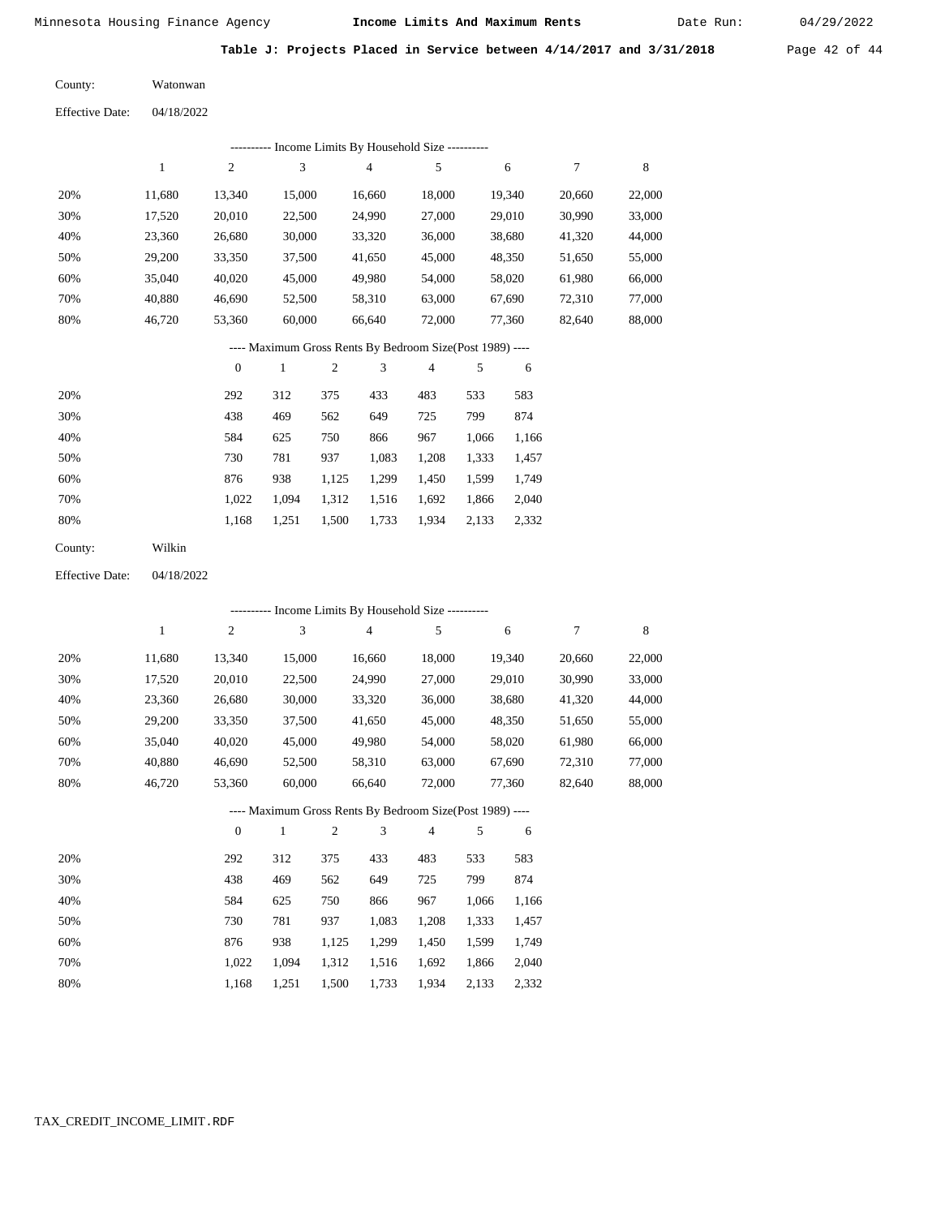Table J: Projects Placed in Service between 4/14/2017 and 3/31/2018

County: Watonwan

Effective Date: 04/18/2022

---------- Income Limits By Household Size ----------

| | 1 | 2 | 3 | 4 | 5 | 6 | 7 | 8 |
|---|---|---|---|---|---|---|---|---|
| 20% | 11,680 | 13,340 | 15,000 | 16,660 | 18,000 | 19,340 | 20,660 | 22,000 |
| 30% | 17,520 | 20,010 | 22,500 | 24,990 | 27,000 | 29,010 | 30,990 | 33,000 |
| 40% | 23,360 | 26,680 | 30,000 | 33,320 | 36,000 | 38,680 | 41,320 | 44,000 |
| 50% | 29,200 | 33,350 | 37,500 | 41,650 | 45,000 | 48,350 | 51,650 | 55,000 |
| 60% | 35,040 | 40,020 | 45,000 | 49,980 | 54,000 | 58,020 | 61,980 | 66,000 |
| 70% | 40,880 | 46,690 | 52,500 | 58,310 | 63,000 | 67,690 | 72,310 | 77,000 |
| 80% | 46,720 | 53,360 | 60,000 | 66,640 | 72,000 | 77,360 | 82,640 | 88,000 |

---- Maximum Gross Rents By Bedroom Size(Post 1989) ----

| | 0 | 1 | 2 | 3 | 4 | 5 | 6 |
|---|---|---|---|---|---|---|---|
| 20% | 292 | 312 | 375 | 433 | 483 | 533 | 583 |
| 30% | 438 | 469 | 562 | 649 | 725 | 799 | 874 |
| 40% | 584 | 625 | 750 | 866 | 967 | 1,066 | 1,166 |
| 50% | 730 | 781 | 937 | 1,083 | 1,208 | 1,333 | 1,457 |
| 60% | 876 | 938 | 1,125 | 1,299 | 1,450 | 1,599 | 1,749 |
| 70% | 1,022 | 1,094 | 1,312 | 1,516 | 1,692 | 1,866 | 2,040 |
| 80% | 1,168 | 1,251 | 1,500 | 1,733 | 1,934 | 2,133 | 2,332 |

County: Wilkin

Effective Date: 04/18/2022

---------- Income Limits By Household Size ----------

| | 1 | 2 | 3 | 4 | 5 | 6 | 7 | 8 |
|---|---|---|---|---|---|---|---|---|
| 20% | 11,680 | 13,340 | 15,000 | 16,660 | 18,000 | 19,340 | 20,660 | 22,000 |
| 30% | 17,520 | 20,010 | 22,500 | 24,990 | 27,000 | 29,010 | 30,990 | 33,000 |
| 40% | 23,360 | 26,680 | 30,000 | 33,320 | 36,000 | 38,680 | 41,320 | 44,000 |
| 50% | 29,200 | 33,350 | 37,500 | 41,650 | 45,000 | 48,350 | 51,650 | 55,000 |
| 60% | 35,040 | 40,020 | 45,000 | 49,980 | 54,000 | 58,020 | 61,980 | 66,000 |
| 70% | 40,880 | 46,690 | 52,500 | 58,310 | 63,000 | 67,690 | 72,310 | 77,000 |
| 80% | 46,720 | 53,360 | 60,000 | 66,640 | 72,000 | 77,360 | 82,640 | 88,000 |

---- Maximum Gross Rents By Bedroom Size(Post 1989) ----

| | 0 | 1 | 2 | 3 | 4 | 5 | 6 |
|---|---|---|---|---|---|---|---|
| 20% | 292 | 312 | 375 | 433 | 483 | 533 | 583 |
| 30% | 438 | 469 | 562 | 649 | 725 | 799 | 874 |
| 40% | 584 | 625 | 750 | 866 | 967 | 1,066 | 1,166 |
| 50% | 730 | 781 | 937 | 1,083 | 1,208 | 1,333 | 1,457 |
| 60% | 876 | 938 | 1,125 | 1,299 | 1,450 | 1,599 | 1,749 |
| 70% | 1,022 | 1,094 | 1,312 | 1,516 | 1,692 | 1,866 | 2,040 |
| 80% | 1,168 | 1,251 | 1,500 | 1,733 | 1,934 | 2,133 | 2,332 |

TAX_CREDIT_INCOME_LIMIT.RDF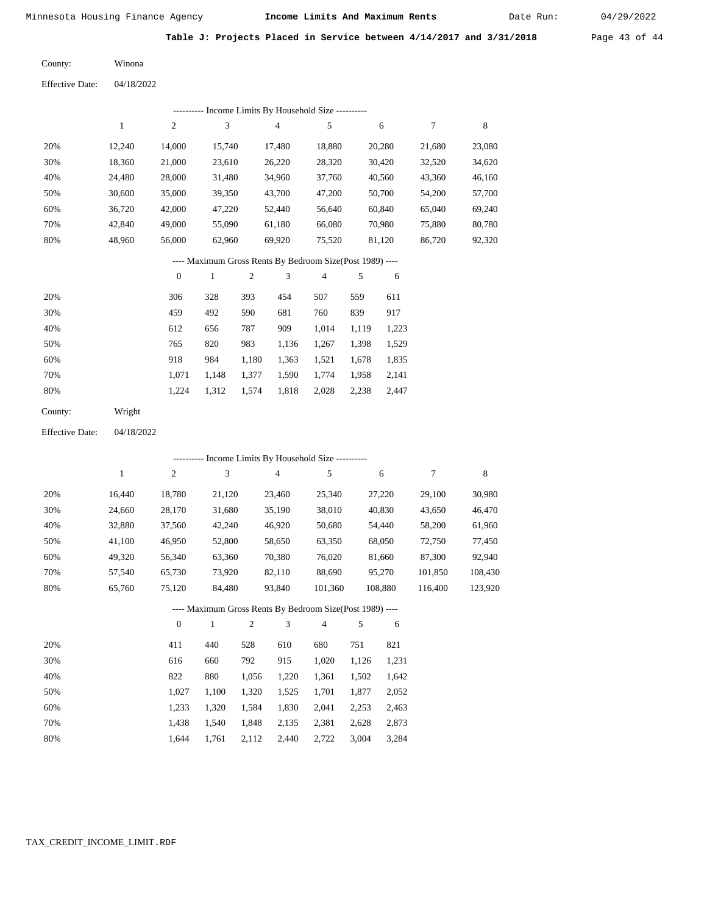Table J: Projects Placed in Service between 4/14/2017 and 3/31/2018

County: Winona

Effective Date: 04/18/2022

---------- Income Limits By Household Size ----------

| | 1 | 2 | 3 | 4 | 5 | 6 | 7 | 8 |
|---|---|---|---|---|---|---|---|---|
| 20% | 12,240 | 14,000 | 15,740 | 17,480 | 18,880 | 20,280 | 21,680 | 23,080 |
| 30% | 18,360 | 21,000 | 23,610 | 26,220 | 28,320 | 30,420 | 32,520 | 34,620 |
| 40% | 24,480 | 28,000 | 31,480 | 34,960 | 37,760 | 40,560 | 43,360 | 46,160 |
| 50% | 30,600 | 35,000 | 39,350 | 43,700 | 47,200 | 50,700 | 54,200 | 57,700 |
| 60% | 36,720 | 42,000 | 47,220 | 52,440 | 56,640 | 60,840 | 65,040 | 69,240 |
| 70% | 42,840 | 49,000 | 55,090 | 61,180 | 66,080 | 70,980 | 75,880 | 80,780 |
| 80% | 48,960 | 56,000 | 62,960 | 69,920 | 75,520 | 81,120 | 86,720 | 92,320 |

---- Maximum Gross Rents By Bedroom Size(Post 1989) ----

| | 0 | 1 | 2 | 3 | 4 | 5 | 6 |
|---|---|---|---|---|---|---|---|
| 20% | 306 | 328 | 393 | 454 | 507 | 559 | 611 |
| 30% | 459 | 492 | 590 | 681 | 760 | 839 | 917 |
| 40% | 612 | 656 | 787 | 909 | 1,014 | 1,119 | 1,223 |
| 50% | 765 | 820 | 983 | 1,136 | 1,267 | 1,398 | 1,529 |
| 60% | 918 | 984 | 1,180 | 1,363 | 1,521 | 1,678 | 1,835 |
| 70% | 1,071 | 1,148 | 1,377 | 1,590 | 1,774 | 1,958 | 2,141 |
| 80% | 1,224 | 1,312 | 1,574 | 1,818 | 2,028 | 2,238 | 2,447 |

County: Wright

Effective Date: 04/18/2022

---------- Income Limits By Household Size ----------

| | 1 | 2 | 3 | 4 | 5 | 6 | 7 | 8 |
|---|---|---|---|---|---|---|---|---|
| 20% | 16,440 | 18,780 | 21,120 | 23,460 | 25,340 | 27,220 | 29,100 | 30,980 |
| 30% | 24,660 | 28,170 | 31,680 | 35,190 | 38,010 | 40,830 | 43,650 | 46,470 |
| 40% | 32,880 | 37,560 | 42,240 | 46,920 | 50,680 | 54,440 | 58,200 | 61,960 |
| 50% | 41,100 | 46,950 | 52,800 | 58,650 | 63,350 | 68,050 | 72,750 | 77,450 |
| 60% | 49,320 | 56,340 | 63,360 | 70,380 | 76,020 | 81,660 | 87,300 | 92,940 |
| 70% | 57,540 | 65,730 | 73,920 | 82,110 | 88,690 | 95,270 | 101,850 | 108,430 |
| 80% | 65,760 | 75,120 | 84,480 | 93,840 | 101,360 | 108,880 | 116,400 | 123,920 |

---- Maximum Gross Rents By Bedroom Size(Post 1989) ----

| | 0 | 1 | 2 | 3 | 4 | 5 | 6 |
|---|---|---|---|---|---|---|---|
| 20% | 411 | 440 | 528 | 610 | 680 | 751 | 821 |
| 30% | 616 | 660 | 792 | 915 | 1,020 | 1,126 | 1,231 |
| 40% | 822 | 880 | 1,056 | 1,220 | 1,361 | 1,502 | 1,642 |
| 50% | 1,027 | 1,100 | 1,320 | 1,525 | 1,701 | 1,877 | 2,052 |
| 60% | 1,233 | 1,320 | 1,584 | 1,830 | 2,041 | 2,253 | 2,463 |
| 70% | 1,438 | 1,540 | 1,848 | 2,135 | 2,381 | 2,628 | 2,873 |
| 80% | 1,644 | 1,761 | 2,112 | 2,440 | 2,722 | 3,004 | 3,284 |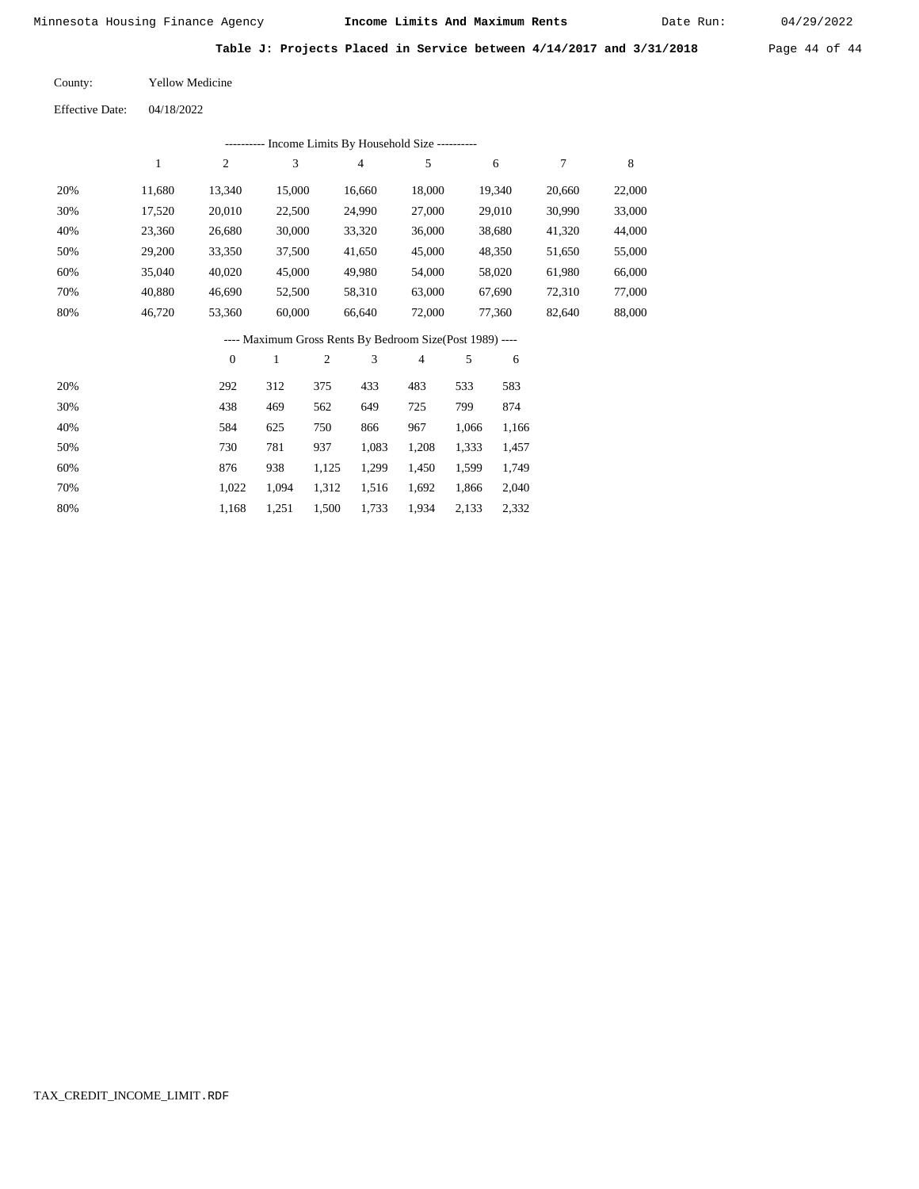**Table J: Projects Placed in Service between 4/14/2017 and 3/31/2018**

County: Yellow Medicine

Effective Date: 04/18/2022

---------- Income Limits By Household Size ----------

| | 1 | 2 | 3 | 4 | 5 | 6 | 7 | 8 |
|---|---|---|---|---|---|---|---|---|
| 20% | 11,680 | 13,340 | 15,000 | 16,660 | 18,000 | 19,340 | 20,660 | 22,000 |
| 30% | 17,520 | 20,010 | 22,500 | 24,990 | 27,000 | 29,010 | 30,990 | 33,000 |
| 40% | 23,360 | 26,680 | 30,000 | 33,320 | 36,000 | 38,680 | 41,320 | 44,000 |
| 50% | 29,200 | 33,350 | 37,500 | 41,650 | 45,000 | 48,350 | 51,650 | 55,000 |
| 60% | 35,040 | 40,020 | 45,000 | 49,980 | 54,000 | 58,020 | 61,980 | 66,000 |
| 70% | 40,880 | 46,690 | 52,500 | 58,310 | 63,000 | 67,690 | 72,310 | 77,000 |
| 80% | 46,720 | 53,360 | 60,000 | 66,640 | 72,000 | 77,360 | 82,640 | 88,000 |

---- Maximum Gross Rents By Bedroom Size(Post 1989) ----

| | 0 | 1 | 2 | 3 | 4 | 5 | 6 |
|---|---|---|---|---|---|---|---|
| 20% | 292 | 312 | 375 | 433 | 483 | 533 | 583 |
| 30% | 438 | 469 | 562 | 649 | 725 | 799 | 874 |
| 40% | 584 | 625 | 750 | 866 | 967 | 1,066 | 1,166 |
| 50% | 730 | 781 | 937 | 1,083 | 1,208 | 1,333 | 1,457 |
| 60% | 876 | 938 | 1,125 | 1,299 | 1,450 | 1,599 | 1,749 |
| 70% | 1,022 | 1,094 | 1,312 | 1,516 | 1,692 | 1,866 | 2,040 |
| 80% | 1,168 | 1,251 | 1,500 | 1,733 | 1,934 | 2,133 | 2,332 |